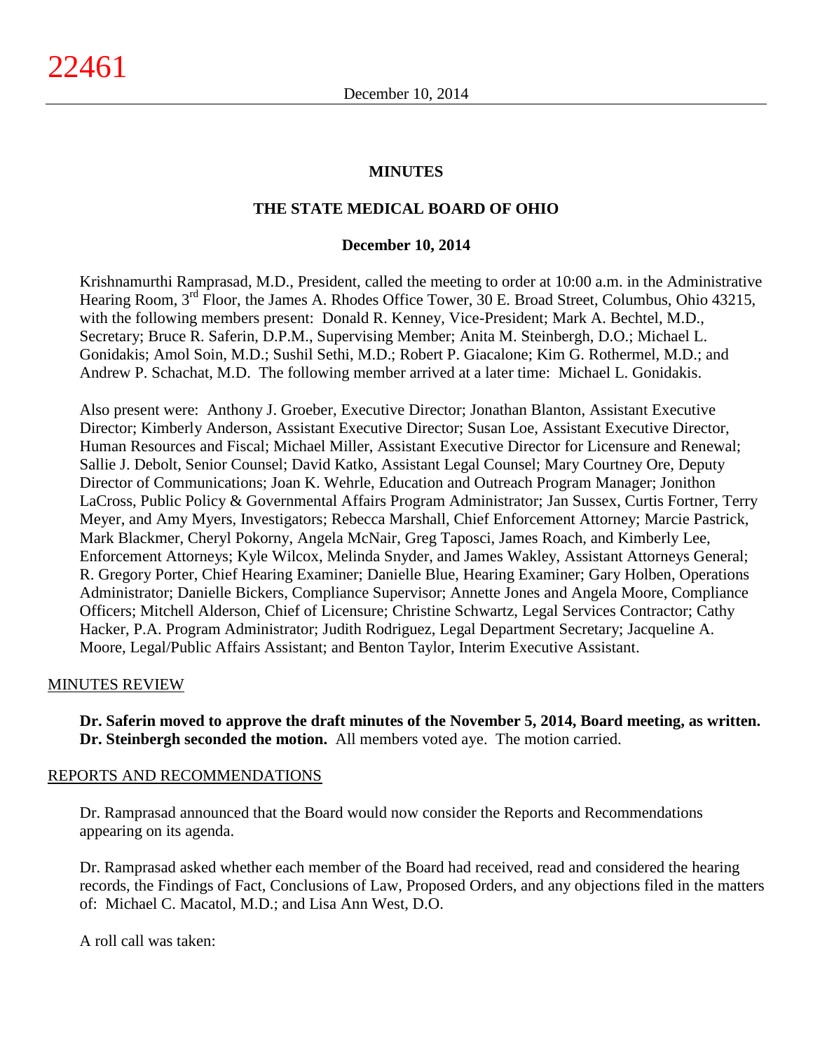## MINUTES

## THE STATE MEDICAL BOARD OF OHIO

### December 10, 2014

Krishnamurthi Ramprasad, M.D., President, called the meeting to order at 10:00 a.m. in the Administrative Hearing Room, 3rd Floor, the James A. Rhodes Office Tower, 30 E. Broad Street, Columbus, Ohio 43215, with the following members present: Donald R. Kenney, Vice-President; Mark A. Bechtel, M.D., Secretary; Bruce R. Saferin, D.P.M., Supervising Member; Anita M. Steinbergh, D.O.; Michael L. Gonidakis; Amol Soin, M.D.; Sushil Sethi, M.D.; Robert P. Giacalone; Kim G. Rothermel, M.D.; and Andrew P. Schachat, M.D. The following member arrived at a later time: Michael L. Gonidakis.

Also present were: Anthony J. Groeber, Executive Director; Jonathan Blanton, Assistant Executive Director; Kimberly Anderson, Assistant Executive Director; Susan Loe, Assistant Executive Director, Human Resources and Fiscal; Michael Miller, Assistant Executive Director for Licensure and Renewal; Sallie J. Debolt, Senior Counsel; David Katko, Assistant Legal Counsel; Mary Courtney Ore, Deputy Director of Communications; Joan K. Wehrle, Education and Outreach Program Manager; Jonithon LaCross, Public Policy & Governmental Affairs Program Administrator; Jan Sussex, Curtis Fortner, Terry Meyer, and Amy Myers, Investigators; Rebecca Marshall, Chief Enforcement Attorney; Marcie Pastrick, Mark Blackmer, Cheryl Pokorny, Angela McNair, Greg Taposci, James Roach, and Kimberly Lee, Enforcement Attorneys; Kyle Wilcox, Melinda Snyder, and James Wakley, Assistant Attorneys General; R. Gregory Porter, Chief Hearing Examiner; Danielle Blue, Hearing Examiner; Gary Holben, Operations Administrator; Danielle Bickers, Compliance Supervisor; Annette Jones and Angela Moore, Compliance Officers; Mitchell Alderson, Chief of Licensure; Christine Schwartz, Legal Services Contractor; Cathy Hacker, P.A. Program Administrator; Judith Rodriguez, Legal Department Secretary; Jacqueline A. Moore, Legal/Public Affairs Assistant; and Benton Taylor, Interim Executive Assistant.

MINUTES REVIEW

**Dr. Saferin moved to approve the draft minutes of the November 5, 2014, Board meeting, as written. Dr. Steinbergh seconded the motion.** All members voted aye. The motion carried.

REPORTS AND RECOMMENDATIONS

Dr. Ramprasad announced that the Board would now consider the Reports and Recommendations appearing on its agenda.

Dr. Ramprasad asked whether each member of the Board had received, read and considered the hearing records, the Findings of Fact, Conclusions of Law, Proposed Orders, and any objections filed in the matters of: Michael C. Macatol, M.D.; and Lisa Ann West, D.O.

A roll call was taken: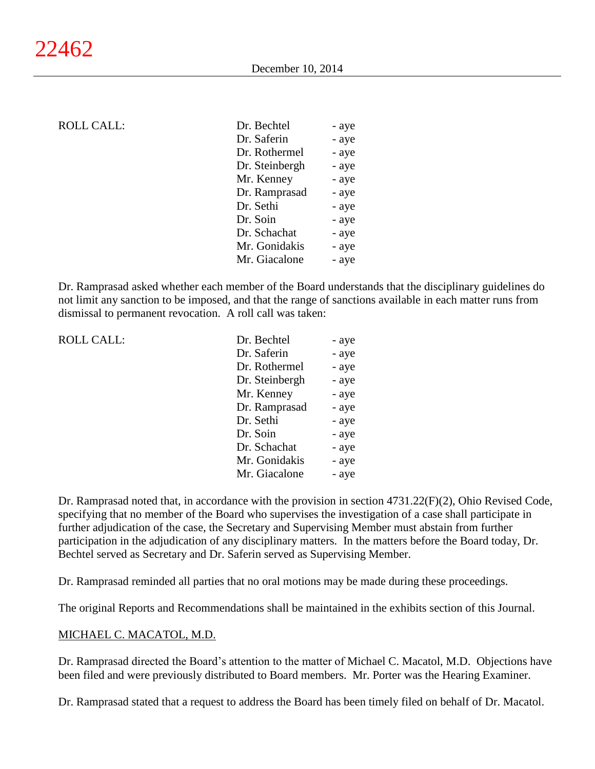ROLL CALL:

| | |
|---|---|
| Dr. Bechtel | - aye |
| Dr. Saferin | - aye |
| Dr. Rothermel | - aye |
| Dr. Steinbergh | - aye |
| Mr. Kenney | - aye |
| Dr. Ramprasad | - aye |
| Dr. Sethi | - aye |
| Dr. Soin | - aye |
| Dr. Schachat | - aye |
| Mr. Gonidakis | - aye |
| Mr. Giacalone | - aye |

Dr. Ramprasad asked whether each member of the Board understands that the disciplinary guidelines do not limit any sanction to be imposed, and that the range of sanctions available in each matter runs from dismissal to permanent revocation. A roll call was taken:

ROLL CALL:

| | |
|---|---|
| Dr. Bechtel | - aye |
| Dr. Saferin | - aye |
| Dr. Rothermel | - aye |
| Dr. Steinbergh | - aye |
| Mr. Kenney | - aye |
| Dr. Ramprasad | - aye |
| Dr. Sethi | - aye |
| Dr. Soin | - aye |
| Dr. Schachat | - aye |
| Mr. Gonidakis | - aye |
| Mr. Giacalone | - aye |

Dr. Ramprasad noted that, in accordance with the provision in section 4731.22(F)(2), Ohio Revised Code, specifying that no member of the Board who supervises the investigation of a case shall participate in further adjudication of the case, the Secretary and Supervising Member must abstain from further participation in the adjudication of any disciplinary matters. In the matters before the Board today, Dr. Bechtel served as Secretary and Dr. Saferin served as Supervising Member.

Dr. Ramprasad reminded all parties that no oral motions may be made during these proceedings.

The original Reports and Recommendations shall be maintained in the exhibits section of this Journal.

MICHAEL C. MACATOL, M.D.

Dr. Ramprasad directed the Board's attention to the matter of Michael C. Macatol, M.D. Objections have been filed and were previously distributed to Board members. Mr. Porter was the Hearing Examiner.

Dr. Ramprasad stated that a request to address the Board has been timely filed on behalf of Dr. Macatol.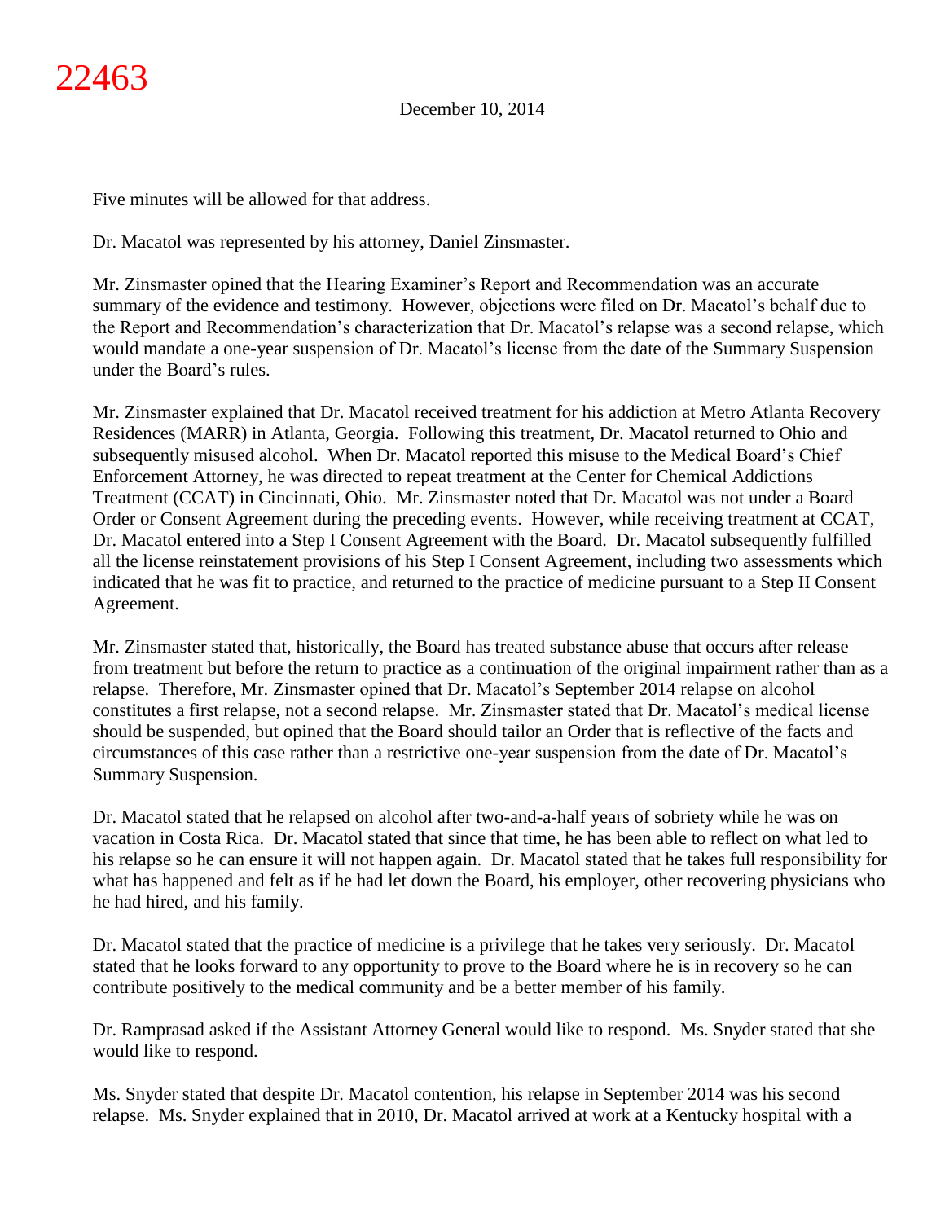Five minutes will be allowed for that address.

Dr. Macatol was represented by his attorney, Daniel Zinsmaster.

Mr. Zinsmaster opined that the Hearing Examiner's Report and Recommendation was an accurate summary of the evidence and testimony. However, objections were filed on Dr. Macatol's behalf due to the Report and Recommendation's characterization that Dr. Macatol's relapse was a second relapse, which would mandate a one-year suspension of Dr. Macatol's license from the date of the Summary Suspension under the Board's rules.

Mr. Zinsmaster explained that Dr. Macatol received treatment for his addiction at Metro Atlanta Recovery Residences (MARR) in Atlanta, Georgia. Following this treatment, Dr. Macatol returned to Ohio and subsequently misused alcohol. When Dr. Macatol reported this misuse to the Medical Board's Chief Enforcement Attorney, he was directed to repeat treatment at the Center for Chemical Addictions Treatment (CCAT) in Cincinnati, Ohio. Mr. Zinsmaster noted that Dr. Macatol was not under a Board Order or Consent Agreement during the preceding events. However, while receiving treatment at CCAT, Dr. Macatol entered into a Step I Consent Agreement with the Board. Dr. Macatol subsequently fulfilled all the license reinstatement provisions of his Step I Consent Agreement, including two assessments which indicated that he was fit to practice, and returned to the practice of medicine pursuant to a Step II Consent Agreement.

Mr. Zinsmaster stated that, historically, the Board has treated substance abuse that occurs after release from treatment but before the return to practice as a continuation of the original impairment rather than as a relapse. Therefore, Mr. Zinsmaster opined that Dr. Macatol's September 2014 relapse on alcohol constitutes a first relapse, not a second relapse. Mr. Zinsmaster stated that Dr. Macatol's medical license should be suspended, but opined that the Board should tailor an Order that is reflective of the facts and circumstances of this case rather than a restrictive one-year suspension from the date of Dr. Macatol's Summary Suspension.

Dr. Macatol stated that he relapsed on alcohol after two-and-a-half years of sobriety while he was on vacation in Costa Rica. Dr. Macatol stated that since that time, he has been able to reflect on what led to his relapse so he can ensure it will not happen again. Dr. Macatol stated that he takes full responsibility for what has happened and felt as if he had let down the Board, his employer, other recovering physicians who he had hired, and his family.

Dr. Macatol stated that the practice of medicine is a privilege that he takes very seriously. Dr. Macatol stated that he looks forward to any opportunity to prove to the Board where he is in recovery so he can contribute positively to the medical community and be a better member of his family.

Dr. Ramprasad asked if the Assistant Attorney General would like to respond. Ms. Snyder stated that she would like to respond.

Ms. Snyder stated that despite Dr. Macatol contention, his relapse in September 2014 was his second relapse. Ms. Snyder explained that in 2010, Dr. Macatol arrived at work at a Kentucky hospital with a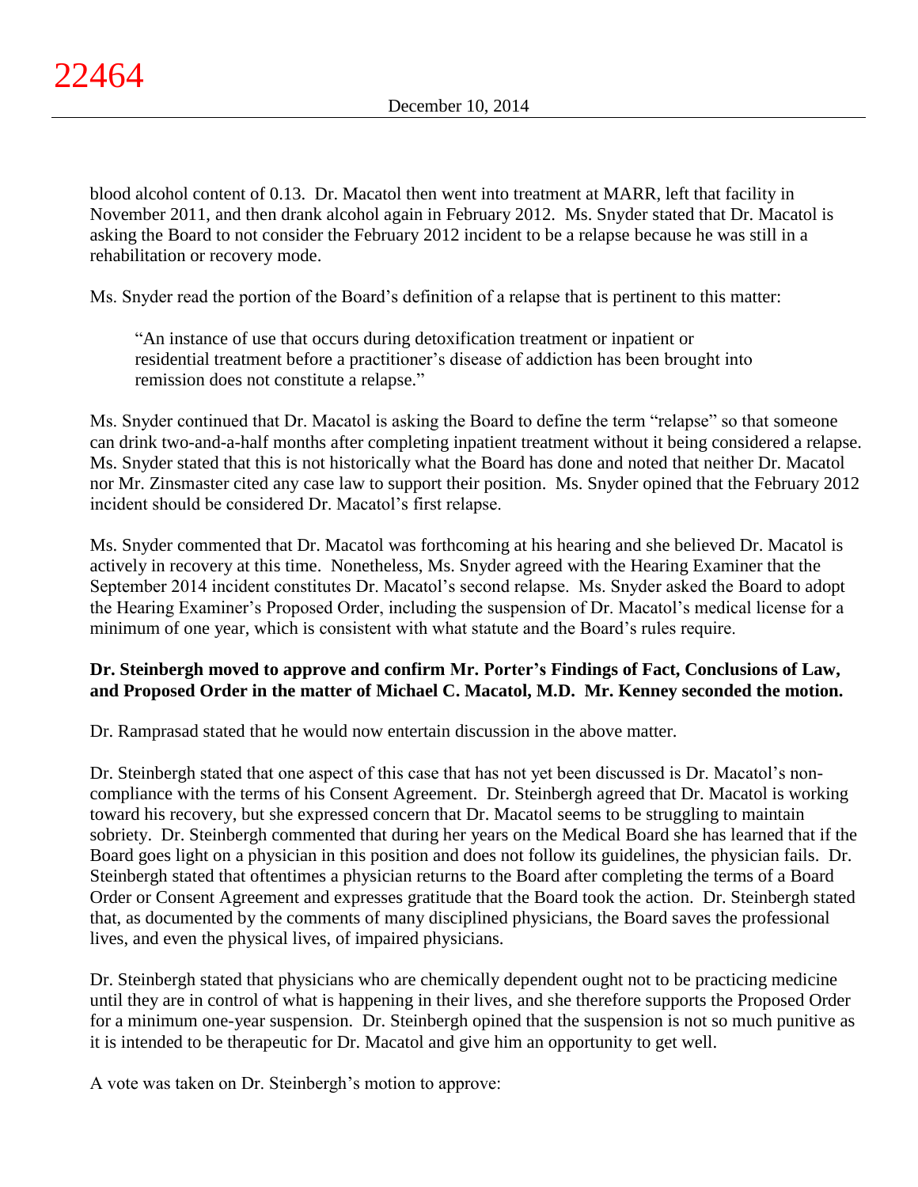blood alcohol content of 0.13. Dr. Macatol then went into treatment at MARR, left that facility in November 2011, and then drank alcohol again in February 2012. Ms. Snyder stated that Dr. Macatol is asking the Board to not consider the February 2012 incident to be a relapse because he was still in a rehabilitation or recovery mode.

Ms. Snyder read the portion of the Board's definition of a relapse that is pertinent to this matter:

> "An instance of use that occurs during detoxification treatment or inpatient or residential treatment before a practitioner's disease of addiction has been brought into remission does not constitute a relapse."

Ms. Snyder continued that Dr. Macatol is asking the Board to define the term "relapse" so that someone can drink two-and-a-half months after completing inpatient treatment without it being considered a relapse. Ms. Snyder stated that this is not historically what the Board has done and noted that neither Dr. Macatol nor Mr. Zinsmaster cited any case law to support their position. Ms. Snyder opined that the February 2012 incident should be considered Dr. Macatol's first relapse.

Ms. Snyder commented that Dr. Macatol was forthcoming at his hearing and she believed Dr. Macatol is actively in recovery at this time. Nonetheless, Ms. Snyder agreed with the Hearing Examiner that the September 2014 incident constitutes Dr. Macatol's second relapse. Ms. Snyder asked the Board to adopt the Hearing Examiner's Proposed Order, including the suspension of Dr. Macatol's medical license for a minimum of one year, which is consistent with what statute and the Board's rules require.

**Dr. Steinbergh moved to approve and confirm Mr. Porter's Findings of Fact, Conclusions of Law, and Proposed Order in the matter of Michael C. Macatol, M.D. Mr. Kenney seconded the motion.**

Dr. Ramprasad stated that he would now entertain discussion in the above matter.

Dr. Steinbergh stated that one aspect of this case that has not yet been discussed is Dr. Macatol's non-compliance with the terms of his Consent Agreement. Dr. Steinbergh agreed that Dr. Macatol is working toward his recovery, but she expressed concern that Dr. Macatol seems to be struggling to maintain sobriety. Dr. Steinbergh commented that during her years on the Medical Board she has learned that if the Board goes light on a physician in this position and does not follow its guidelines, the physician fails. Dr. Steinbergh stated that oftentimes a physician returns to the Board after completing the terms of a Board Order or Consent Agreement and expresses gratitude that the Board took the action. Dr. Steinbergh stated that, as documented by the comments of many disciplined physicians, the Board saves the professional lives, and even the physical lives, of impaired physicians.

Dr. Steinbergh stated that physicians who are chemically dependent ought not to be practicing medicine until they are in control of what is happening in their lives, and she therefore supports the Proposed Order for a minimum one-year suspension. Dr. Steinbergh opined that the suspension is not so much punitive as it is intended to be therapeutic for Dr. Macatol and give him an opportunity to get well.

A vote was taken on Dr. Steinbergh's motion to approve: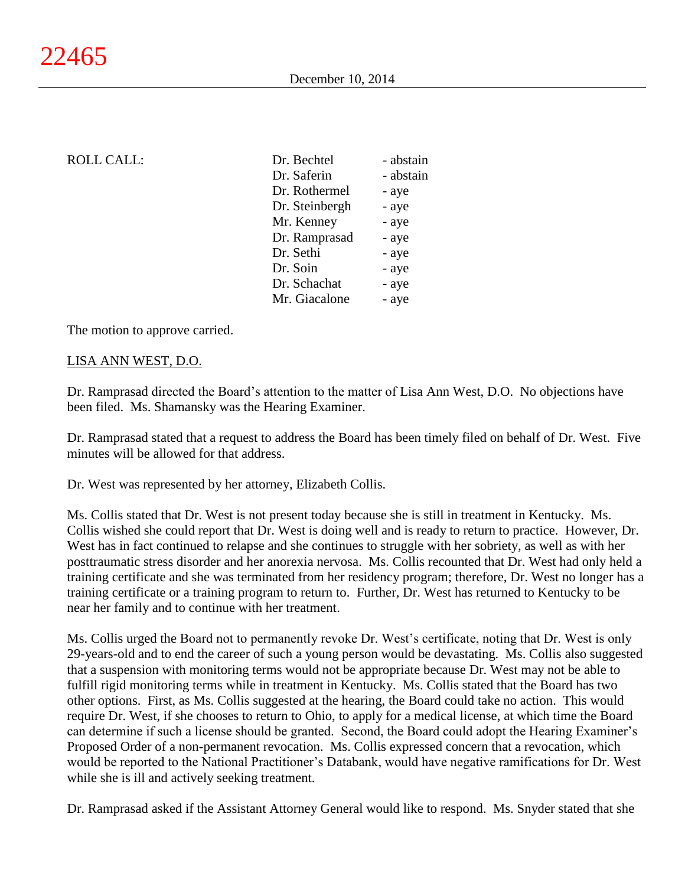ROLL CALL:

| | |
|---|---|
| Dr. Bechtel | - abstain |
| Dr. Saferin | - abstain |
| Dr. Rothermel | - aye |
| Dr. Steinbergh | - aye |
| Mr. Kenney | - aye |
| Dr. Ramprasad | - aye |
| Dr. Sethi | - aye |
| Dr. Soin | - aye |
| Dr. Schachat | - aye |
| Mr. Giacalone | - aye |

The motion to approve carried.

LISA ANN WEST, D.O.

Dr. Ramprasad directed the Board's attention to the matter of Lisa Ann West, D.O. No objections have been filed. Ms. Shamansky was the Hearing Examiner.

Dr. Ramprasad stated that a request to address the Board has been timely filed on behalf of Dr. West. Five minutes will be allowed for that address.

Dr. West was represented by her attorney, Elizabeth Collis.

Ms. Collis stated that Dr. West is not present today because she is still in treatment in Kentucky. Ms. Collis wished she could report that Dr. West is doing well and is ready to return to practice. However, Dr. West has in fact continued to relapse and she continues to struggle with her sobriety, as well as with her posttraumatic stress disorder and her anorexia nervosa. Ms. Collis recounted that Dr. West had only held a training certificate and she was terminated from her residency program; therefore, Dr. West no longer has a training certificate or a training program to return to. Further, Dr. West has returned to Kentucky to be near her family and to continue with her treatment.

Ms. Collis urged the Board not to permanently revoke Dr. West's certificate, noting that Dr. West is only 29-years-old and to end the career of such a young person would be devastating. Ms. Collis also suggested that a suspension with monitoring terms would not be appropriate because Dr. West may not be able to fulfill rigid monitoring terms while in treatment in Kentucky. Ms. Collis stated that the Board has two other options. First, as Ms. Collis suggested at the hearing, the Board could take no action. This would require Dr. West, if she chooses to return to Ohio, to apply for a medical license, at which time the Board can determine if such a license should be granted. Second, the Board could adopt the Hearing Examiner's Proposed Order of a non-permanent revocation. Ms. Collis expressed concern that a revocation, which would be reported to the National Practitioner's Databank, would have negative ramifications for Dr. West while she is ill and actively seeking treatment.

Dr. Ramprasad asked if the Assistant Attorney General would like to respond. Ms. Snyder stated that she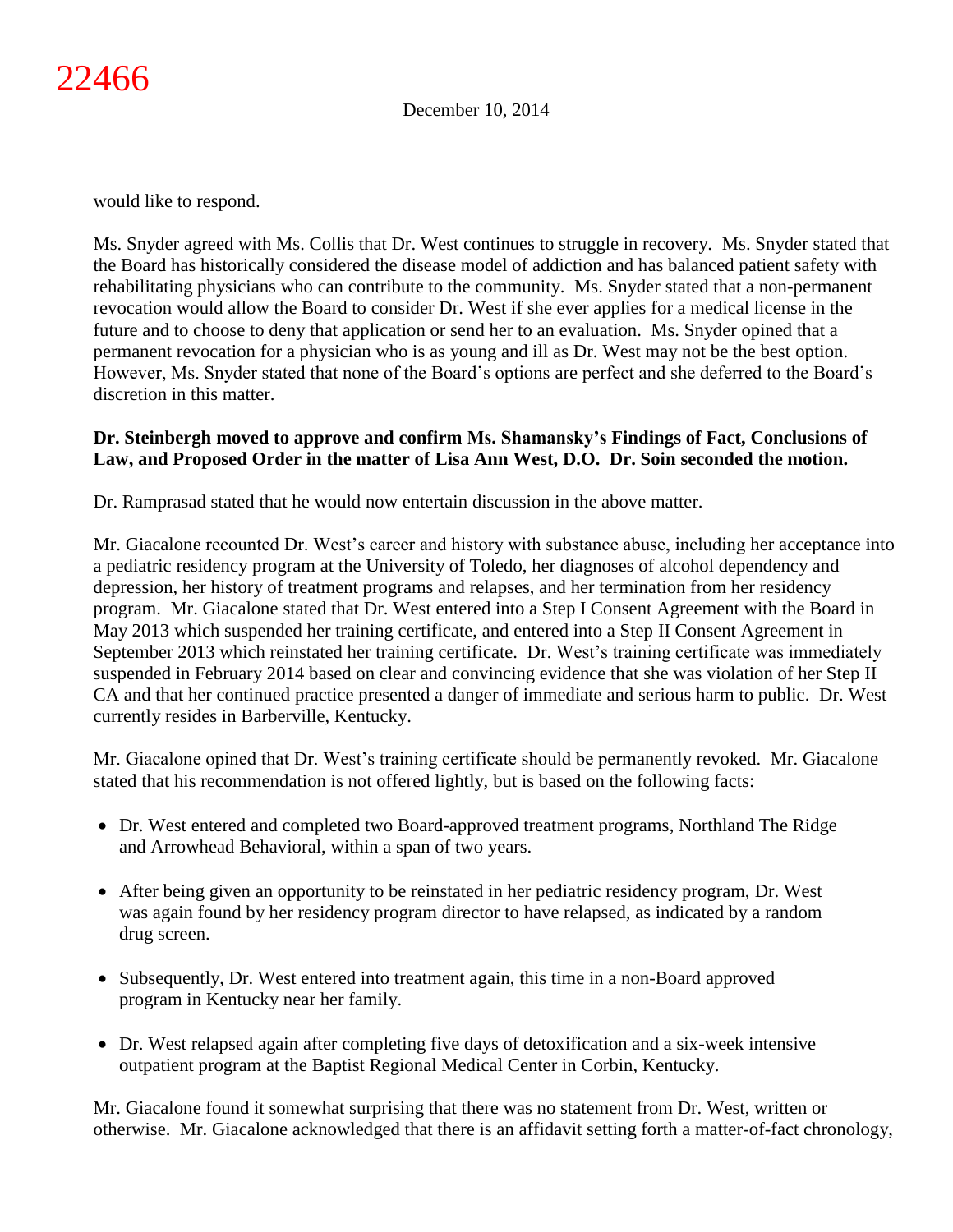would like to respond.

Ms. Snyder agreed with Ms. Collis that Dr. West continues to struggle in recovery. Ms. Snyder stated that the Board has historically considered the disease model of addiction and has balanced patient safety with rehabilitating physicians who can contribute to the community. Ms. Snyder stated that a non-permanent revocation would allow the Board to consider Dr. West if she ever applies for a medical license in the future and to choose to deny that application or send her to an evaluation. Ms. Snyder opined that a permanent revocation for a physician who is as young and ill as Dr. West may not be the best option. However, Ms. Snyder stated that none of the Board's options are perfect and she deferred to the Board's discretion in this matter.

**Dr. Steinbergh moved to approve and confirm Ms. Shamansky's Findings of Fact, Conclusions of Law, and Proposed Order in the matter of Lisa Ann West, D.O. Dr. Soin seconded the motion.**

Dr. Ramprasad stated that he would now entertain discussion in the above matter.

Mr. Giacalone recounted Dr. West's career and history with substance abuse, including her acceptance into a pediatric residency program at the University of Toledo, her diagnoses of alcohol dependency and depression, her history of treatment programs and relapses, and her termination from her residency program. Mr. Giacalone stated that Dr. West entered into a Step I Consent Agreement with the Board in May 2013 which suspended her training certificate, and entered into a Step II Consent Agreement in September 2013 which reinstated her training certificate. Dr. West's training certificate was immediately suspended in February 2014 based on clear and convincing evidence that she was violation of her Step II CA and that her continued practice presented a danger of immediate and serious harm to public. Dr. West currently resides in Barberville, Kentucky.

Mr. Giacalone opined that Dr. West's training certificate should be permanently revoked. Mr. Giacalone stated that his recommendation is not offered lightly, but is based on the following facts:

- Dr. West entered and completed two Board-approved treatment programs, Northland The Ridge and Arrowhead Behavioral, within a span of two years.
- After being given an opportunity to be reinstated in her pediatric residency program, Dr. West was again found by her residency program director to have relapsed, as indicated by a random drug screen.
- Subsequently, Dr. West entered into treatment again, this time in a non-Board approved program in Kentucky near her family.
- Dr. West relapsed again after completing five days of detoxification and a six-week intensive outpatient program at the Baptist Regional Medical Center in Corbin, Kentucky.

Mr. Giacalone found it somewhat surprising that there was no statement from Dr. West, written or otherwise. Mr. Giacalone acknowledged that there is an affidavit setting forth a matter-of-fact chronology,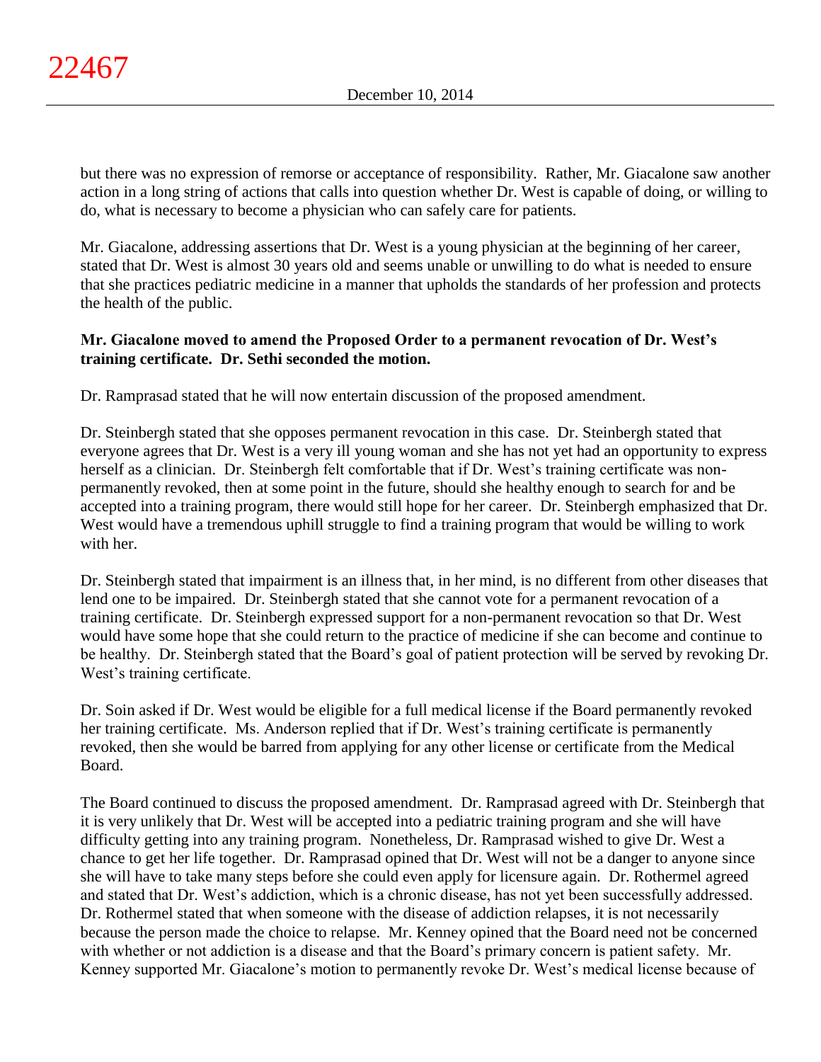but there was no expression of remorse or acceptance of responsibility. Rather, Mr. Giacalone saw another action in a long string of actions that calls into question whether Dr. West is capable of doing, or willing to do, what is necessary to become a physician who can safely care for patients.

Mr. Giacalone, addressing assertions that Dr. West is a young physician at the beginning of her career, stated that Dr. West is almost 30 years old and seems unable or unwilling to do what is needed to ensure that she practices pediatric medicine in a manner that upholds the standards of her profession and protects the health of the public.

**Mr. Giacalone moved to amend the Proposed Order to a permanent revocation of Dr. West's training certificate. Dr. Sethi seconded the motion.**

Dr. Ramprasad stated that he will now entertain discussion of the proposed amendment.

Dr. Steinbergh stated that she opposes permanent revocation in this case. Dr. Steinbergh stated that everyone agrees that Dr. West is a very ill young woman and she has not yet had an opportunity to express herself as a clinician. Dr. Steinbergh felt comfortable that if Dr. West's training certificate was non-permanently revoked, then at some point in the future, should she healthy enough to search for and be accepted into a training program, there would still hope for her career. Dr. Steinbergh emphasized that Dr. West would have a tremendous uphill struggle to find a training program that would be willing to work with her.

Dr. Steinbergh stated that impairment is an illness that, in her mind, is no different from other diseases that lend one to be impaired. Dr. Steinbergh stated that she cannot vote for a permanent revocation of a training certificate. Dr. Steinbergh expressed support for a non-permanent revocation so that Dr. West would have some hope that she could return to the practice of medicine if she can become and continue to be healthy. Dr. Steinbergh stated that the Board's goal of patient protection will be served by revoking Dr. West's training certificate.

Dr. Soin asked if Dr. West would be eligible for a full medical license if the Board permanently revoked her training certificate. Ms. Anderson replied that if Dr. West's training certificate is permanently revoked, then she would be barred from applying for any other license or certificate from the Medical Board.

The Board continued to discuss the proposed amendment. Dr. Ramprasad agreed with Dr. Steinbergh that it is very unlikely that Dr. West will be accepted into a pediatric training program and she will have difficulty getting into any training program. Nonetheless, Dr. Ramprasad wished to give Dr. West a chance to get her life together. Dr. Ramprasad opined that Dr. West will not be a danger to anyone since she will have to take many steps before she could even apply for licensure again. Dr. Rothermel agreed and stated that Dr. West's addiction, which is a chronic disease, has not yet been successfully addressed. Dr. Rothermel stated that when someone with the disease of addiction relapses, it is not necessarily because the person made the choice to relapse. Mr. Kenney opined that the Board need not be concerned with whether or not addiction is a disease and that the Board's primary concern is patient safety. Mr. Kenney supported Mr. Giacalone's motion to permanently revoke Dr. West's medical license because of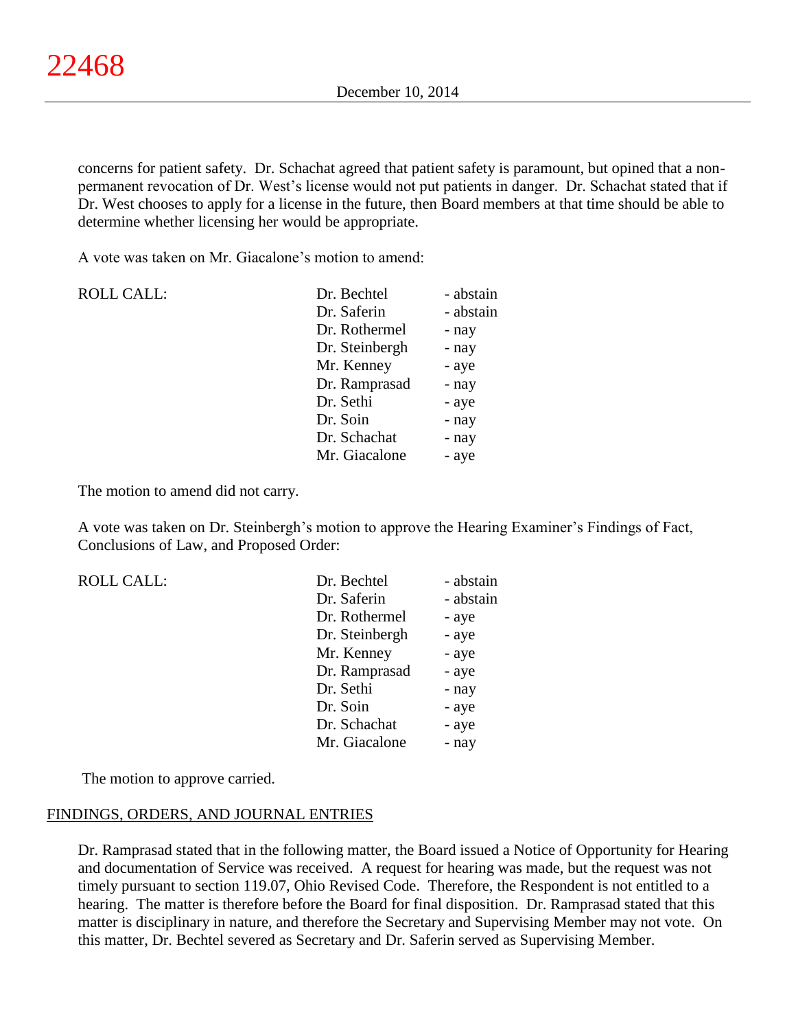concerns for patient safety. Dr. Schachat agreed that patient safety is paramount, but opined that a non-permanent revocation of Dr. West's license would not put patients in danger. Dr. Schachat stated that if Dr. West chooses to apply for a license in the future, then Board members at that time should be able to determine whether licensing her would be appropriate.

A vote was taken on Mr. Giacalone's motion to amend:

| ROLL CALL: | Dr. Bechtel | - abstain |
|---|---|---|
| | Dr. Saferin | - abstain |
| | Dr. Rothermel | - nay |
| | Dr. Steinbergh | - nay |
| | Mr. Kenney | - aye |
| | Dr. Ramprasad | - nay |
| | Dr. Sethi | - aye |
| | Dr. Soin | - nay |
| | Dr. Schachat | - nay |
| | Mr. Giacalone | - aye |

The motion to amend did not carry.

A vote was taken on Dr. Steinbergh's motion to approve the Hearing Examiner's Findings of Fact, Conclusions of Law, and Proposed Order:

| ROLL CALL: | Dr. Bechtel | - abstain |
|---|---|---|
| | Dr. Saferin | - abstain |
| | Dr. Rothermel | - aye |
| | Dr. Steinbergh | - aye |
| | Mr. Kenney | - aye |
| | Dr. Ramprasad | - aye |
| | Dr. Sethi | - nay |
| | Dr. Soin | - aye |
| | Dr. Schachat | - aye |
| | Mr. Giacalone | - nay |

The motion to approve carried.

FINDINGS, ORDERS, AND JOURNAL ENTRIES

Dr. Ramprasad stated that in the following matter, the Board issued a Notice of Opportunity for Hearing and documentation of Service was received. A request for hearing was made, but the request was not timely pursuant to section 119.07, Ohio Revised Code. Therefore, the Respondent is not entitled to a hearing. The matter is therefore before the Board for final disposition. Dr. Ramprasad stated that this matter is disciplinary in nature, and therefore the Secretary and Supervising Member may not vote. On this matter, Dr. Bechtel severed as Secretary and Dr. Saferin served as Supervising Member.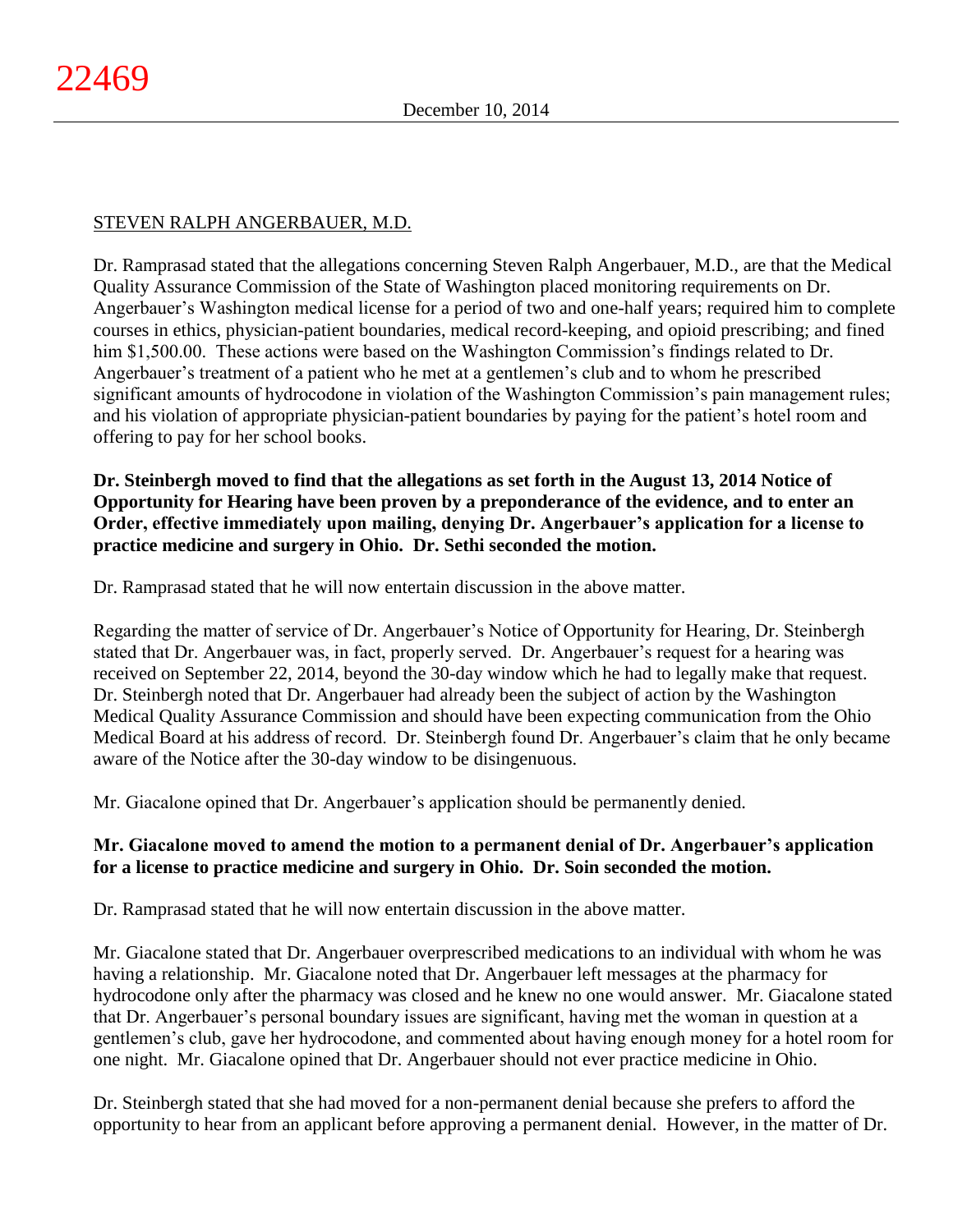STEVEN RALPH ANGERBAUER, M.D.

Dr. Ramprasad stated that the allegations concerning Steven Ralph Angerbauer, M.D., are that the Medical Quality Assurance Commission of the State of Washington placed monitoring requirements on Dr. Angerbauer's Washington medical license for a period of two and one-half years; required him to complete courses in ethics, physician-patient boundaries, medical record-keeping, and opioid prescribing; and fined him $1,500.00. These actions were based on the Washington Commission's findings related to Dr. Angerbauer's treatment of a patient who he met at a gentlemen's club and to whom he prescribed significant amounts of hydrocodone in violation of the Washington Commission's pain management rules; and his violation of appropriate physician-patient boundaries by paying for the patient's hotel room and offering to pay for her school books.

**Dr. Steinbergh moved to find that the allegations as set forth in the August 13, 2014 Notice of Opportunity for Hearing have been proven by a preponderance of the evidence, and to enter an Order, effective immediately upon mailing, denying Dr. Angerbauer's application for a license to practice medicine and surgery in Ohio. Dr. Sethi seconded the motion.**

Dr. Ramprasad stated that he will now entertain discussion in the above matter.

Regarding the matter of service of Dr. Angerbauer's Notice of Opportunity for Hearing, Dr. Steinbergh stated that Dr. Angerbauer was, in fact, properly served. Dr. Angerbauer's request for a hearing was received on September 22, 2014, beyond the 30-day window which he had to legally make that request. Dr. Steinbergh noted that Dr. Angerbauer had already been the subject of action by the Washington Medical Quality Assurance Commission and should have been expecting communication from the Ohio Medical Board at his address of record. Dr. Steinbergh found Dr. Angerbauer's claim that he only became aware of the Notice after the 30-day window to be disingenuous.

Mr. Giacalone opined that Dr. Angerbauer's application should be permanently denied.

**Mr. Giacalone moved to amend the motion to a permanent denial of Dr. Angerbauer's application for a license to practice medicine and surgery in Ohio. Dr. Soin seconded the motion.**

Dr. Ramprasad stated that he will now entertain discussion in the above matter.

Mr. Giacalone stated that Dr. Angerbauer overprescribed medications to an individual with whom he was having a relationship. Mr. Giacalone noted that Dr. Angerbauer left messages at the pharmacy for hydrocodone only after the pharmacy was closed and he knew no one would answer. Mr. Giacalone stated that Dr. Angerbauer's personal boundary issues are significant, having met the woman in question at a gentlemen's club, gave her hydrocodone, and commented about having enough money for a hotel room for one night. Mr. Giacalone opined that Dr. Angerbauer should not ever practice medicine in Ohio.

Dr. Steinbergh stated that she had moved for a non-permanent denial because she prefers to afford the opportunity to hear from an applicant before approving a permanent denial. However, in the matter of Dr.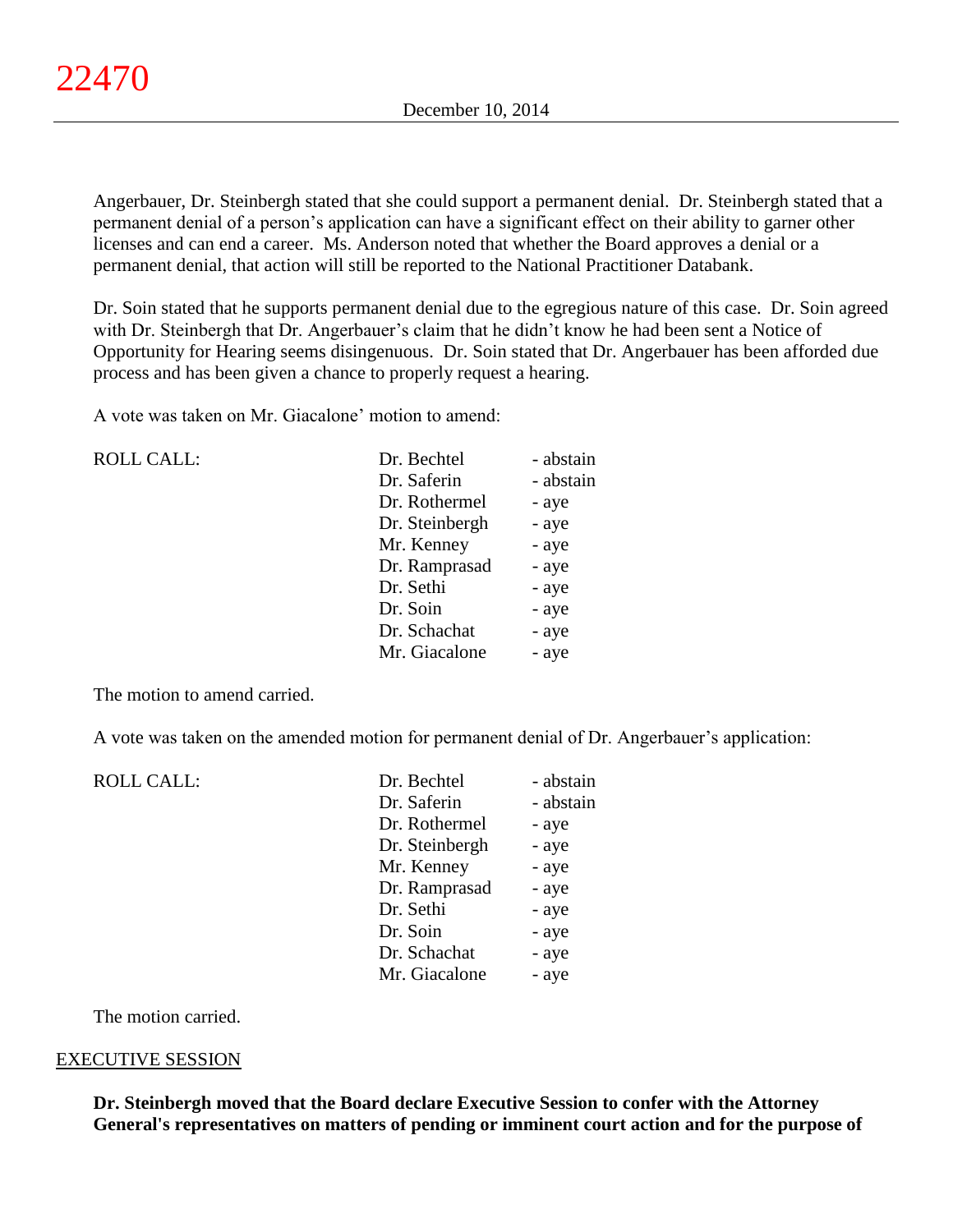Angerbauer, Dr. Steinbergh stated that she could support a permanent denial. Dr. Steinbergh stated that a permanent denial of a person's application can have a significant effect on their ability to garner other licenses and can end a career. Ms. Anderson noted that whether the Board approves a denial or a permanent denial, that action will still be reported to the National Practitioner Databank.

Dr. Soin stated that he supports permanent denial due to the egregious nature of this case. Dr. Soin agreed with Dr. Steinbergh that Dr. Angerbauer's claim that he didn't know he had been sent a Notice of Opportunity for Hearing seems disingenuous. Dr. Soin stated that Dr. Angerbauer has been afforded due process and has been given a chance to properly request a hearing.

A vote was taken on Mr. Giacalone' motion to amend:

| ROLL CALL: | Dr. Bechtel | - abstain |
|---|---|---|
| | Dr. Saferin | - abstain |
| | Dr. Rothermel | - aye |
| | Dr. Steinbergh | - aye |
| | Mr. Kenney | - aye |
| | Dr. Ramprasad | - aye |
| | Dr. Sethi | - aye |
| | Dr. Soin | - aye |
| | Dr. Schachat | - aye |
| | Mr. Giacalone | - aye |

The motion to amend carried.

A vote was taken on the amended motion for permanent denial of Dr. Angerbauer's application:

| ROLL CALL: | Dr. Bechtel | - abstain |
|---|---|---|
| | Dr. Saferin | - abstain |
| | Dr. Rothermel | - aye |
| | Dr. Steinbergh | - aye |
| | Mr. Kenney | - aye |
| | Dr. Ramprasad | - aye |
| | Dr. Sethi | - aye |
| | Dr. Soin | - aye |
| | Dr. Schachat | - aye |
| | Mr. Giacalone | - aye |

The motion carried.

## EXECUTIVE SESSION

**Dr. Steinbergh moved that the Board declare Executive Session to confer with the Attorney General's representatives on matters of pending or imminent court action and for the purpose of**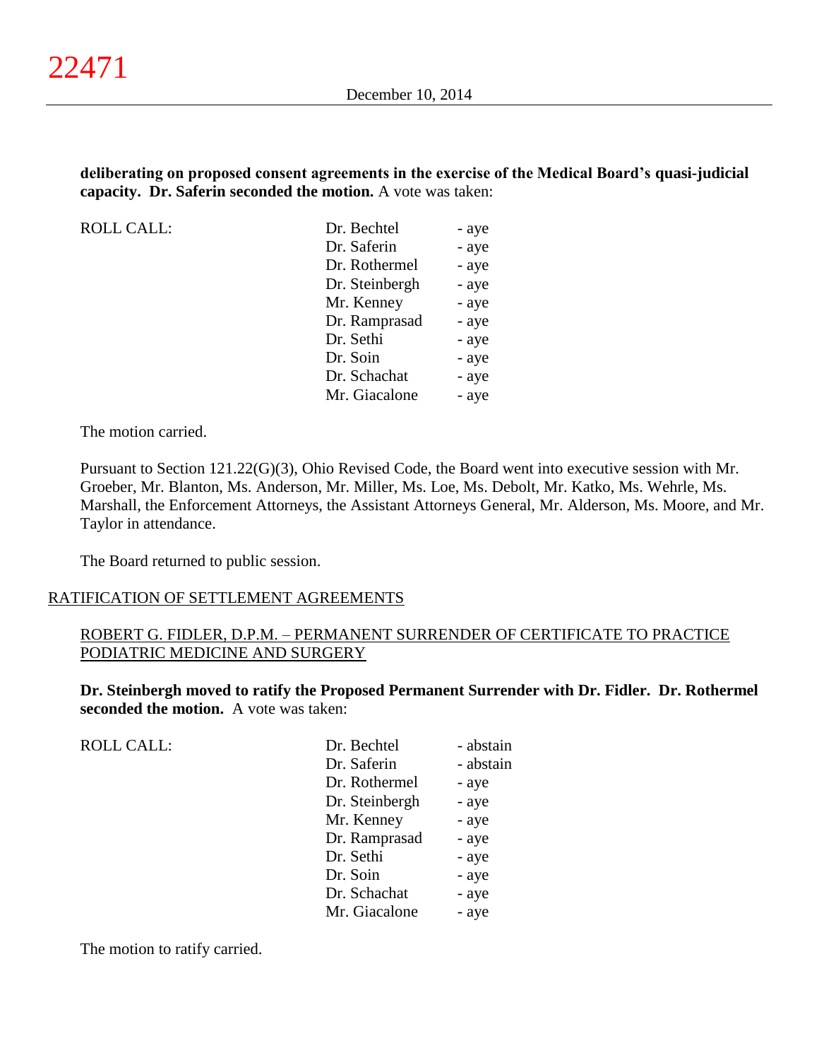**deliberating on proposed consent agreements in the exercise of the Medical Board's quasi-judicial capacity. Dr. Saferin seconded the motion.** A vote was taken:

| ROLL CALL: | | |
|---|---|---|
| | Dr. Bechtel | - aye |
| | Dr. Saferin | - aye |
| | Dr. Rothermel | - aye |
| | Dr. Steinbergh | - aye |
| | Mr. Kenney | - aye |
| | Dr. Ramprasad | - aye |
| | Dr. Sethi | - aye |
| | Dr. Soin | - aye |
| | Dr. Schachat | - aye |
| | Mr. Giacalone | - aye |

The motion carried.

Pursuant to Section 121.22(G)(3), Ohio Revised Code, the Board went into executive session with Mr. Groeber, Mr. Blanton, Ms. Anderson, Mr. Miller, Ms. Loe, Ms. Debolt, Mr. Katko, Ms. Wehrle, Ms. Marshall, the Enforcement Attorneys, the Assistant Attorneys General, Mr. Alderson, Ms. Moore, and Mr. Taylor in attendance.

The Board returned to public session.

## RATIFICATION OF SETTLEMENT AGREEMENTS

### ROBERT G. FIDLER, D.P.M. – PERMANENT SURRENDER OF CERTIFICATE TO PRACTICE PODIATRIC MEDICINE AND SURGERY

**Dr. Steinbergh moved to ratify the Proposed Permanent Surrender with Dr. Fidler. Dr. Rothermel seconded the motion.** A vote was taken:

| ROLL CALL: | | |
|---|---|---|
| | Dr. Bechtel | - abstain |
| | Dr. Saferin | - abstain |
| | Dr. Rothermel | - aye |
| | Dr. Steinbergh | - aye |
| | Mr. Kenney | - aye |
| | Dr. Ramprasad | - aye |
| | Dr. Sethi | - aye |
| | Dr. Soin | - aye |
| | Dr. Schachat | - aye |
| | Mr. Giacalone | - aye |

The motion to ratify carried.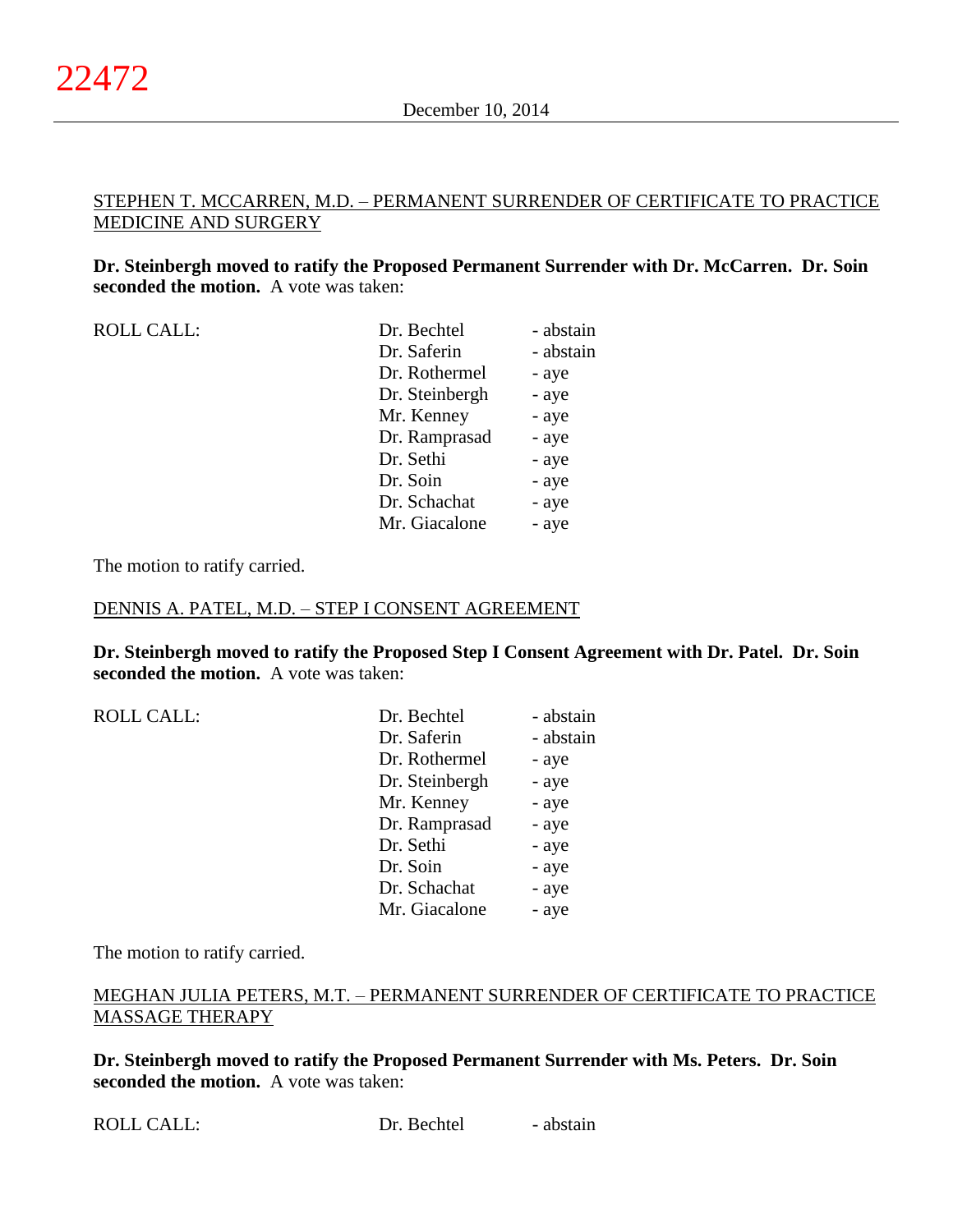<u>STEPHEN T. MCCARREN, M.D. – PERMANENT SURRENDER OF CERTIFICATE TO PRACTICE MEDICINE AND SURGERY</u>

**Dr. Steinbergh moved to ratify the Proposed Permanent Surrender with Dr. McCarren. Dr. Soin seconded the motion.** A vote was taken:

| ROLL CALL: | Dr. Bechtel | - abstain |
|---|---|---|
| | Dr. Saferin | - abstain |
| | Dr. Rothermel | - aye |
| | Dr. Steinbergh | - aye |
| | Mr. Kenney | - aye |
| | Dr. Ramprasad | - aye |
| | Dr. Sethi | - aye |
| | Dr. Soin | - aye |
| | Dr. Schachat | - aye |
| | Mr. Giacalone | - aye |

The motion to ratify carried.

<u>DENNIS A. PATEL, M.D. – STEP I CONSENT AGREEMENT</u>

**Dr. Steinbergh moved to ratify the Proposed Step I Consent Agreement with Dr. Patel. Dr. Soin seconded the motion.** A vote was taken:

| ROLL CALL: | Dr. Bechtel | - abstain |
|---|---|---|
| | Dr. Saferin | - abstain |
| | Dr. Rothermel | - aye |
| | Dr. Steinbergh | - aye |
| | Mr. Kenney | - aye |
| | Dr. Ramprasad | - aye |
| | Dr. Sethi | - aye |
| | Dr. Soin | - aye |
| | Dr. Schachat | - aye |
| | Mr. Giacalone | - aye |

The motion to ratify carried.

<u>MEGHAN JULIA PETERS, M.T. – PERMANENT SURRENDER OF CERTIFICATE TO PRACTICE MASSAGE THERAPY</u>

**Dr. Steinbergh moved to ratify the Proposed Permanent Surrender with Ms. Peters. Dr. Soin seconded the motion.** A vote was taken:

| ROLL CALL: | Dr. Bechtel | - abstain |
|---|---|---|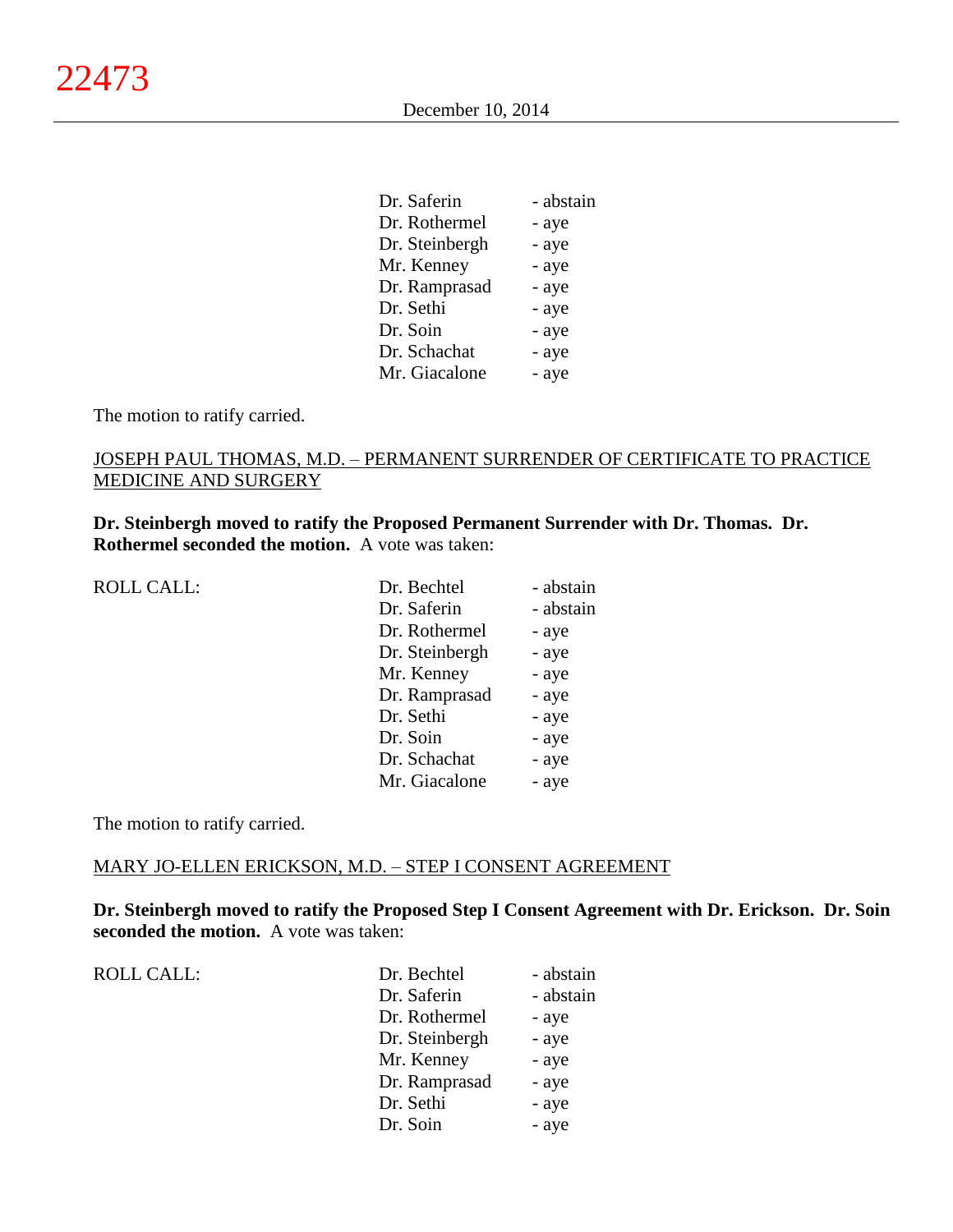| | | |
|---|---|---|
| | Dr. Saferin | - abstain |
| | Dr. Rothermel | - aye |
| | Dr. Steinbergh | - aye |
| | Mr. Kenney | - aye |
| | Dr. Ramprasad | - aye |
| | Dr. Sethi | - aye |
| | Dr. Soin | - aye |
| | Dr. Schachat | - aye |
| | Mr. Giacalone | - aye |

The motion to ratify carried.

JOSEPH PAUL THOMAS, M.D. – PERMANENT SURRENDER OF CERTIFICATE TO PRACTICE MEDICINE AND SURGERY

**Dr. Steinbergh moved to ratify the Proposed Permanent Surrender with Dr. Thomas. Dr. Rothermel seconded the motion.** A vote was taken:

| | | |
|---|---|---|
| ROLL CALL: | Dr. Bechtel | - abstain |
| | Dr. Saferin | - abstain |
| | Dr. Rothermel | - aye |
| | Dr. Steinbergh | - aye |
| | Mr. Kenney | - aye |
| | Dr. Ramprasad | - aye |
| | Dr. Sethi | - aye |
| | Dr. Soin | - aye |
| | Dr. Schachat | - aye |
| | Mr. Giacalone | - aye |

The motion to ratify carried.

MARY JO-ELLEN ERICKSON, M.D. – STEP I CONSENT AGREEMENT

**Dr. Steinbergh moved to ratify the Proposed Step I Consent Agreement with Dr. Erickson. Dr. Soin seconded the motion.** A vote was taken:

| | | |
|---|---|---|
| ROLL CALL: | Dr. Bechtel | - abstain |
| | Dr. Saferin | - abstain |
| | Dr. Rothermel | - aye |
| | Dr. Steinbergh | - aye |
| | Mr. Kenney | - aye |
| | Dr. Ramprasad | - aye |
| | Dr. Sethi | - aye |
| | Dr. Soin | - aye |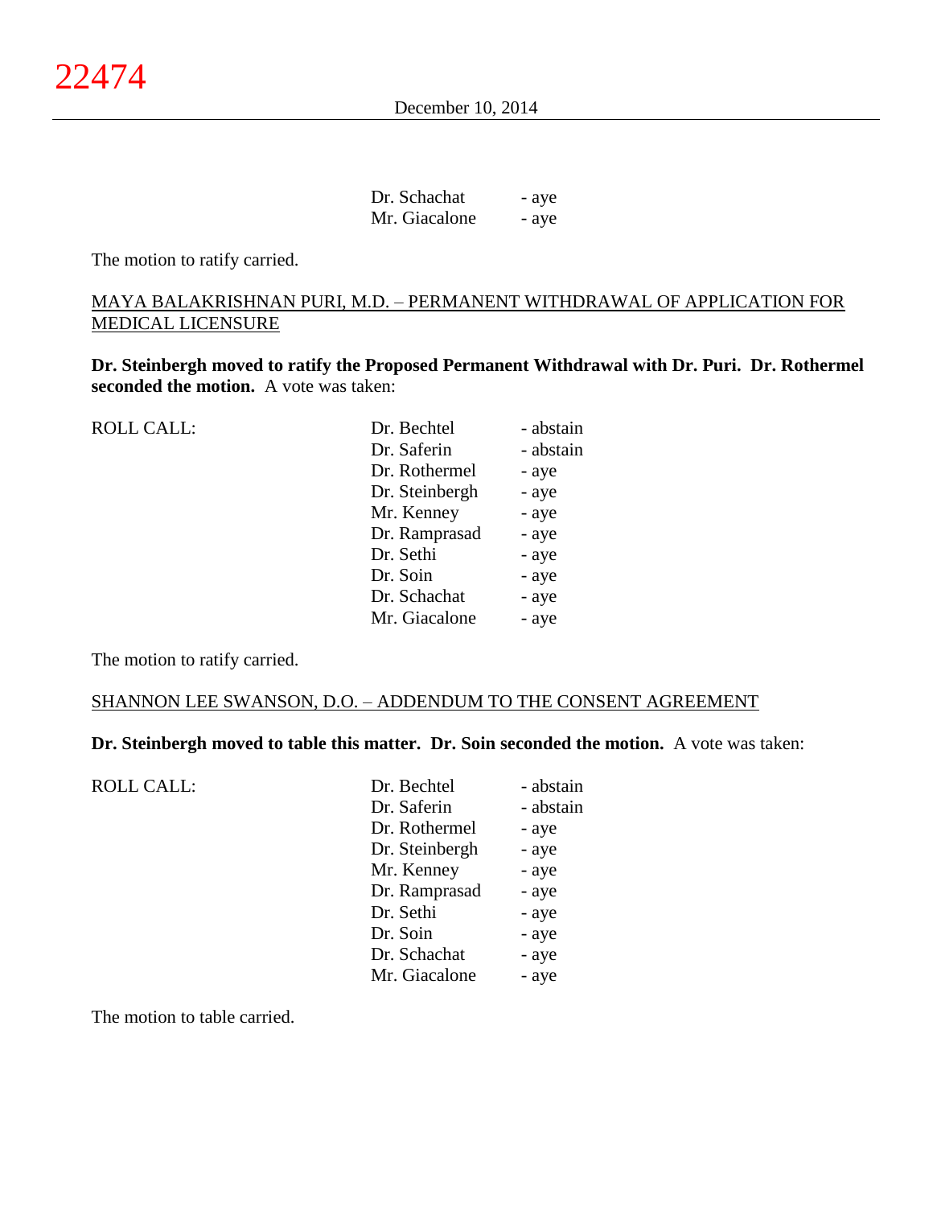| | |
|---|---|
| Dr. Schachat | - aye |
| Mr. Giacalone | - aye |

The motion to ratify carried.

MAYA BALAKRISHNAN PURI, M.D. – PERMANENT WITHDRAWAL OF APPLICATION FOR MEDICAL LICENSURE

**Dr. Steinbergh moved to ratify the Proposed Permanent Withdrawal with Dr. Puri. Dr. Rothermel seconded the motion.** A vote was taken:

| ROLL CALL: | | |
|---|---|---|
| | Dr. Bechtel | - abstain |
| | Dr. Saferin | - abstain |
| | Dr. Rothermel | - aye |
| | Dr. Steinbergh | - aye |
| | Mr. Kenney | - aye |
| | Dr. Ramprasad | - aye |
| | Dr. Sethi | - aye |
| | Dr. Soin | - aye |
| | Dr. Schachat | - aye |
| | Mr. Giacalone | - aye |

The motion to ratify carried.

SHANNON LEE SWANSON, D.O. – ADDENDUM TO THE CONSENT AGREEMENT

**Dr. Steinbergh moved to table this matter. Dr. Soin seconded the motion.** A vote was taken:

| ROLL CALL: | | |
|---|---|---|
| | Dr. Bechtel | - abstain |
| | Dr. Saferin | - abstain |
| | Dr. Rothermel | - aye |
| | Dr. Steinbergh | - aye |
| | Mr. Kenney | - aye |
| | Dr. Ramprasad | - aye |
| | Dr. Sethi | - aye |
| | Dr. Soin | - aye |
| | Dr. Schachat | - aye |
| | Mr. Giacalone | - aye |

The motion to table carried.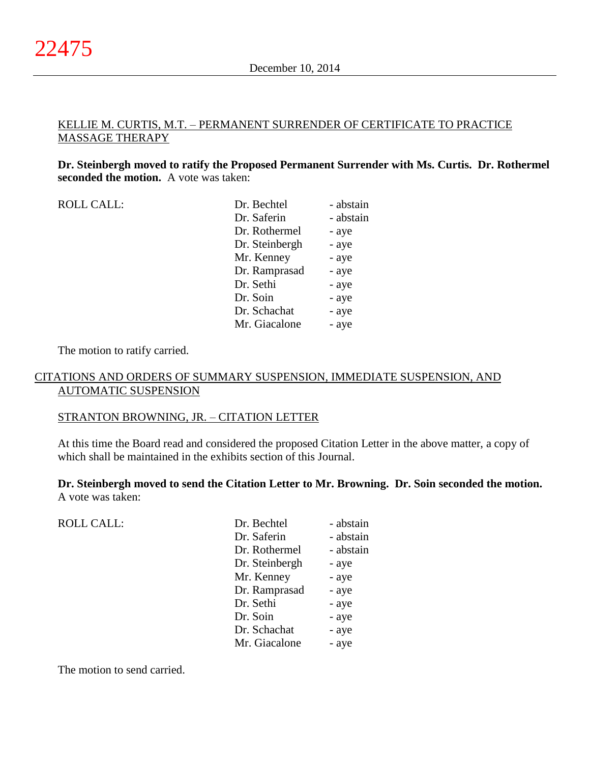KELLIE M. CURTIS, M.T. – PERMANENT SURRENDER OF CERTIFICATE TO PRACTICE MASSAGE THERAPY

**Dr. Steinbergh moved to ratify the Proposed Permanent Surrender with Ms. Curtis. Dr. Rothermel seconded the motion.** A vote was taken:

| ROLL CALL: | | |
|---|---|---|
| | Dr. Bechtel | - abstain |
| | Dr. Saferin | - abstain |
| | Dr. Rothermel | - aye |
| | Dr. Steinbergh | - aye |
| | Mr. Kenney | - aye |
| | Dr. Ramprasad | - aye |
| | Dr. Sethi | - aye |
| | Dr. Soin | - aye |
| | Dr. Schachat | - aye |
| | Mr. Giacalone | - aye |

The motion to ratify carried.

CITATIONS AND ORDERS OF SUMMARY SUSPENSION, IMMEDIATE SUSPENSION, AND AUTOMATIC SUSPENSION

STRANTON BROWNING, JR. – CITATION LETTER

At this time the Board read and considered the proposed Citation Letter in the above matter, a copy of which shall be maintained in the exhibits section of this Journal.

**Dr. Steinbergh moved to send the Citation Letter to Mr. Browning. Dr. Soin seconded the motion.** A vote was taken:

| ROLL CALL: | | |
|---|---|---|
| | Dr. Bechtel | - abstain |
| | Dr. Saferin | - abstain |
| | Dr. Rothermel | - abstain |
| | Dr. Steinbergh | - aye |
| | Mr. Kenney | - aye |
| | Dr. Ramprasad | - aye |
| | Dr. Sethi | - aye |
| | Dr. Soin | - aye |
| | Dr. Schachat | - aye |
| | Mr. Giacalone | - aye |

The motion to send carried.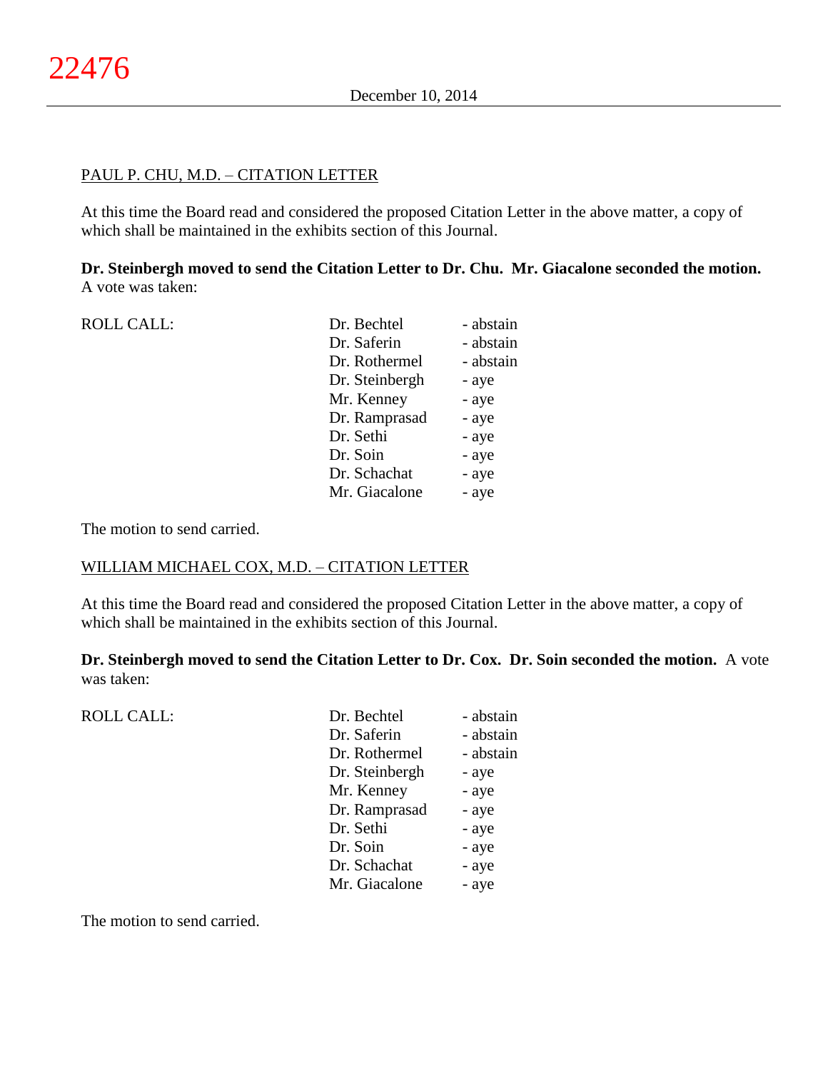PAUL P. CHU, M.D. – CITATION LETTER

At this time the Board read and considered the proposed Citation Letter in the above matter, a copy of which shall be maintained in the exhibits section of this Journal.

**Dr. Steinbergh moved to send the Citation Letter to Dr. Chu. Mr. Giacalone seconded the motion.** A vote was taken:

| ROLL CALL: | Dr. Bechtel | - abstain |
|---|---|---|
| | Dr. Saferin | - abstain |
| | Dr. Rothermel | - abstain |
| | Dr. Steinbergh | - aye |
| | Mr. Kenney | - aye |
| | Dr. Ramprasad | - aye |
| | Dr. Sethi | - aye |
| | Dr. Soin | - aye |
| | Dr. Schachat | - aye |
| | Mr. Giacalone | - aye |

The motion to send carried.

WILLIAM MICHAEL COX, M.D. – CITATION LETTER

At this time the Board read and considered the proposed Citation Letter in the above matter, a copy of which shall be maintained in the exhibits section of this Journal.

**Dr. Steinbergh moved to send the Citation Letter to Dr. Cox. Dr. Soin seconded the motion.** A vote was taken:

| ROLL CALL: | Dr. Bechtel | - abstain |
|---|---|---|
| | Dr. Saferin | - abstain |
| | Dr. Rothermel | - abstain |
| | Dr. Steinbergh | - aye |
| | Mr. Kenney | - aye |
| | Dr. Ramprasad | - aye |
| | Dr. Sethi | - aye |
| | Dr. Soin | - aye |
| | Dr. Schachat | - aye |
| | Mr. Giacalone | - aye |

The motion to send carried.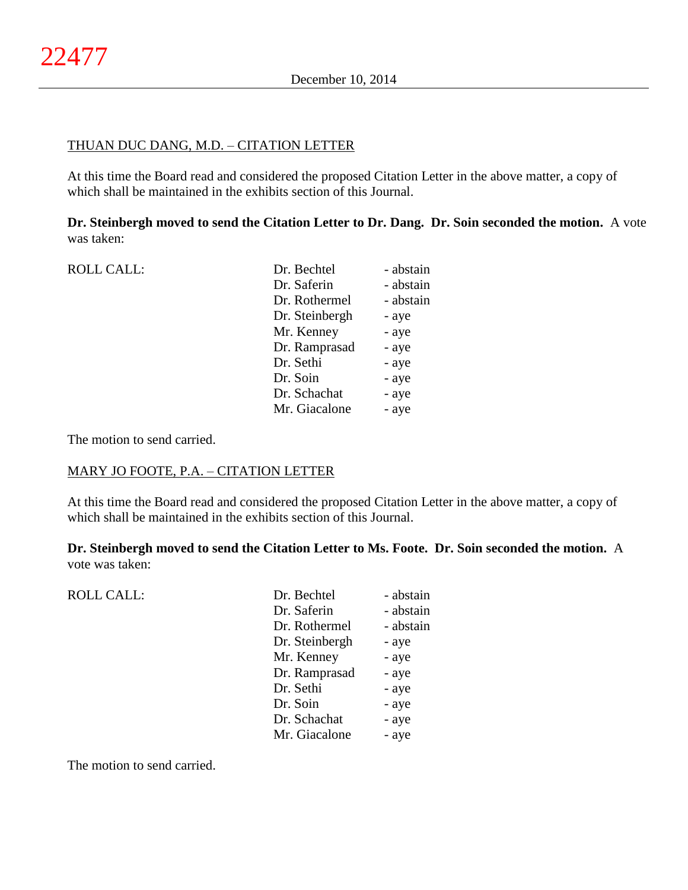THUAN DUC DANG, M.D. – CITATION LETTER

At this time the Board read and considered the proposed Citation Letter in the above matter, a copy of which shall be maintained in the exhibits section of this Journal.

**Dr. Steinbergh moved to send the Citation Letter to Dr. Dang. Dr. Soin seconded the motion.** A vote was taken:

| ROLL CALL: | Dr. Bechtel | - abstain |
|---|---|---|
| | Dr. Saferin | - abstain |
| | Dr. Rothermel | - abstain |
| | Dr. Steinbergh | - aye |
| | Mr. Kenney | - aye |
| | Dr. Ramprasad | - aye |
| | Dr. Sethi | - aye |
| | Dr. Soin | - aye |
| | Dr. Schachat | - aye |
| | Mr. Giacalone | - aye |

The motion to send carried.

MARY JO FOOTE, P.A. – CITATION LETTER

At this time the Board read and considered the proposed Citation Letter in the above matter, a copy of which shall be maintained in the exhibits section of this Journal.

**Dr. Steinbergh moved to send the Citation Letter to Ms. Foote. Dr. Soin seconded the motion.** A vote was taken:

| ROLL CALL: | Dr. Bechtel | - abstain |
|---|---|---|
| | Dr. Saferin | - abstain |
| | Dr. Rothermel | - abstain |
| | Dr. Steinbergh | - aye |
| | Mr. Kenney | - aye |
| | Dr. Ramprasad | - aye |
| | Dr. Sethi | - aye |
| | Dr. Soin | - aye |
| | Dr. Schachat | - aye |
| | Mr. Giacalone | - aye |

The motion to send carried.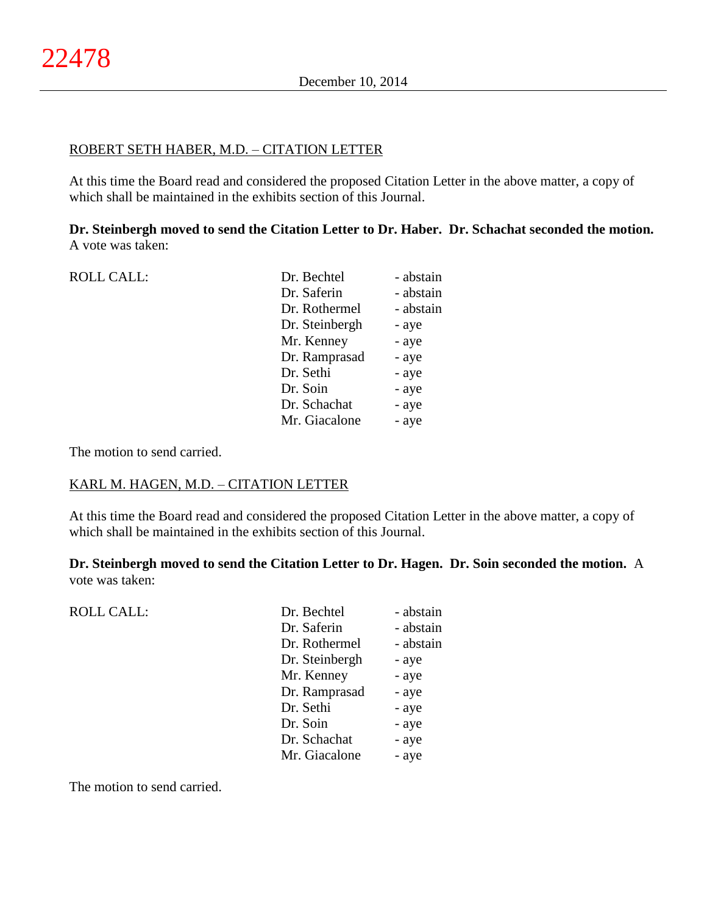ROBERT SETH HABER, M.D. – CITATION LETTER

At this time the Board read and considered the proposed Citation Letter in the above matter, a copy of which shall be maintained in the exhibits section of this Journal.

**Dr. Steinbergh moved to send the Citation Letter to Dr. Haber. Dr. Schachat seconded the motion.** A vote was taken:

| ROLL CALL: | | |
|---|---|---|
| | Dr. Bechtel | - abstain |
| | Dr. Saferin | - abstain |
| | Dr. Rothermel | - abstain |
| | Dr. Steinbergh | - aye |
| | Mr. Kenney | - aye |
| | Dr. Ramprasad | - aye |
| | Dr. Sethi | - aye |
| | Dr. Soin | - aye |
| | Dr. Schachat | - aye |
| | Mr. Giacalone | - aye |

The motion to send carried.

KARL M. HAGEN, M.D. – CITATION LETTER

At this time the Board read and considered the proposed Citation Letter in the above matter, a copy of which shall be maintained in the exhibits section of this Journal.

**Dr. Steinbergh moved to send the Citation Letter to Dr. Hagen. Dr. Soin seconded the motion.** A vote was taken:

| ROLL CALL: | | |
|---|---|---|
| | Dr. Bechtel | - abstain |
| | Dr. Saferin | - abstain |
| | Dr. Rothermel | - abstain |
| | Dr. Steinbergh | - aye |
| | Mr. Kenney | - aye |
| | Dr. Ramprasad | - aye |
| | Dr. Sethi | - aye |
| | Dr. Soin | - aye |
| | Dr. Schachat | - aye |
| | Mr. Giacalone | - aye |

The motion to send carried.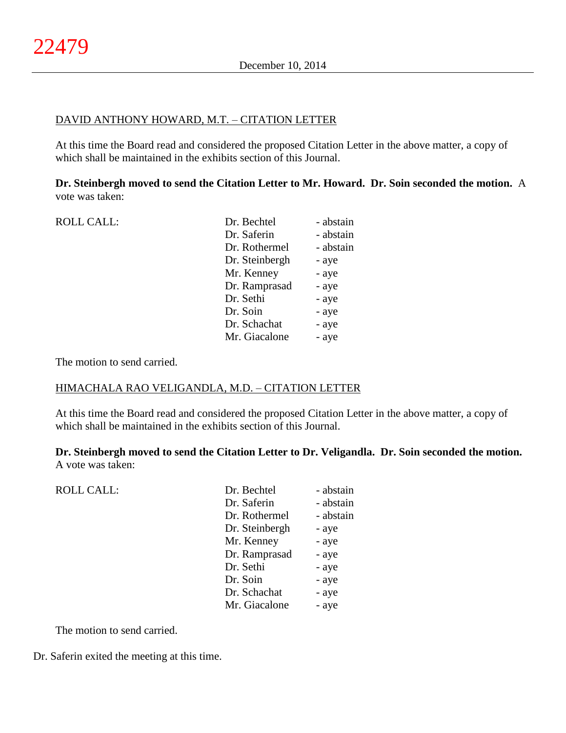DAVID ANTHONY HOWARD, M.T. – CITATION LETTER

At this time the Board read and considered the proposed Citation Letter in the above matter, a copy of which shall be maintained in the exhibits section of this Journal.

**Dr. Steinbergh moved to send the Citation Letter to Mr. Howard. Dr. Soin seconded the motion.** A vote was taken:

| ROLL CALL: | | |
|---|---|---|
| | Dr. Bechtel | - abstain |
| | Dr. Saferin | - abstain |
| | Dr. Rothermel | - abstain |
| | Dr. Steinbergh | - aye |
| | Mr. Kenney | - aye |
| | Dr. Ramprasad | - aye |
| | Dr. Sethi | - aye |
| | Dr. Soin | - aye |
| | Dr. Schachat | - aye |
| | Mr. Giacalone | - aye |

The motion to send carried.

HIMACHALA RAO VELIGANDLA, M.D. – CITATION LETTER

At this time the Board read and considered the proposed Citation Letter in the above matter, a copy of which shall be maintained in the exhibits section of this Journal.

**Dr. Steinbergh moved to send the Citation Letter to Dr. Veligandla. Dr. Soin seconded the motion.** A vote was taken:

| ROLL CALL: | | |
|---|---|---|
| | Dr. Bechtel | - abstain |
| | Dr. Saferin | - abstain |
| | Dr. Rothermel | - abstain |
| | Dr. Steinbergh | - aye |
| | Mr. Kenney | - aye |
| | Dr. Ramprasad | - aye |
| | Dr. Sethi | - aye |
| | Dr. Soin | - aye |
| | Dr. Schachat | - aye |
| | Mr. Giacalone | - aye |

The motion to send carried.

Dr. Saferin exited the meeting at this time.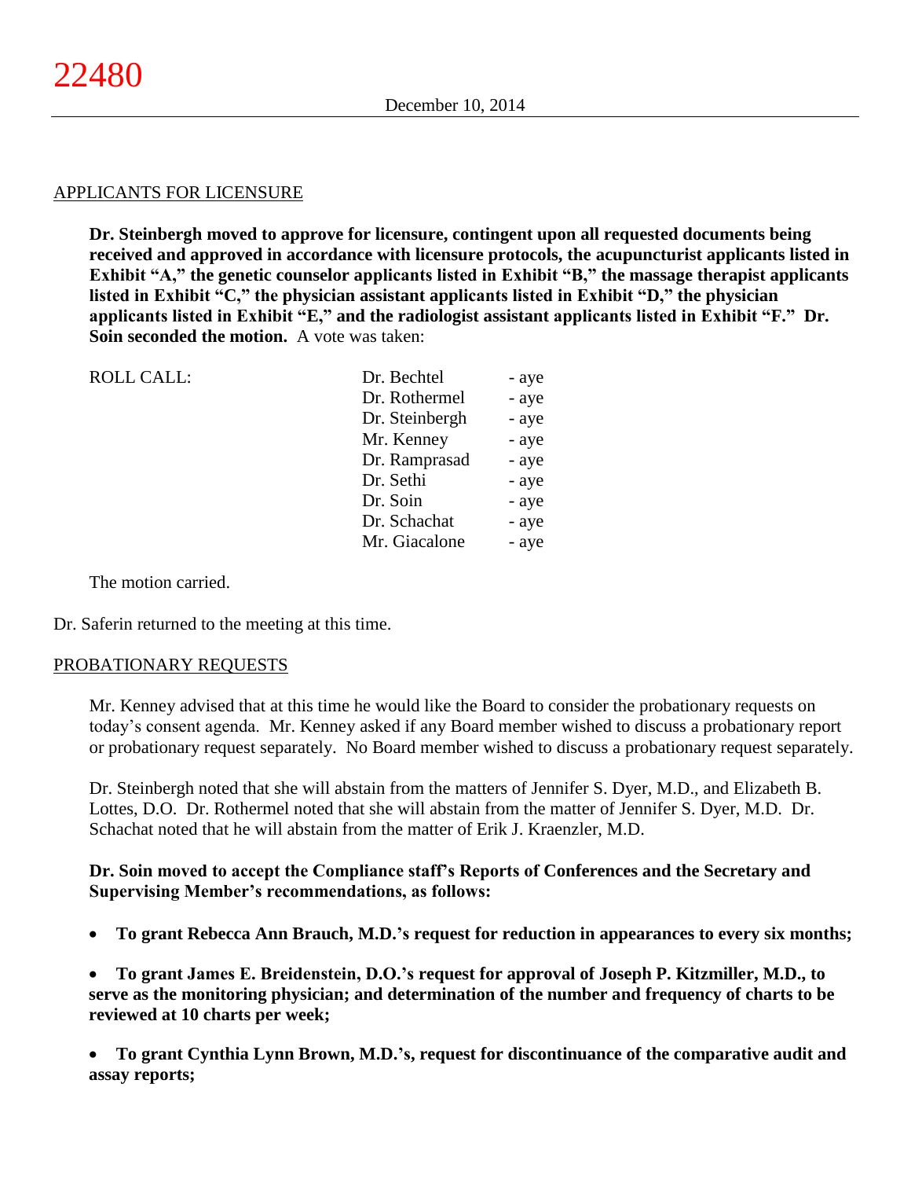APPLICANTS FOR LICENSURE

**Dr. Steinbergh moved to approve for licensure, contingent upon all requested documents being received and approved in accordance with licensure protocols, the acupuncturist applicants listed in Exhibit "A," the genetic counselor applicants listed in Exhibit "B," the massage therapist applicants listed in Exhibit "C," the physician assistant applicants listed in Exhibit "D," the physician applicants listed in Exhibit "E," and the radiologist assistant applicants listed in Exhibit "F." Dr. Soin seconded the motion.** A vote was taken:

| ROLL CALL: | | |
|---|---|---|
| | Dr. Bechtel | - aye |
| | Dr. Rothermel | - aye |
| | Dr. Steinbergh | - aye |
| | Mr. Kenney | - aye |
| | Dr. Ramprasad | - aye |
| | Dr. Sethi | - aye |
| | Dr. Soin | - aye |
| | Dr. Schachat | - aye |
| | Mr. Giacalone | - aye |

The motion carried.

Dr. Saferin returned to the meeting at this time.

PROBATIONARY REQUESTS

Mr. Kenney advised that at this time he would like the Board to consider the probationary requests on today's consent agenda. Mr. Kenney asked if any Board member wished to discuss a probationary report or probationary request separately. No Board member wished to discuss a probationary request separately.

Dr. Steinbergh noted that she will abstain from the matters of Jennifer S. Dyer, M.D., and Elizabeth B. Lottes, D.O. Dr. Rothermel noted that she will abstain from the matter of Jennifer S. Dyer, M.D. Dr. Schachat noted that he will abstain from the matter of Erik J. Kraenzler, M.D.

**Dr. Soin moved to accept the Compliance staff's Reports of Conferences and the Secretary and Supervising Member's recommendations, as follows:**

- **To grant Rebecca Ann Brauch, M.D.'s request for reduction in appearances to every six months;**

- **To grant James E. Breidenstein, D.O.'s request for approval of Joseph P. Kitzmiller, M.D., to serve as the monitoring physician; and determination of the number and frequency of charts to be reviewed at 10 charts per week;**

- **To grant Cynthia Lynn Brown, M.D.'s, request for discontinuance of the comparative audit and assay reports;**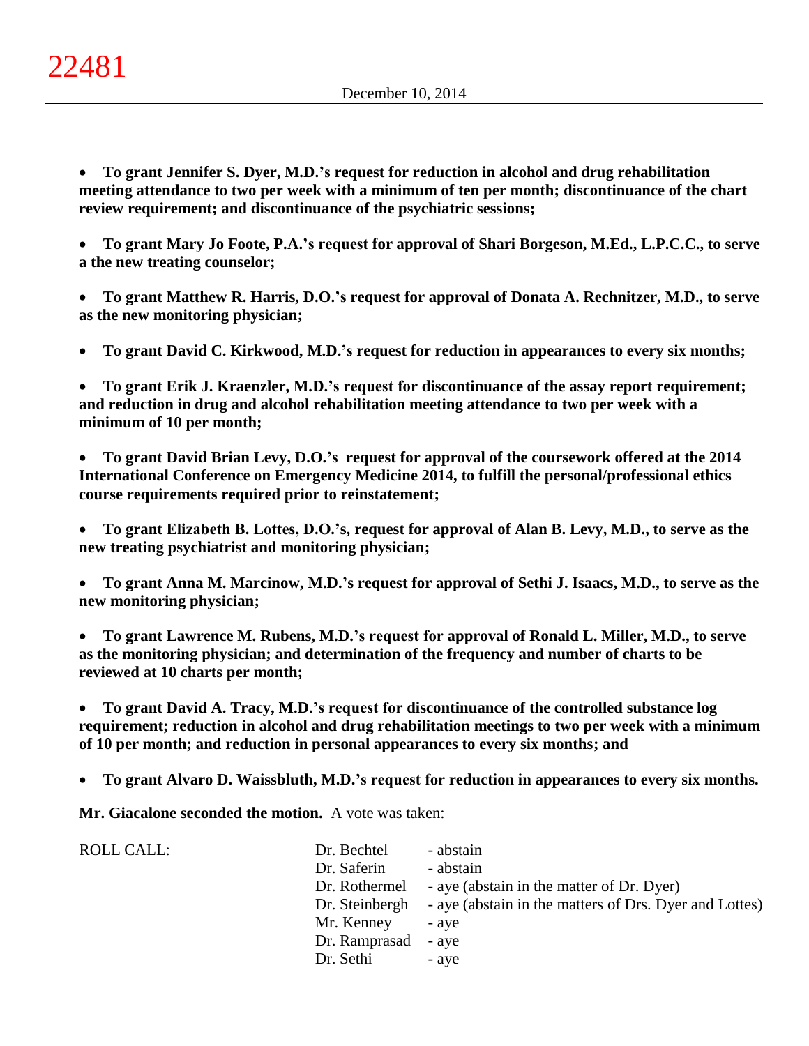- **To grant Jennifer S. Dyer, M.D.'s request for reduction in alcohol and drug rehabilitation meeting attendance to two per week with a minimum of ten per month; discontinuance of the chart review requirement; and discontinuance of the psychiatric sessions;**

- **To grant Mary Jo Foote, P.A.'s request for approval of Shari Borgeson, M.Ed., L.P.C.C., to serve a the new treating counselor;**

- **To grant Matthew R. Harris, D.O.'s request for approval of Donata A. Rechnitzer, M.D., to serve as the new monitoring physician;**

- **To grant David C. Kirkwood, M.D.'s request for reduction in appearances to every six months;**

- **To grant Erik J. Kraenzler, M.D.'s request for discontinuance of the assay report requirement; and reduction in drug and alcohol rehabilitation meeting attendance to two per week with a minimum of 10 per month;**

- **To grant David Brian Levy, D.O.'s request for approval of the coursework offered at the 2014 International Conference on Emergency Medicine 2014, to fulfill the personal/professional ethics course requirements required prior to reinstatement;**

- **To grant Elizabeth B. Lottes, D.O.'s, request for approval of Alan B. Levy, M.D., to serve as the new treating psychiatrist and monitoring physician;**

- **To grant Anna M. Marcinow, M.D.'s request for approval of Sethi J. Isaacs, M.D., to serve as the new monitoring physician;**

- **To grant Lawrence M. Rubens, M.D.'s request for approval of Ronald L. Miller, M.D., to serve as the monitoring physician; and determination of the frequency and number of charts to be reviewed at 10 charts per month;**

- **To grant David A. Tracy, M.D.'s request for discontinuance of the controlled substance log requirement; reduction in alcohol and drug rehabilitation meetings to two per week with a minimum of 10 per month; and reduction in personal appearances to every six months; and**

- **To grant Alvaro D. Waissbluth, M.D.'s request for reduction in appearances to every six months.**

**Mr. Giacalone seconded the motion.** A vote was taken:

| ROLL CALL: | Dr. Bechtel | - abstain |
|---|---|---|
| | Dr. Saferin | - abstain |
| | Dr. Rothermel | - aye (abstain in the matter of Dr. Dyer) |
| | Dr. Steinbergh | - aye (abstain in the matters of Drs. Dyer and Lottes) |
| | Mr. Kenney | - aye |
| | Dr. Ramprasad | - aye |
| | Dr. Sethi | - aye |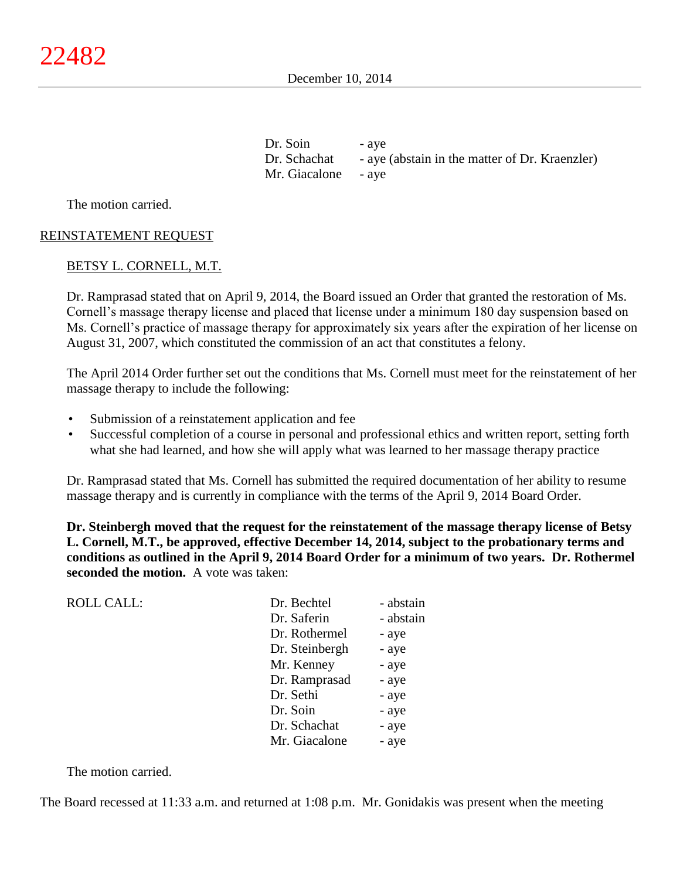| | |
|---|---|
| Dr. Soin | - aye |
| Dr. Schachat | - aye (abstain in the matter of Dr. Kraenzler) |
| Mr. Giacalone | - aye |

The motion carried.

## REINSTATEMENT REQUEST

### BETSY L. CORNELL, M.T.

Dr. Ramprasad stated that on April 9, 2014, the Board issued an Order that granted the restoration of Ms. Cornell's massage therapy license and placed that license under a minimum 180 day suspension based on Ms. Cornell's practice of massage therapy for approximately six years after the expiration of her license on August 31, 2007, which constituted the commission of an act that constitutes a felony.

The April 2014 Order further set out the conditions that Ms. Cornell must meet for the reinstatement of her massage therapy to include the following:

- Submission of a reinstatement application and fee
- Successful completion of a course in personal and professional ethics and written report, setting forth what she had learned, and how she will apply what was learned to her massage therapy practice

Dr. Ramprasad stated that Ms. Cornell has submitted the required documentation of her ability to resume massage therapy and is currently in compliance with the terms of the April 9, 2014 Board Order.

**Dr. Steinbergh moved that the request for the reinstatement of the massage therapy license of Betsy L. Cornell, M.T., be approved, effective December 14, 2014, subject to the probationary terms and conditions as outlined in the April 9, 2014 Board Order for a minimum of two years. Dr. Rothermel seconded the motion.** A vote was taken:

| ROLL CALL: | | |
|---|---|---|
| | Dr. Bechtel | - abstain |
| | Dr. Saferin | - abstain |
| | Dr. Rothermel | - aye |
| | Dr. Steinbergh | - aye |
| | Mr. Kenney | - aye |
| | Dr. Ramprasad | - aye |
| | Dr. Sethi | - aye |
| | Dr. Soin | - aye |
| | Dr. Schachat | - aye |
| | Mr. Giacalone | - aye |

The motion carried.

The Board recessed at 11:33 a.m. and returned at 1:08 p.m. Mr. Gonidakis was present when the meeting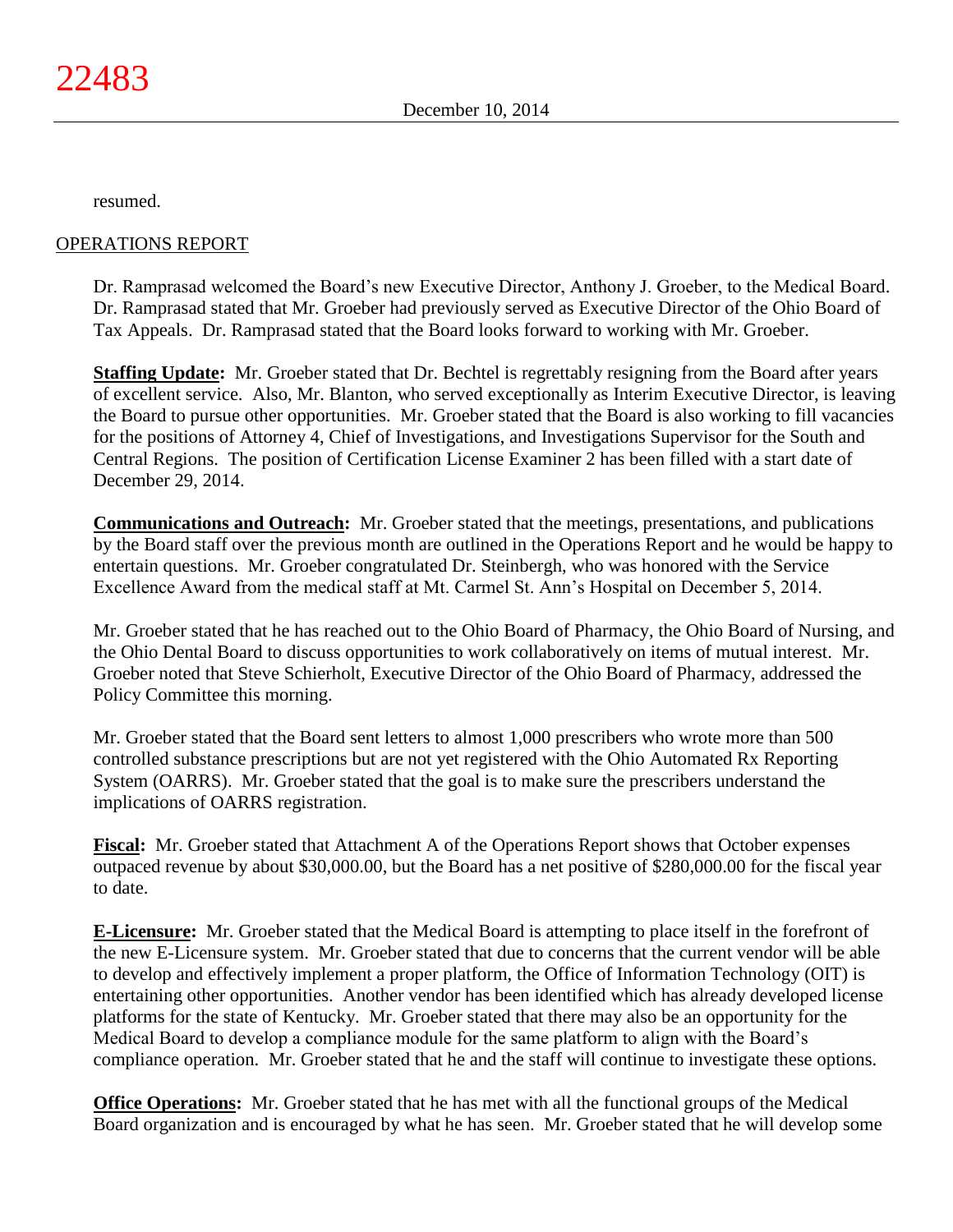resumed.

OPERATIONS REPORT

Dr. Ramprasad welcomed the Board's new Executive Director, Anthony J. Groeber, to the Medical Board. Dr. Ramprasad stated that Mr. Groeber had previously served as Executive Director of the Ohio Board of Tax Appeals. Dr. Ramprasad stated that the Board looks forward to working with Mr. Groeber.

**Staffing Update:** Mr. Groeber stated that Dr. Bechtel is regrettably resigning from the Board after years of excellent service. Also, Mr. Blanton, who served exceptionally as Interim Executive Director, is leaving the Board to pursue other opportunities. Mr. Groeber stated that the Board is also working to fill vacancies for the positions of Attorney 4, Chief of Investigations, and Investigations Supervisor for the South and Central Regions. The position of Certification License Examiner 2 has been filled with a start date of December 29, 2014.

**Communications and Outreach:** Mr. Groeber stated that the meetings, presentations, and publications by the Board staff over the previous month are outlined in the Operations Report and he would be happy to entertain questions. Mr. Groeber congratulated Dr. Steinbergh, who was honored with the Service Excellence Award from the medical staff at Mt. Carmel St. Ann's Hospital on December 5, 2014.

Mr. Groeber stated that he has reached out to the Ohio Board of Pharmacy, the Ohio Board of Nursing, and the Ohio Dental Board to discuss opportunities to work collaboratively on items of mutual interest. Mr. Groeber noted that Steve Schierholt, Executive Director of the Ohio Board of Pharmacy, addressed the Policy Committee this morning.

Mr. Groeber stated that the Board sent letters to almost 1,000 prescribers who wrote more than 500 controlled substance prescriptions but are not yet registered with the Ohio Automated Rx Reporting System (OARRS). Mr. Groeber stated that the goal is to make sure the prescribers understand the implications of OARRS registration.

**Fiscal:** Mr. Groeber stated that Attachment A of the Operations Report shows that October expenses outpaced revenue by about $30,000.00, but the Board has a net positive of $280,000.00 for the fiscal year to date.

**E-Licensure:** Mr. Groeber stated that the Medical Board is attempting to place itself in the forefront of the new E-Licensure system. Mr. Groeber stated that due to concerns that the current vendor will be able to develop and effectively implement a proper platform, the Office of Information Technology (OIT) is entertaining other opportunities. Another vendor has been identified which has already developed license platforms for the state of Kentucky. Mr. Groeber stated that there may also be an opportunity for the Medical Board to develop a compliance module for the same platform to align with the Board's compliance operation. Mr. Groeber stated that he and the staff will continue to investigate these options.

**Office Operations:** Mr. Groeber stated that he has met with all the functional groups of the Medical Board organization and is encouraged by what he has seen. Mr. Groeber stated that he will develop some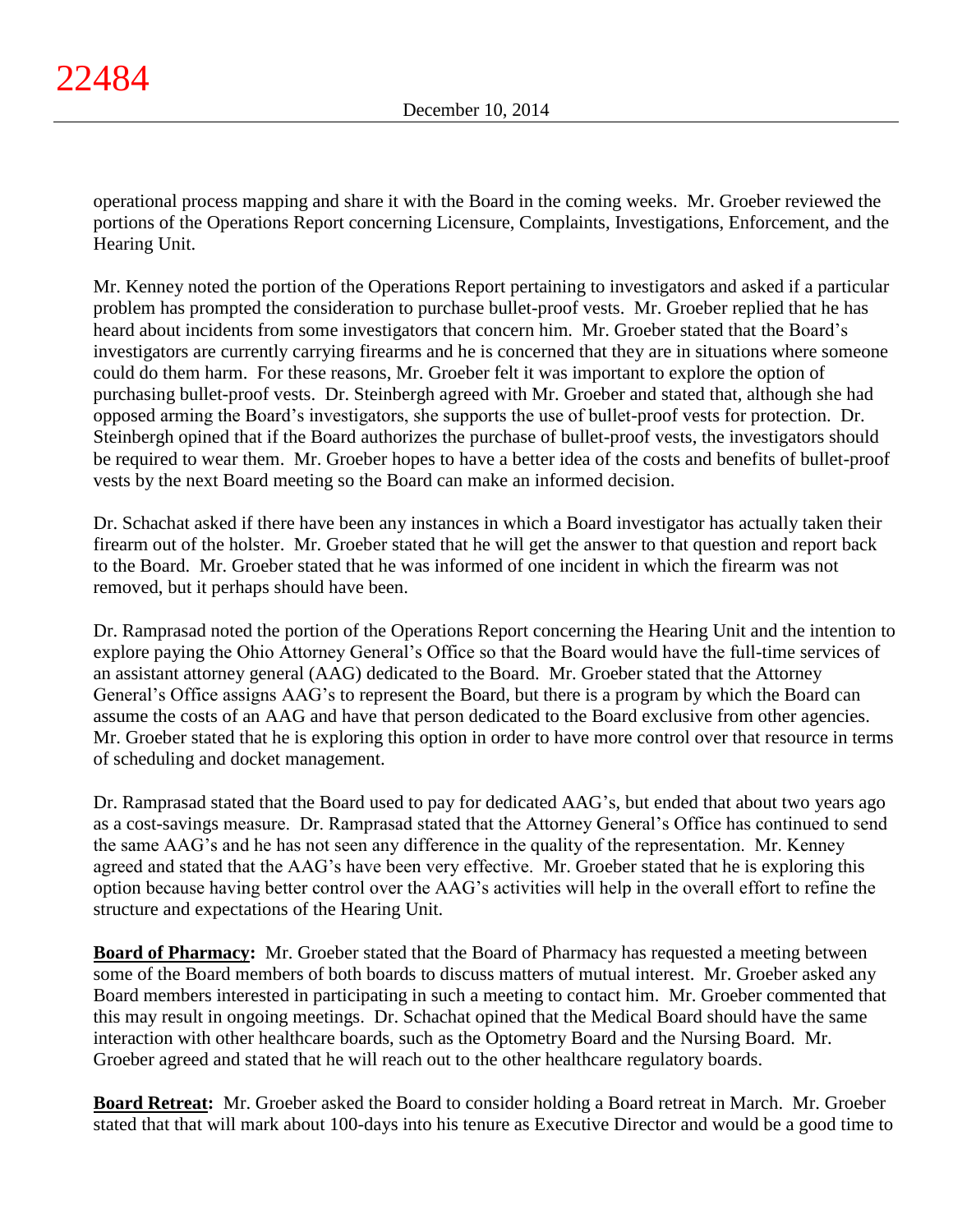operational process mapping and share it with the Board in the coming weeks. Mr. Groeber reviewed the portions of the Operations Report concerning Licensure, Complaints, Investigations, Enforcement, and the Hearing Unit.

Mr. Kenney noted the portion of the Operations Report pertaining to investigators and asked if a particular problem has prompted the consideration to purchase bullet-proof vests. Mr. Groeber replied that he has heard about incidents from some investigators that concern him. Mr. Groeber stated that the Board's investigators are currently carrying firearms and he is concerned that they are in situations where someone could do them harm. For these reasons, Mr. Groeber felt it was important to explore the option of purchasing bullet-proof vests. Dr. Steinbergh agreed with Mr. Groeber and stated that, although she had opposed arming the Board's investigators, she supports the use of bullet-proof vests for protection. Dr. Steinbergh opined that if the Board authorizes the purchase of bullet-proof vests, the investigators should be required to wear them. Mr. Groeber hopes to have a better idea of the costs and benefits of bullet-proof vests by the next Board meeting so the Board can make an informed decision.

Dr. Schachat asked if there have been any instances in which a Board investigator has actually taken their firearm out of the holster. Mr. Groeber stated that he will get the answer to that question and report back to the Board. Mr. Groeber stated that he was informed of one incident in which the firearm was not removed, but it perhaps should have been.

Dr. Ramprasad noted the portion of the Operations Report concerning the Hearing Unit and the intention to explore paying the Ohio Attorney General's Office so that the Board would have the full-time services of an assistant attorney general (AAG) dedicated to the Board. Mr. Groeber stated that the Attorney General's Office assigns AAG's to represent the Board, but there is a program by which the Board can assume the costs of an AAG and have that person dedicated to the Board exclusive from other agencies. Mr. Groeber stated that he is exploring this option in order to have more control over that resource in terms of scheduling and docket management.

Dr. Ramprasad stated that the Board used to pay for dedicated AAG's, but ended that about two years ago as a cost-savings measure. Dr. Ramprasad stated that the Attorney General's Office has continued to send the same AAG's and he has not seen any difference in the quality of the representation. Mr. Kenney agreed and stated that the AAG's have been very effective. Mr. Groeber stated that he is exploring this option because having better control over the AAG's activities will help in the overall effort to refine the structure and expectations of the Hearing Unit.

**Board of Pharmacy:** Mr. Groeber stated that the Board of Pharmacy has requested a meeting between some of the Board members of both boards to discuss matters of mutual interest. Mr. Groeber asked any Board members interested in participating in such a meeting to contact him. Mr. Groeber commented that this may result in ongoing meetings. Dr. Schachat opined that the Medical Board should have the same interaction with other healthcare boards, such as the Optometry Board and the Nursing Board. Mr. Groeber agreed and stated that he will reach out to the other healthcare regulatory boards.

**Board Retreat:** Mr. Groeber asked the Board to consider holding a Board retreat in March. Mr. Groeber stated that that will mark about 100-days into his tenure as Executive Director and would be a good time to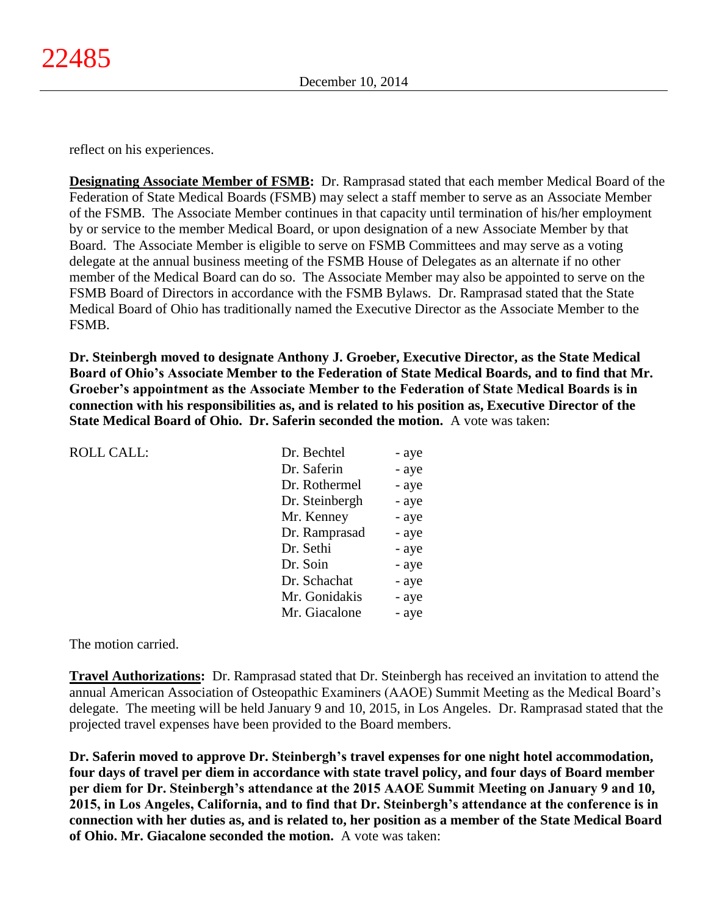reflect on his experiences.

**Designating Associate Member of FSMB:** Dr. Ramprasad stated that each member Medical Board of the Federation of State Medical Boards (FSMB) may select a staff member to serve as an Associate Member of the FSMB. The Associate Member continues in that capacity until termination of his/her employment by or service to the member Medical Board, or upon designation of a new Associate Member by that Board. The Associate Member is eligible to serve on FSMB Committees and may serve as a voting delegate at the annual business meeting of the FSMB House of Delegates as an alternate if no other member of the Medical Board can do so. The Associate Member may also be appointed to serve on the FSMB Board of Directors in accordance with the FSMB Bylaws. Dr. Ramprasad stated that the State Medical Board of Ohio has traditionally named the Executive Director as the Associate Member to the FSMB.

**Dr. Steinbergh moved to designate Anthony J. Groeber, Executive Director, as the State Medical Board of Ohio's Associate Member to the Federation of State Medical Boards, and to find that Mr. Groeber's appointment as the Associate Member to the Federation of State Medical Boards is in connection with his responsibilities as, and is related to his position as, Executive Director of the State Medical Board of Ohio. Dr. Saferin seconded the motion.** A vote was taken:

| ROLL CALL: | | |
|---|---|---|
| | Dr. Bechtel | - aye |
| | Dr. Saferin | - aye |
| | Dr. Rothermel | - aye |
| | Dr. Steinbergh | - aye |
| | Mr. Kenney | - aye |
| | Dr. Ramprasad | - aye |
| | Dr. Sethi | - aye |
| | Dr. Soin | - aye |
| | Dr. Schachat | - aye |
| | Mr. Gonidakis | - aye |
| | Mr. Giacalone | - aye |

The motion carried.

**Travel Authorizations:** Dr. Ramprasad stated that Dr. Steinbergh has received an invitation to attend the annual American Association of Osteopathic Examiners (AAOE) Summit Meeting as the Medical Board's delegate. The meeting will be held January 9 and 10, 2015, in Los Angeles. Dr. Ramprasad stated that the projected travel expenses have been provided to the Board members.

**Dr. Saferin moved to approve Dr. Steinbergh's travel expenses for one night hotel accommodation, four days of travel per diem in accordance with state travel policy, and four days of Board member per diem for Dr. Steinbergh's attendance at the 2015 AAOE Summit Meeting on January 9 and 10, 2015, in Los Angeles, California, and to find that Dr. Steinbergh's attendance at the conference is in connection with her duties as, and is related to, her position as a member of the State Medical Board of Ohio. Mr. Giacalone seconded the motion.** A vote was taken: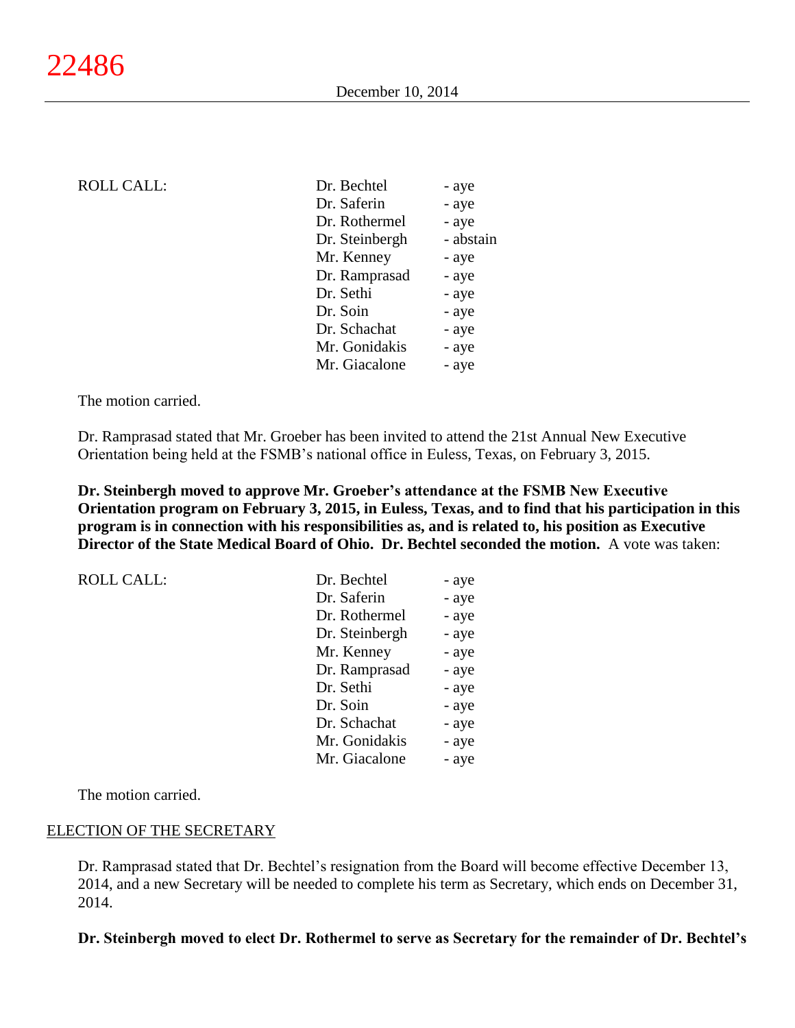| ROLL CALL: | Dr. Bechtel | - aye |
|---|---|---|
| | Dr. Saferin | - aye |
| | Dr. Rothermel | - aye |
| | Dr. Steinbergh | - abstain |
| | Mr. Kenney | - aye |
| | Dr. Ramprasad | - aye |
| | Dr. Sethi | - aye |
| | Dr. Soin | - aye |
| | Dr. Schachat | - aye |
| | Mr. Gonidakis | - aye |
| | Mr. Giacalone | - aye |

The motion carried.

Dr. Ramprasad stated that Mr. Groeber has been invited to attend the 21st Annual New Executive Orientation being held at the FSMB's national office in Euless, Texas, on February 3, 2015.

**Dr. Steinbergh moved to approve Mr. Groeber's attendance at the FSMB New Executive Orientation program on February 3, 2015, in Euless, Texas, and to find that his participation in this program is in connection with his responsibilities as, and is related to, his position as Executive Director of the State Medical Board of Ohio. Dr. Bechtel seconded the motion.** A vote was taken:

| ROLL CALL: | Dr. Bechtel | - aye |
|---|---|---|
| | Dr. Saferin | - aye |
| | Dr. Rothermel | - aye |
| | Dr. Steinbergh | - aye |
| | Mr. Kenney | - aye |
| | Dr. Ramprasad | - aye |
| | Dr. Sethi | - aye |
| | Dr. Soin | - aye |
| | Dr. Schachat | - aye |
| | Mr. Gonidakis | - aye |
| | Mr. Giacalone | - aye |

The motion carried.

## ELECTION OF THE SECRETARY

Dr. Ramprasad stated that Dr. Bechtel's resignation from the Board will become effective December 13, 2014, and a new Secretary will be needed to complete his term as Secretary, which ends on December 31, 2014.

**Dr. Steinbergh moved to elect Dr. Rothermel to serve as Secretary for the remainder of Dr. Bechtel's**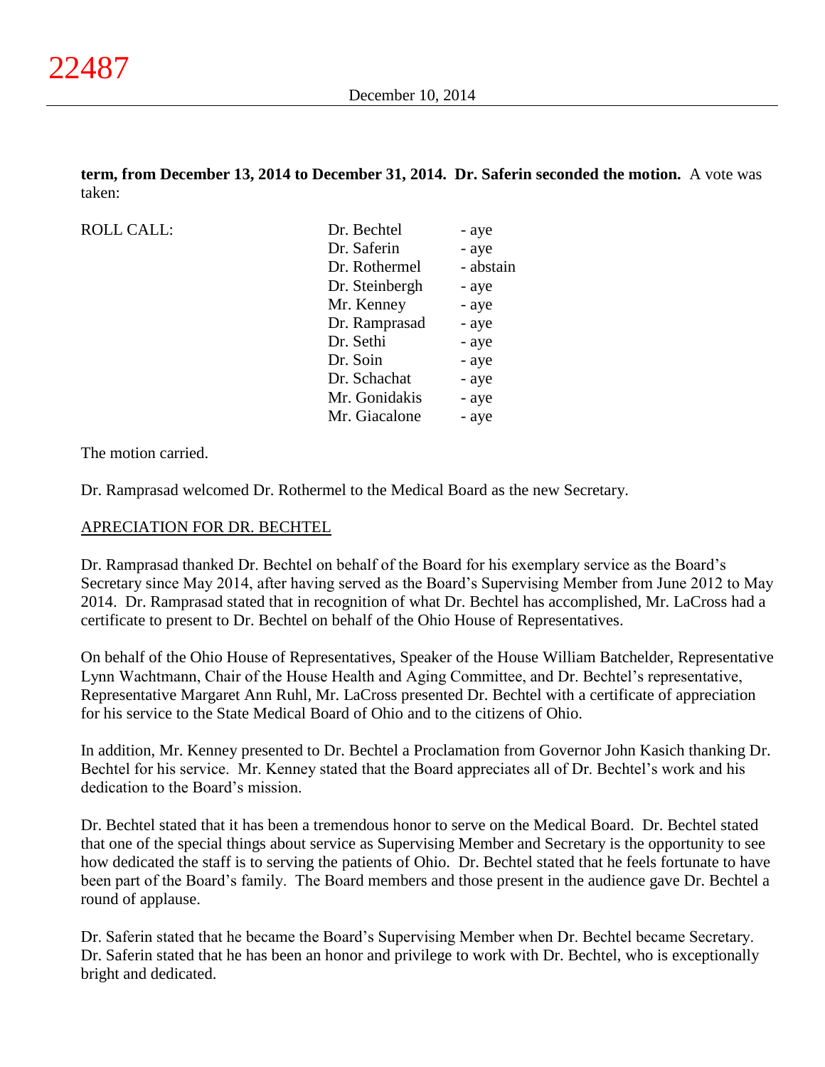**term, from December 13, 2014 to December 31, 2014. Dr. Saferin seconded the motion.** A vote was taken:

| ROLL CALL: | | |
|---|---|---|
| | Dr. Bechtel | - aye |
| | Dr. Saferin | - aye |
| | Dr. Rothermel | - abstain |
| | Dr. Steinbergh | - aye |
| | Mr. Kenney | - aye |
| | Dr. Ramprasad | - aye |
| | Dr. Sethi | - aye |
| | Dr. Soin | - aye |
| | Dr. Schachat | - aye |
| | Mr. Gonidakis | - aye |
| | Mr. Giacalone | - aye |

The motion carried.

Dr. Ramprasad welcomed Dr. Rothermel to the Medical Board as the new Secretary.

## APRECIATION FOR DR. BECHTEL

Dr. Ramprasad thanked Dr. Bechtel on behalf of the Board for his exemplary service as the Board's Secretary since May 2014, after having served as the Board's Supervising Member from June 2012 to May 2014. Dr. Ramprasad stated that in recognition of what Dr. Bechtel has accomplished, Mr. LaCross had a certificate to present to Dr. Bechtel on behalf of the Ohio House of Representatives.

On behalf of the Ohio House of Representatives, Speaker of the House William Batchelder, Representative Lynn Wachtmann, Chair of the House Health and Aging Committee, and Dr. Bechtel's representative, Representative Margaret Ann Ruhl, Mr. LaCross presented Dr. Bechtel with a certificate of appreciation for his service to the State Medical Board of Ohio and to the citizens of Ohio.

In addition, Mr. Kenney presented to Dr. Bechtel a Proclamation from Governor John Kasich thanking Dr. Bechtel for his service. Mr. Kenney stated that the Board appreciates all of Dr. Bechtel's work and his dedication to the Board's mission.

Dr. Bechtel stated that it has been a tremendous honor to serve on the Medical Board. Dr. Bechtel stated that one of the special things about service as Supervising Member and Secretary is the opportunity to see how dedicated the staff is to serving the patients of Ohio. Dr. Bechtel stated that he feels fortunate to have been part of the Board's family. The Board members and those present in the audience gave Dr. Bechtel a round of applause.

Dr. Saferin stated that he became the Board's Supervising Member when Dr. Bechtel became Secretary. Dr. Saferin stated that he has been an honor and privilege to work with Dr. Bechtel, who is exceptionally bright and dedicated.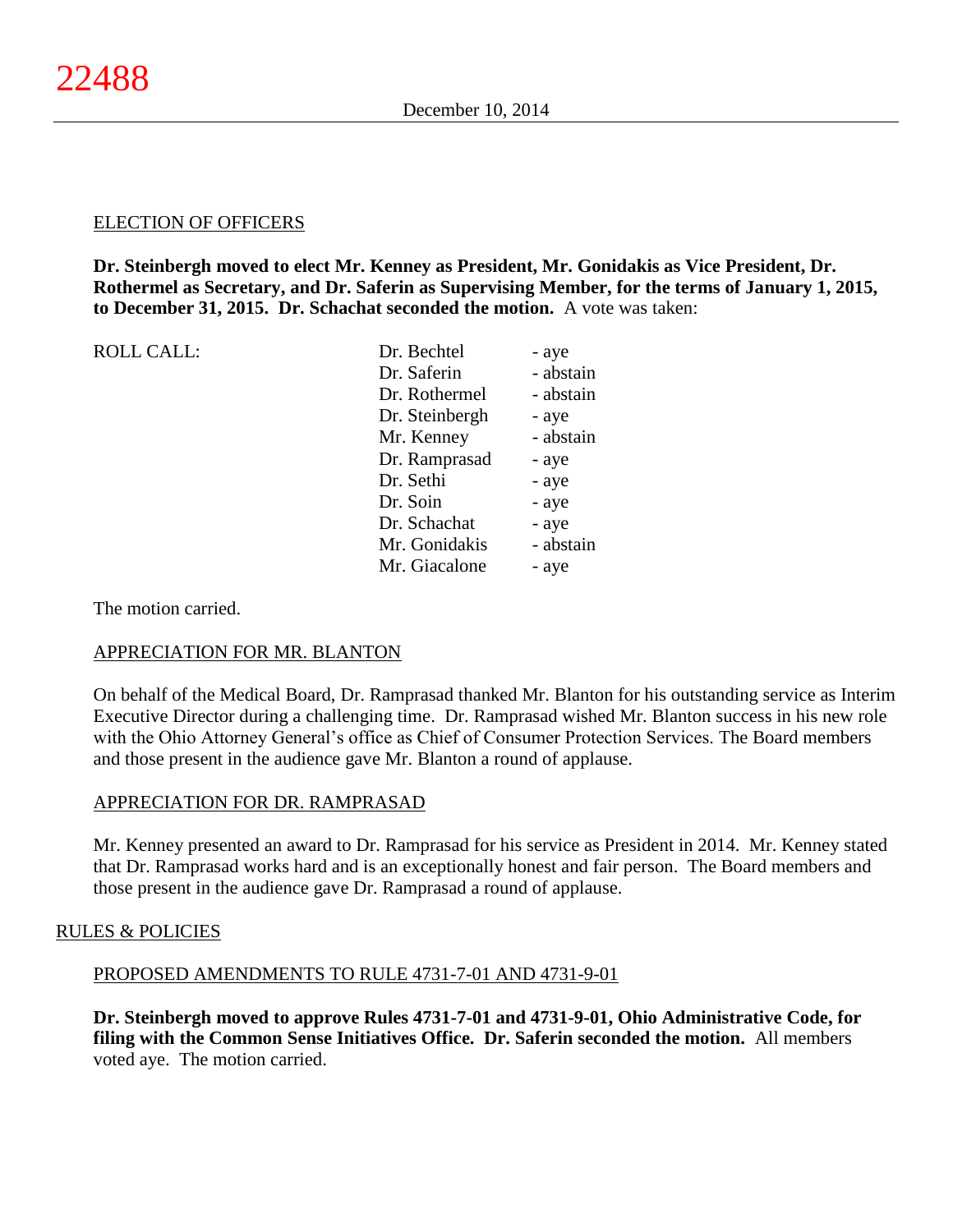ELECTION OF OFFICERS

**Dr. Steinbergh moved to elect Mr. Kenney as President, Mr. Gonidakis as Vice President, Dr. Rothermel as Secretary, and Dr. Saferin as Supervising Member, for the terms of January 1, 2015, to December 31, 2015. Dr. Schachat seconded the motion.** A vote was taken:

| ROLL CALL: | | |
|---|---|---|
| | Dr. Bechtel | - aye |
| | Dr. Saferin | - abstain |
| | Dr. Rothermel | - abstain |
| | Dr. Steinbergh | - aye |
| | Mr. Kenney | - abstain |
| | Dr. Ramprasad | - aye |
| | Dr. Sethi | - aye |
| | Dr. Soin | - aye |
| | Dr. Schachat | - aye |
| | Mr. Gonidakis | - abstain |
| | Mr. Giacalone | - aye |

The motion carried.

APPRECIATION FOR MR. BLANTON

On behalf of the Medical Board, Dr. Ramprasad thanked Mr. Blanton for his outstanding service as Interim Executive Director during a challenging time. Dr. Ramprasad wished Mr. Blanton success in his new role with the Ohio Attorney General's office as Chief of Consumer Protection Services. The Board members and those present in the audience gave Mr. Blanton a round of applause.

APPRECIATION FOR DR. RAMPRASAD

Mr. Kenney presented an award to Dr. Ramprasad for his service as President in 2014. Mr. Kenney stated that Dr. Ramprasad works hard and is an exceptionally honest and fair person. The Board members and those present in the audience gave Dr. Ramprasad a round of applause.

## RULES & POLICIES

PROPOSED AMENDMENTS TO RULE 4731-7-01 AND 4731-9-01

**Dr. Steinbergh moved to approve Rules 4731-7-01 and 4731-9-01, Ohio Administrative Code, for filing with the Common Sense Initiatives Office. Dr. Saferin seconded the motion.** All members voted aye. The motion carried.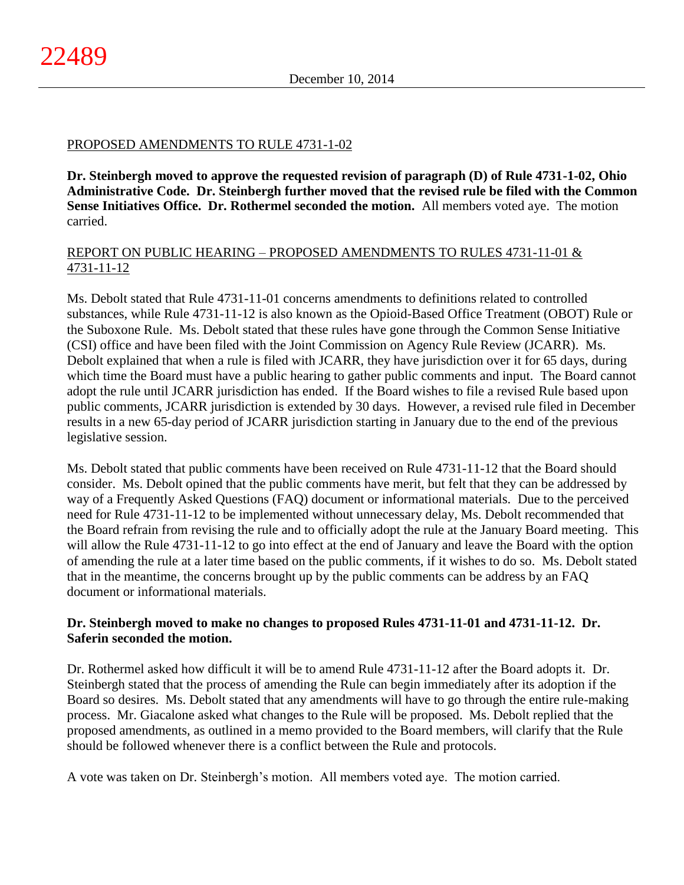PROPOSED AMENDMENTS TO RULE 4731-1-02

**Dr. Steinbergh moved to approve the requested revision of paragraph (D) of Rule 4731-1-02, Ohio Administrative Code. Dr. Steinbergh further moved that the revised rule be filed with the Common Sense Initiatives Office. Dr. Rothermel seconded the motion.** All members voted aye. The motion carried.

REPORT ON PUBLIC HEARING – PROPOSED AMENDMENTS TO RULES 4731-11-01 & 4731-11-12

Ms. Debolt stated that Rule 4731-11-01 concerns amendments to definitions related to controlled substances, while Rule 4731-11-12 is also known as the Opioid-Based Office Treatment (OBOT) Rule or the Suboxone Rule. Ms. Debolt stated that these rules have gone through the Common Sense Initiative (CSI) office and have been filed with the Joint Commission on Agency Rule Review (JCARR). Ms. Debolt explained that when a rule is filed with JCARR, they have jurisdiction over it for 65 days, during which time the Board must have a public hearing to gather public comments and input. The Board cannot adopt the rule until JCARR jurisdiction has ended. If the Board wishes to file a revised Rule based upon public comments, JCARR jurisdiction is extended by 30 days. However, a revised rule filed in December results in a new 65-day period of JCARR jurisdiction starting in January due to the end of the previous legislative session.

Ms. Debolt stated that public comments have been received on Rule 4731-11-12 that the Board should consider. Ms. Debolt opined that the public comments have merit, but felt that they can be addressed by way of a Frequently Asked Questions (FAQ) document or informational materials. Due to the perceived need for Rule 4731-11-12 to be implemented without unnecessary delay, Ms. Debolt recommended that the Board refrain from revising the rule and to officially adopt the rule at the January Board meeting. This will allow the Rule 4731-11-12 to go into effect at the end of January and leave the Board with the option of amending the rule at a later time based on the public comments, if it wishes to do so. Ms. Debolt stated that in the meantime, the concerns brought up by the public comments can be address by an FAQ document or informational materials.

**Dr. Steinbergh moved to make no changes to proposed Rules 4731-11-01 and 4731-11-12. Dr. Saferin seconded the motion.**

Dr. Rothermel asked how difficult it will be to amend Rule 4731-11-12 after the Board adopts it. Dr. Steinbergh stated that the process of amending the Rule can begin immediately after its adoption if the Board so desires. Ms. Debolt stated that any amendments will have to go through the entire rule-making process. Mr. Giacalone asked what changes to the Rule will be proposed. Ms. Debolt replied that the proposed amendments, as outlined in a memo provided to the Board members, will clarify that the Rule should be followed whenever there is a conflict between the Rule and protocols.

A vote was taken on Dr. Steinbergh's motion. All members voted aye. The motion carried.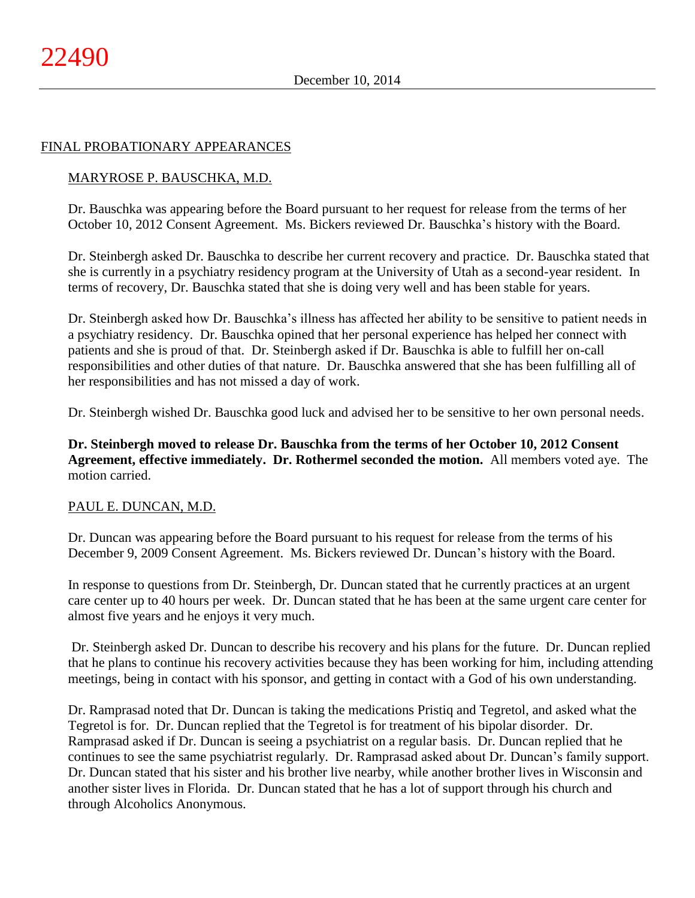## FINAL PROBATIONARY APPEARANCES

### MARYROSE P. BAUSCHKA, M.D.

Dr. Bauschka was appearing before the Board pursuant to her request for release from the terms of her October 10, 2012 Consent Agreement. Ms. Bickers reviewed Dr. Bauschka's history with the Board.

Dr. Steinbergh asked Dr. Bauschka to describe her current recovery and practice. Dr. Bauschka stated that she is currently in a psychiatry residency program at the University of Utah as a second-year resident. In terms of recovery, Dr. Bauschka stated that she is doing very well and has been stable for years.

Dr. Steinbergh asked how Dr. Bauschka's illness has affected her ability to be sensitive to patient needs in a psychiatry residency. Dr. Bauschka opined that her personal experience has helped her connect with patients and she is proud of that. Dr. Steinbergh asked if Dr. Bauschka is able to fulfill her on-call responsibilities and other duties of that nature. Dr. Bauschka answered that she has been fulfilling all of her responsibilities and has not missed a day of work.

Dr. Steinbergh wished Dr. Bauschka good luck and advised her to be sensitive to her own personal needs.

**Dr. Steinbergh moved to release Dr. Bauschka from the terms of her October 10, 2012 Consent Agreement, effective immediately. Dr. Rothermel seconded the motion.** All members voted aye. The motion carried.

### PAUL E. DUNCAN, M.D.

Dr. Duncan was appearing before the Board pursuant to his request for release from the terms of his December 9, 2009 Consent Agreement. Ms. Bickers reviewed Dr. Duncan's history with the Board.

In response to questions from Dr. Steinbergh, Dr. Duncan stated that he currently practices at an urgent care center up to 40 hours per week. Dr. Duncan stated that he has been at the same urgent care center for almost five years and he enjoys it very much.

Dr. Steinbergh asked Dr. Duncan to describe his recovery and his plans for the future. Dr. Duncan replied that he plans to continue his recovery activities because they has been working for him, including attending meetings, being in contact with his sponsor, and getting in contact with a God of his own understanding.

Dr. Ramprasad noted that Dr. Duncan is taking the medications Pristiq and Tegretol, and asked what the Tegretol is for. Dr. Duncan replied that the Tegretol is for treatment of his bipolar disorder. Dr. Ramprasad asked if Dr. Duncan is seeing a psychiatrist on a regular basis. Dr. Duncan replied that he continues to see the same psychiatrist regularly. Dr. Ramprasad asked about Dr. Duncan's family support. Dr. Duncan stated that his sister and his brother live nearby, while another brother lives in Wisconsin and another sister lives in Florida. Dr. Duncan stated that he has a lot of support through his church and through Alcoholics Anonymous.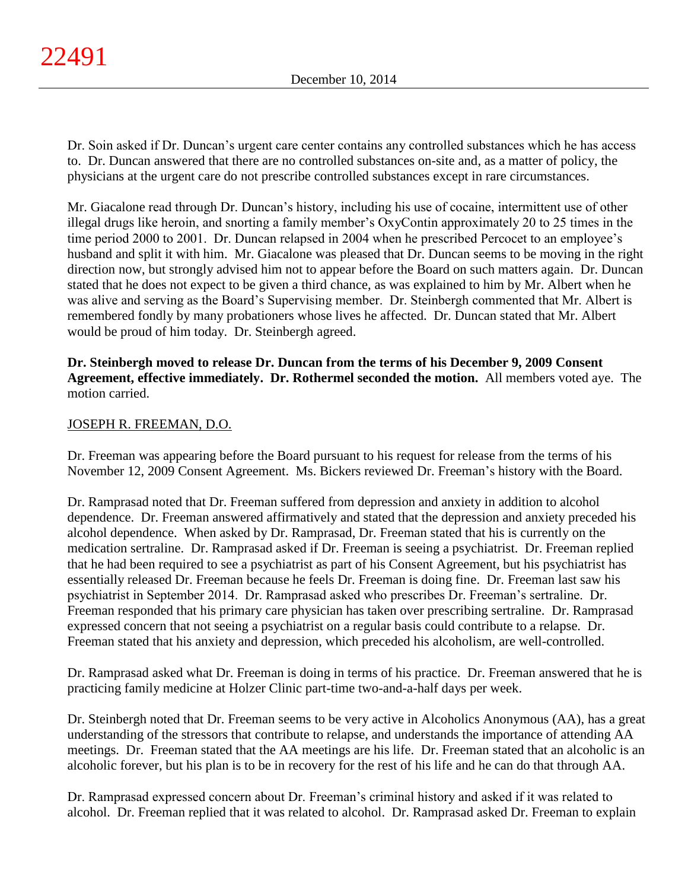Dr. Soin asked if Dr. Duncan's urgent care center contains any controlled substances which he has access to. Dr. Duncan answered that there are no controlled substances on-site and, as a matter of policy, the physicians at the urgent care do not prescribe controlled substances except in rare circumstances.

Mr. Giacalone read through Dr. Duncan's history, including his use of cocaine, intermittent use of other illegal drugs like heroin, and snorting a family member's OxyContin approximately 20 to 25 times in the time period 2000 to 2001. Dr. Duncan relapsed in 2004 when he prescribed Percocet to an employee's husband and split it with him. Mr. Giacalone was pleased that Dr. Duncan seems to be moving in the right direction now, but strongly advised him not to appear before the Board on such matters again. Dr. Duncan stated that he does not expect to be given a third chance, as was explained to him by Mr. Albert when he was alive and serving as the Board's Supervising member. Dr. Steinbergh commented that Mr. Albert is remembered fondly by many probationers whose lives he affected. Dr. Duncan stated that Mr. Albert would be proud of him today. Dr. Steinbergh agreed.

**Dr. Steinbergh moved to release Dr. Duncan from the terms of his December 9, 2009 Consent Agreement, effective immediately. Dr. Rothermel seconded the motion.** All members voted aye. The motion carried.

JOSEPH R. FREEMAN, D.O.

Dr. Freeman was appearing before the Board pursuant to his request for release from the terms of his November 12, 2009 Consent Agreement. Ms. Bickers reviewed Dr. Freeman's history with the Board.

Dr. Ramprasad noted that Dr. Freeman suffered from depression and anxiety in addition to alcohol dependence. Dr. Freeman answered affirmatively and stated that the depression and anxiety preceded his alcohol dependence. When asked by Dr. Ramprasad, Dr. Freeman stated that his is currently on the medication sertraline. Dr. Ramprasad asked if Dr. Freeman is seeing a psychiatrist. Dr. Freeman replied that he had been required to see a psychiatrist as part of his Consent Agreement, but his psychiatrist has essentially released Dr. Freeman because he feels Dr. Freeman is doing fine. Dr. Freeman last saw his psychiatrist in September 2014. Dr. Ramprasad asked who prescribes Dr. Freeman's sertraline. Dr. Freeman responded that his primary care physician has taken over prescribing sertraline. Dr. Ramprasad expressed concern that not seeing a psychiatrist on a regular basis could contribute to a relapse. Dr. Freeman stated that his anxiety and depression, which preceded his alcoholism, are well-controlled.

Dr. Ramprasad asked what Dr. Freeman is doing in terms of his practice. Dr. Freeman answered that he is practicing family medicine at Holzer Clinic part-time two-and-a-half days per week.

Dr. Steinbergh noted that Dr. Freeman seems to be very active in Alcoholics Anonymous (AA), has a great understanding of the stressors that contribute to relapse, and understands the importance of attending AA meetings. Dr. Freeman stated that the AA meetings are his life. Dr. Freeman stated that an alcoholic is an alcoholic forever, but his plan is to be in recovery for the rest of his life and he can do that through AA.

Dr. Ramprasad expressed concern about Dr. Freeman's criminal history and asked if it was related to alcohol. Dr. Freeman replied that it was related to alcohol. Dr. Ramprasad asked Dr. Freeman to explain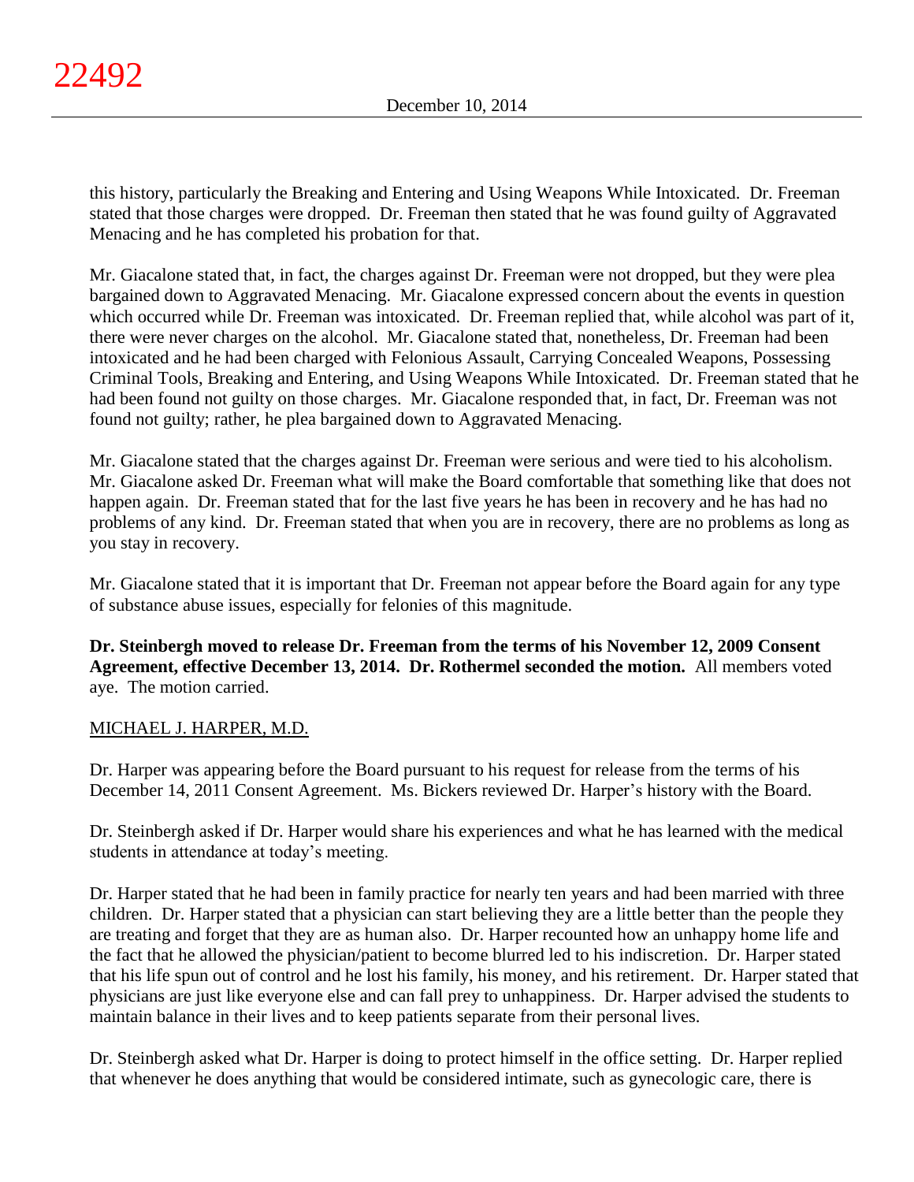this history, particularly the Breaking and Entering and Using Weapons While Intoxicated. Dr. Freeman stated that those charges were dropped. Dr. Freeman then stated that he was found guilty of Aggravated Menacing and he has completed his probation for that.

Mr. Giacalone stated that, in fact, the charges against Dr. Freeman were not dropped, but they were plea bargained down to Aggravated Menacing. Mr. Giacalone expressed concern about the events in question which occurred while Dr. Freeman was intoxicated. Dr. Freeman replied that, while alcohol was part of it, there were never charges on the alcohol. Mr. Giacalone stated that, nonetheless, Dr. Freeman had been intoxicated and he had been charged with Felonious Assault, Carrying Concealed Weapons, Possessing Criminal Tools, Breaking and Entering, and Using Weapons While Intoxicated. Dr. Freeman stated that he had been found not guilty on those charges. Mr. Giacalone responded that, in fact, Dr. Freeman was not found not guilty; rather, he plea bargained down to Aggravated Menacing.

Mr. Giacalone stated that the charges against Dr. Freeman were serious and were tied to his alcoholism. Mr. Giacalone asked Dr. Freeman what will make the Board comfortable that something like that does not happen again. Dr. Freeman stated that for the last five years he has been in recovery and he has had no problems of any kind. Dr. Freeman stated that when you are in recovery, there are no problems as long as you stay in recovery.

Mr. Giacalone stated that it is important that Dr. Freeman not appear before the Board again for any type of substance abuse issues, especially for felonies of this magnitude.

**Dr. Steinbergh moved to release Dr. Freeman from the terms of his November 12, 2009 Consent Agreement, effective December 13, 2014. Dr. Rothermel seconded the motion.** All members voted aye. The motion carried.

MICHAEL J. HARPER, M.D.

Dr. Harper was appearing before the Board pursuant to his request for release from the terms of his December 14, 2011 Consent Agreement. Ms. Bickers reviewed Dr. Harper's history with the Board.

Dr. Steinbergh asked if Dr. Harper would share his experiences and what he has learned with the medical students in attendance at today's meeting.

Dr. Harper stated that he had been in family practice for nearly ten years and had been married with three children. Dr. Harper stated that a physician can start believing they are a little better than the people they are treating and forget that they are as human also. Dr. Harper recounted how an unhappy home life and the fact that he allowed the physician/patient to become blurred led to his indiscretion. Dr. Harper stated that his life spun out of control and he lost his family, his money, and his retirement. Dr. Harper stated that physicians are just like everyone else and can fall prey to unhappiness. Dr. Harper advised the students to maintain balance in their lives and to keep patients separate from their personal lives.

Dr. Steinbergh asked what Dr. Harper is doing to protect himself in the office setting. Dr. Harper replied that whenever he does anything that would be considered intimate, such as gynecologic care, there is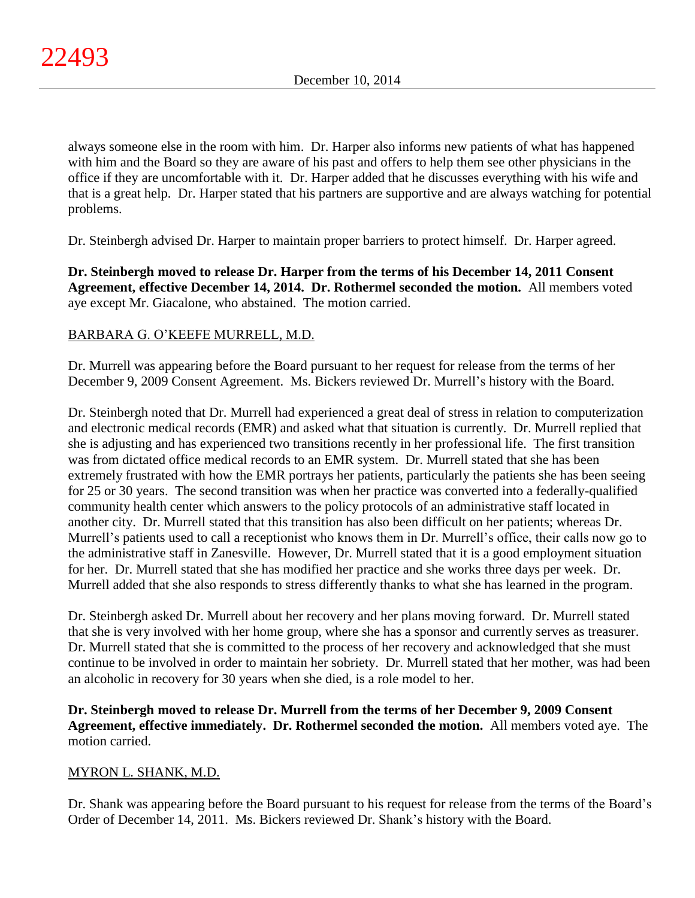always someone else in the room with him. Dr. Harper also informs new patients of what has happened with him and the Board so they are aware of his past and offers to help them see other physicians in the office if they are uncomfortable with it. Dr. Harper added that he discusses everything with his wife and that is a great help. Dr. Harper stated that his partners are supportive and are always watching for potential problems.

Dr. Steinbergh advised Dr. Harper to maintain proper barriers to protect himself. Dr. Harper agreed.

**Dr. Steinbergh moved to release Dr. Harper from the terms of his December 14, 2011 Consent Agreement, effective December 14, 2014. Dr. Rothermel seconded the motion.** All members voted aye except Mr. Giacalone, who abstained. The motion carried.

<u>BARBARA G. O'KEEFE MURRELL, M.D.</u>

Dr. Murrell was appearing before the Board pursuant to her request for release from the terms of her December 9, 2009 Consent Agreement. Ms. Bickers reviewed Dr. Murrell's history with the Board.

Dr. Steinbergh noted that Dr. Murrell had experienced a great deal of stress in relation to computerization and electronic medical records (EMR) and asked what that situation is currently. Dr. Murrell replied that she is adjusting and has experienced two transitions recently in her professional life. The first transition was from dictated office medical records to an EMR system. Dr. Murrell stated that she has been extremely frustrated with how the EMR portrays her patients, particularly the patients she has been seeing for 25 or 30 years. The second transition was when her practice was converted into a federally-qualified community health center which answers to the policy protocols of an administrative staff located in another city. Dr. Murrell stated that this transition has also been difficult on her patients; whereas Dr. Murrell's patients used to call a receptionist who knows them in Dr. Murrell's office, their calls now go to the administrative staff in Zanesville. However, Dr. Murrell stated that it is a good employment situation for her. Dr. Murrell stated that she has modified her practice and she works three days per week. Dr. Murrell added that she also responds to stress differently thanks to what she has learned in the program.

Dr. Steinbergh asked Dr. Murrell about her recovery and her plans moving forward. Dr. Murrell stated that she is very involved with her home group, where she has a sponsor and currently serves as treasurer. Dr. Murrell stated that she is committed to the process of her recovery and acknowledged that she must continue to be involved in order to maintain her sobriety. Dr. Murrell stated that her mother, was had been an alcoholic in recovery for 30 years when she died, is a role model to her.

**Dr. Steinbergh moved to release Dr. Murrell from the terms of her December 9, 2009 Consent Agreement, effective immediately. Dr. Rothermel seconded the motion.** All members voted aye. The motion carried.

<u>MYRON L. SHANK, M.D.</u>

Dr. Shank was appearing before the Board pursuant to his request for release from the terms of the Board's Order of December 14, 2011. Ms. Bickers reviewed Dr. Shank's history with the Board.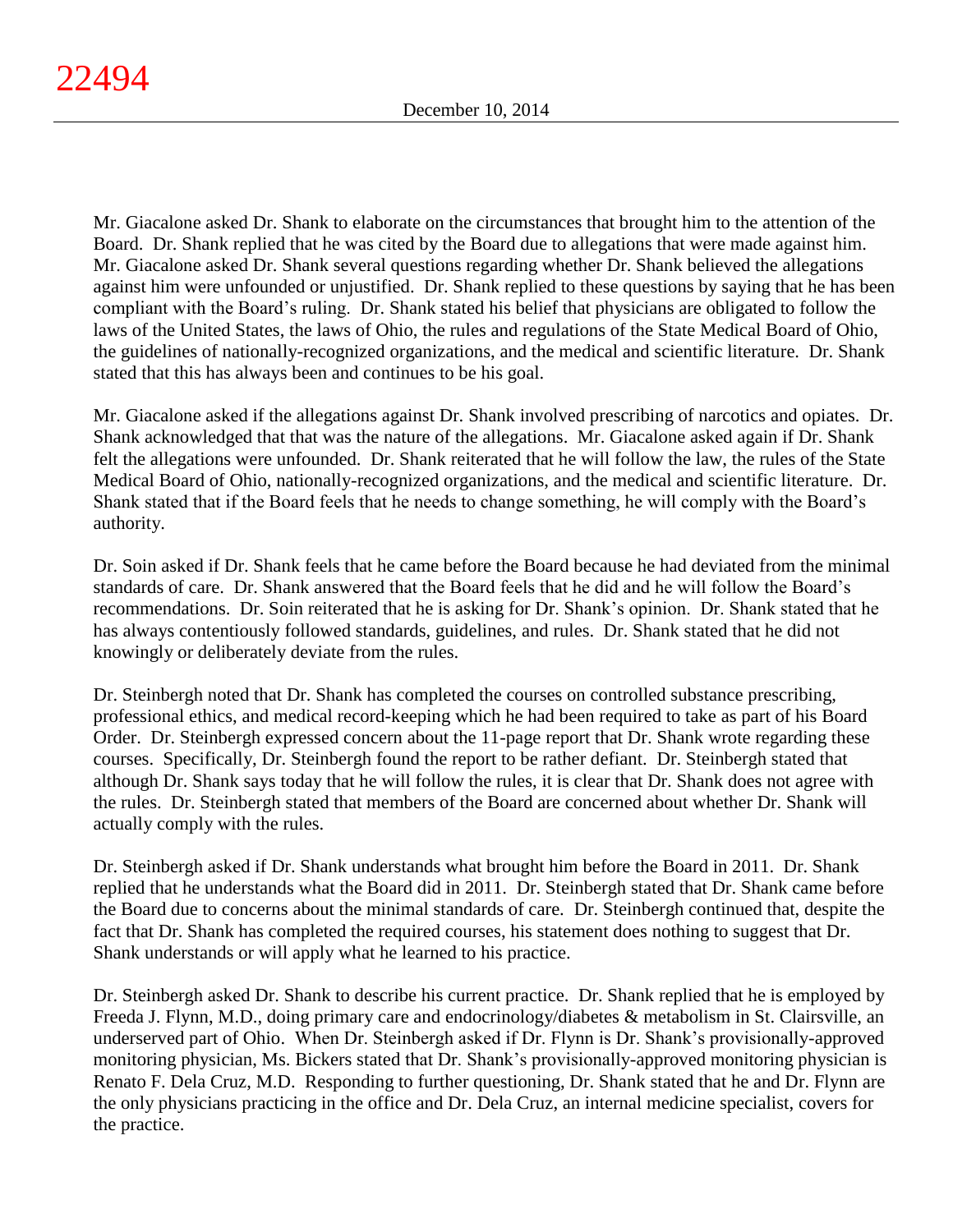Mr. Giacalone asked Dr. Shank to elaborate on the circumstances that brought him to the attention of the Board. Dr. Shank replied that he was cited by the Board due to allegations that were made against him. Mr. Giacalone asked Dr. Shank several questions regarding whether Dr. Shank believed the allegations against him were unfounded or unjustified. Dr. Shank replied to these questions by saying that he has been compliant with the Board's ruling. Dr. Shank stated his belief that physicians are obligated to follow the laws of the United States, the laws of Ohio, the rules and regulations of the State Medical Board of Ohio, the guidelines of nationally-recognized organizations, and the medical and scientific literature. Dr. Shank stated that this has always been and continues to be his goal.

Mr. Giacalone asked if the allegations against Dr. Shank involved prescribing of narcotics and opiates. Dr. Shank acknowledged that that was the nature of the allegations. Mr. Giacalone asked again if Dr. Shank felt the allegations were unfounded. Dr. Shank reiterated that he will follow the law, the rules of the State Medical Board of Ohio, nationally-recognized organizations, and the medical and scientific literature. Dr. Shank stated that if the Board feels that he needs to change something, he will comply with the Board's authority.

Dr. Soin asked if Dr. Shank feels that he came before the Board because he had deviated from the minimal standards of care. Dr. Shank answered that the Board feels that he did and he will follow the Board's recommendations. Dr. Soin reiterated that he is asking for Dr. Shank's opinion. Dr. Shank stated that he has always contentiously followed standards, guidelines, and rules. Dr. Shank stated that he did not knowingly or deliberately deviate from the rules.

Dr. Steinbergh noted that Dr. Shank has completed the courses on controlled substance prescribing, professional ethics, and medical record-keeping which he had been required to take as part of his Board Order. Dr. Steinbergh expressed concern about the 11-page report that Dr. Shank wrote regarding these courses. Specifically, Dr. Steinbergh found the report to be rather defiant. Dr. Steinbergh stated that although Dr. Shank says today that he will follow the rules, it is clear that Dr. Shank does not agree with the rules. Dr. Steinbergh stated that members of the Board are concerned about whether Dr. Shank will actually comply with the rules.

Dr. Steinbergh asked if Dr. Shank understands what brought him before the Board in 2011. Dr. Shank replied that he understands what the Board did in 2011. Dr. Steinbergh stated that Dr. Shank came before the Board due to concerns about the minimal standards of care. Dr. Steinbergh continued that, despite the fact that Dr. Shank has completed the required courses, his statement does nothing to suggest that Dr. Shank understands or will apply what he learned to his practice.

Dr. Steinbergh asked Dr. Shank to describe his current practice. Dr. Shank replied that he is employed by Freeda J. Flynn, M.D., doing primary care and endocrinology/diabetes & metabolism in St. Clairsville, an underserved part of Ohio. When Dr. Steinbergh asked if Dr. Flynn is Dr. Shank's provisionally-approved monitoring physician, Ms. Bickers stated that Dr. Shank's provisionally-approved monitoring physician is Renato F. Dela Cruz, M.D. Responding to further questioning, Dr. Shank stated that he and Dr. Flynn are the only physicians practicing in the office and Dr. Dela Cruz, an internal medicine specialist, covers for the practice.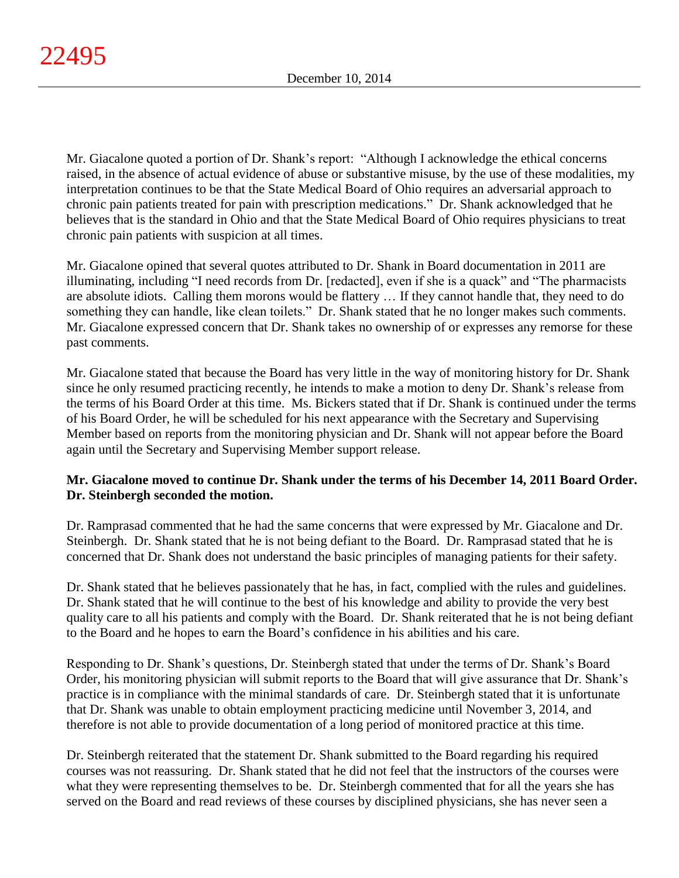Mr. Giacalone quoted a portion of Dr. Shank's report: "Although I acknowledge the ethical concerns raised, in the absence of actual evidence of abuse or substantive misuse, by the use of these modalities, my interpretation continues to be that the State Medical Board of Ohio requires an adversarial approach to chronic pain patients treated for pain with prescription medications." Dr. Shank acknowledged that he believes that is the standard in Ohio and that the State Medical Board of Ohio requires physicians to treat chronic pain patients with suspicion at all times.

Mr. Giacalone opined that several quotes attributed to Dr. Shank in Board documentation in 2011 are illuminating, including "I need records from Dr. [redacted], even if she is a quack" and "The pharmacists are absolute idiots. Calling them morons would be flattery … If they cannot handle that, they need to do something they can handle, like clean toilets." Dr. Shank stated that he no longer makes such comments. Mr. Giacalone expressed concern that Dr. Shank takes no ownership of or expresses any remorse for these past comments.

Mr. Giacalone stated that because the Board has very little in the way of monitoring history for Dr. Shank since he only resumed practicing recently, he intends to make a motion to deny Dr. Shank's release from the terms of his Board Order at this time. Ms. Bickers stated that if Dr. Shank is continued under the terms of his Board Order, he will be scheduled for his next appearance with the Secretary and Supervising Member based on reports from the monitoring physician and Dr. Shank will not appear before the Board again until the Secretary and Supervising Member support release.

**Mr. Giacalone moved to continue Dr. Shank under the terms of his December 14, 2011 Board Order. Dr. Steinbergh seconded the motion.**

Dr. Ramprasad commented that he had the same concerns that were expressed by Mr. Giacalone and Dr. Steinbergh. Dr. Shank stated that he is not being defiant to the Board. Dr. Ramprasad stated that he is concerned that Dr. Shank does not understand the basic principles of managing patients for their safety.

Dr. Shank stated that he believes passionately that he has, in fact, complied with the rules and guidelines. Dr. Shank stated that he will continue to the best of his knowledge and ability to provide the very best quality care to all his patients and comply with the Board. Dr. Shank reiterated that he is not being defiant to the Board and he hopes to earn the Board's confidence in his abilities and his care.

Responding to Dr. Shank's questions, Dr. Steinbergh stated that under the terms of Dr. Shank's Board Order, his monitoring physician will submit reports to the Board that will give assurance that Dr. Shank's practice is in compliance with the minimal standards of care. Dr. Steinbergh stated that it is unfortunate that Dr. Shank was unable to obtain employment practicing medicine until November 3, 2014, and therefore is not able to provide documentation of a long period of monitored practice at this time.

Dr. Steinbergh reiterated that the statement Dr. Shank submitted to the Board regarding his required courses was not reassuring. Dr. Shank stated that he did not feel that the instructors of the courses were what they were representing themselves to be. Dr. Steinbergh commented that for all the years she has served on the Board and read reviews of these courses by disciplined physicians, she has never seen a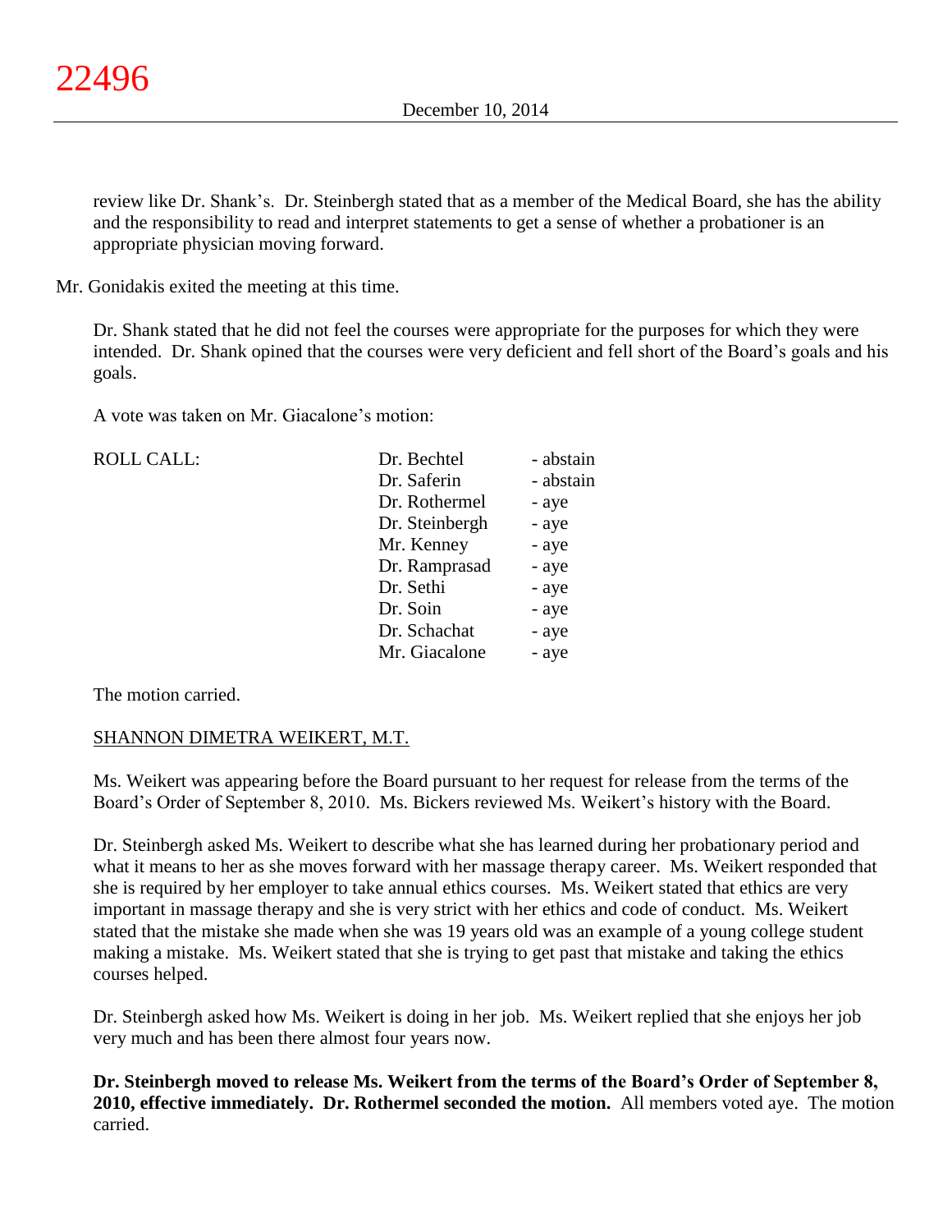review like Dr. Shank's. Dr. Steinbergh stated that as a member of the Medical Board, she has the ability and the responsibility to read and interpret statements to get a sense of whether a probationer is an appropriate physician moving forward.

Mr. Gonidakis exited the meeting at this time.

Dr. Shank stated that he did not feel the courses were appropriate for the purposes for which they were intended. Dr. Shank opined that the courses were very deficient and fell short of the Board's goals and his goals.

A vote was taken on Mr. Giacalone's motion:

| ROLL CALL: | | |
|---|---|---|
| | Dr. Bechtel | - abstain |
| | Dr. Saferin | - abstain |
| | Dr. Rothermel | - aye |
| | Dr. Steinbergh | - aye |
| | Mr. Kenney | - aye |
| | Dr. Ramprasad | - aye |
| | Dr. Sethi | - aye |
| | Dr. Soin | - aye |
| | Dr. Schachat | - aye |
| | Mr. Giacalone | - aye |

The motion carried.

SHANNON DIMETRA WEIKERT, M.T.

Ms. Weikert was appearing before the Board pursuant to her request for release from the terms of the Board's Order of September 8, 2010. Ms. Bickers reviewed Ms. Weikert's history with the Board.

Dr. Steinbergh asked Ms. Weikert to describe what she has learned during her probationary period and what it means to her as she moves forward with her massage therapy career. Ms. Weikert responded that she is required by her employer to take annual ethics courses. Ms. Weikert stated that ethics are very important in massage therapy and she is very strict with her ethics and code of conduct. Ms. Weikert stated that the mistake she made when she was 19 years old was an example of a young college student making a mistake. Ms. Weikert stated that she is trying to get past that mistake and taking the ethics courses helped.

Dr. Steinbergh asked how Ms. Weikert is doing in her job. Ms. Weikert replied that she enjoys her job very much and has been there almost four years now.

**Dr. Steinbergh moved to release Ms. Weikert from the terms of the Board's Order of September 8, 2010, effective immediately. Dr. Rothermel seconded the motion.** All members voted aye. The motion carried.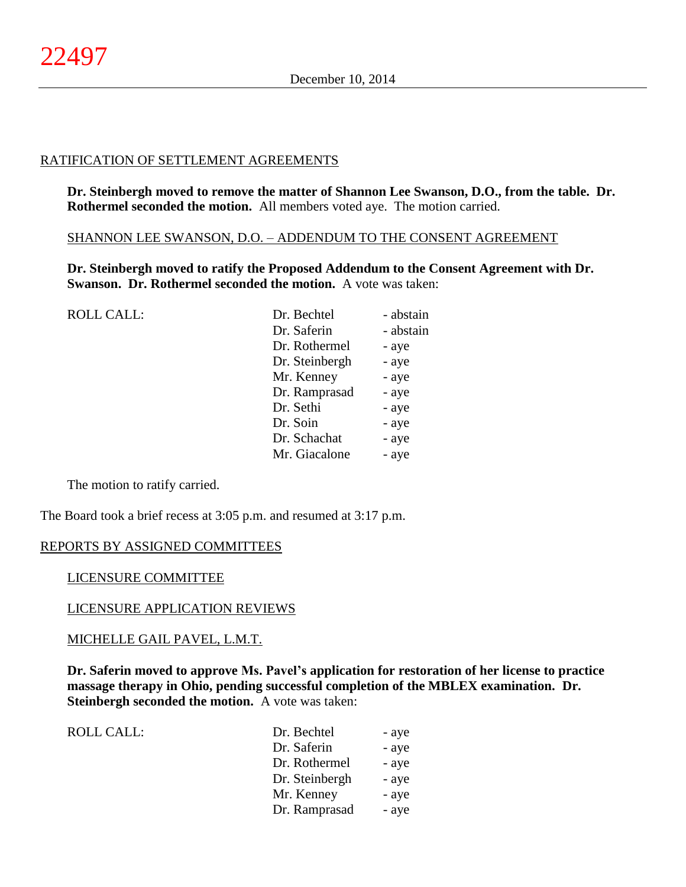RATIFICATION OF SETTLEMENT AGREEMENTS

**Dr. Steinbergh moved to remove the matter of Shannon Lee Swanson, D.O., from the table. Dr. Rothermel seconded the motion.** All members voted aye. The motion carried.

SHANNON LEE SWANSON, D.O. – ADDENDUM TO THE CONSENT AGREEMENT

**Dr. Steinbergh moved to ratify the Proposed Addendum to the Consent Agreement with Dr. Swanson. Dr. Rothermel seconded the motion.** A vote was taken:

| ROLL CALL: | | |
|---|---|---|
| | Dr. Bechtel | - abstain |
| | Dr. Saferin | - abstain |
| | Dr. Rothermel | - aye |
| | Dr. Steinbergh | - aye |
| | Mr. Kenney | - aye |
| | Dr. Ramprasad | - aye |
| | Dr. Sethi | - aye |
| | Dr. Soin | - aye |
| | Dr. Schachat | - aye |
| | Mr. Giacalone | - aye |

The motion to ratify carried.

The Board took a brief recess at 3:05 p.m. and resumed at 3:17 p.m.

REPORTS BY ASSIGNED COMMITTEES

LICENSURE COMMITTEE

LICENSURE APPLICATION REVIEWS

MICHELLE GAIL PAVEL, L.M.T.

**Dr. Saferin moved to approve Ms. Pavel's application for restoration of her license to practice massage therapy in Ohio, pending successful completion of the MBLEX examination. Dr. Steinbergh seconded the motion.** A vote was taken:

| ROLL CALL: | | |
|---|---|---|
| | Dr. Bechtel | - aye |
| | Dr. Saferin | - aye |
| | Dr. Rothermel | - aye |
| | Dr. Steinbergh | - aye |
| | Mr. Kenney | - aye |
| | Dr. Ramprasad | - aye |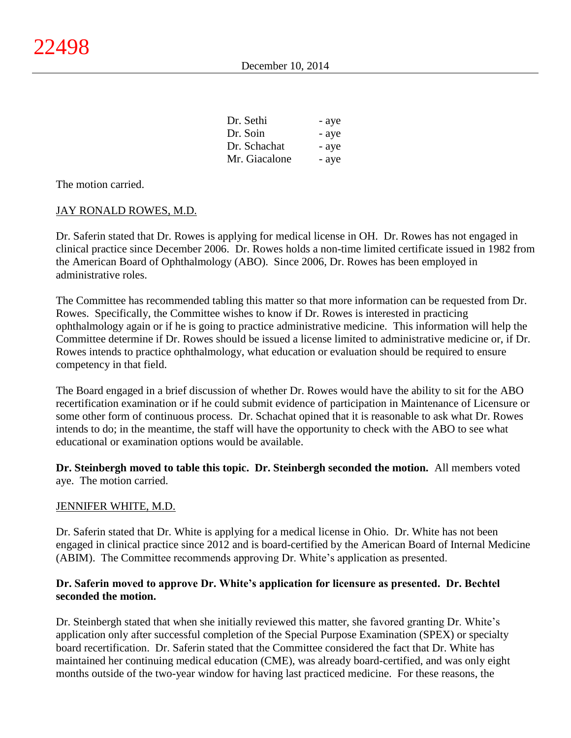| | |
|---|---|
| Dr. Sethi | - aye |
| Dr. Soin | - aye |
| Dr. Schachat | - aye |
| Mr. Giacalone | - aye |

The motion carried.

JAY RONALD ROWES, M.D.

Dr. Saferin stated that Dr. Rowes is applying for medical license in OH. Dr. Rowes has not engaged in clinical practice since December 2006. Dr. Rowes holds a non-time limited certificate issued in 1982 from the American Board of Ophthalmology (ABO). Since 2006, Dr. Rowes has been employed in administrative roles.

The Committee has recommended tabling this matter so that more information can be requested from Dr. Rowes. Specifically, the Committee wishes to know if Dr. Rowes is interested in practicing ophthalmology again or if he is going to practice administrative medicine. This information will help the Committee determine if Dr. Rowes should be issued a license limited to administrative medicine or, if Dr. Rowes intends to practice ophthalmology, what education or evaluation should be required to ensure competency in that field.

The Board engaged in a brief discussion of whether Dr. Rowes would have the ability to sit for the ABO recertification examination or if he could submit evidence of participation in Maintenance of Licensure or some other form of continuous process. Dr. Schachat opined that it is reasonable to ask what Dr. Rowes intends to do; in the meantime, the staff will have the opportunity to check with the ABO to see what educational or examination options would be available.

**Dr. Steinbergh moved to table this topic. Dr. Steinbergh seconded the motion.** All members voted aye. The motion carried.

JENNIFER WHITE, M.D.

Dr. Saferin stated that Dr. White is applying for a medical license in Ohio. Dr. White has not been engaged in clinical practice since 2012 and is board-certified by the American Board of Internal Medicine (ABIM). The Committee recommends approving Dr. White's application as presented.

**Dr. Saferin moved to approve Dr. White's application for licensure as presented. Dr. Bechtel seconded the motion.**

Dr. Steinbergh stated that when she initially reviewed this matter, she favored granting Dr. White's application only after successful completion of the Special Purpose Examination (SPEX) or specialty board recertification. Dr. Saferin stated that the Committee considered the fact that Dr. White has maintained her continuing medical education (CME), was already board-certified, and was only eight months outside of the two-year window for having last practiced medicine. For these reasons, the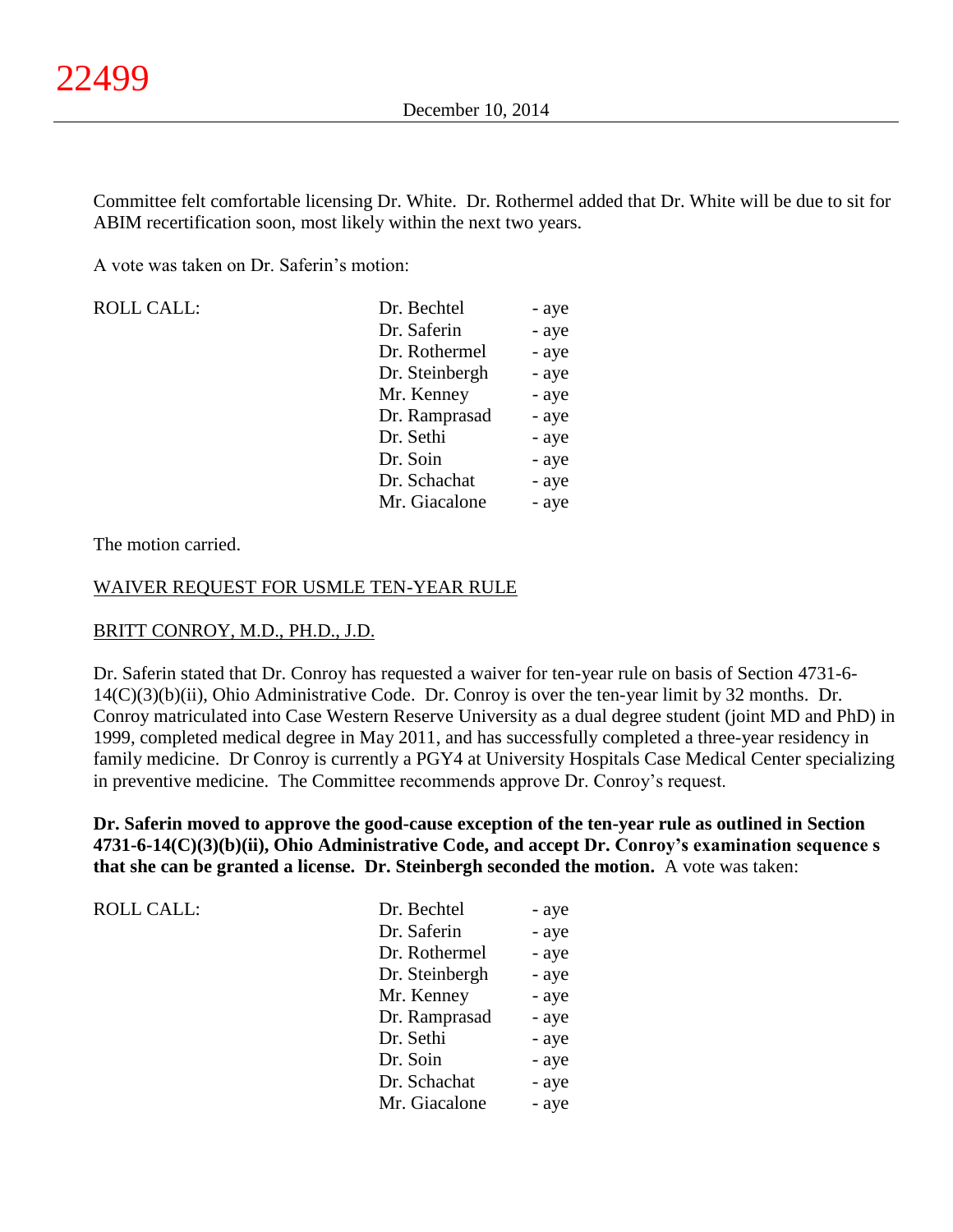Committee felt comfortable licensing Dr. White. Dr. Rothermel added that Dr. White will be due to sit for ABIM recertification soon, most likely within the next two years.

A vote was taken on Dr. Saferin's motion:

| ROLL CALL: | Dr. Bechtel | - aye |
|---|---|---|
| | Dr. Saferin | - aye |
| | Dr. Rothermel | - aye |
| | Dr. Steinbergh | - aye |
| | Mr. Kenney | - aye |
| | Dr. Ramprasad | - aye |
| | Dr. Sethi | - aye |
| | Dr. Soin | - aye |
| | Dr. Schachat | - aye |
| | Mr. Giacalone | - aye |

The motion carried.

WAIVER REQUEST FOR USMLE TEN-YEAR RULE

BRITT CONROY, M.D., PH.D., J.D.

Dr. Saferin stated that Dr. Conroy has requested a waiver for ten-year rule on basis of Section 4731-6-14(C)(3)(b)(ii), Ohio Administrative Code. Dr. Conroy is over the ten-year limit by 32 months. Dr. Conroy matriculated into Case Western Reserve University as a dual degree student (joint MD and PhD) in 1999, completed medical degree in May 2011, and has successfully completed a three-year residency in family medicine. Dr Conroy is currently a PGY4 at University Hospitals Case Medical Center specializing in preventive medicine. The Committee recommends approve Dr. Conroy's request.

**Dr. Saferin moved to approve the good-cause exception of the ten-year rule as outlined in Section 4731-6-14(C)(3)(b)(ii), Ohio Administrative Code, and accept Dr. Conroy's examination sequence s that she can be granted a license. Dr. Steinbergh seconded the motion.** A vote was taken:

| ROLL CALL: | Dr. Bechtel | - aye |
|---|---|---|
| | Dr. Saferin | - aye |
| | Dr. Rothermel | - aye |
| | Dr. Steinbergh | - aye |
| | Mr. Kenney | - aye |
| | Dr. Ramprasad | - aye |
| | Dr. Sethi | - aye |
| | Dr. Soin | - aye |
| | Dr. Schachat | - aye |
| | Mr. Giacalone | - aye |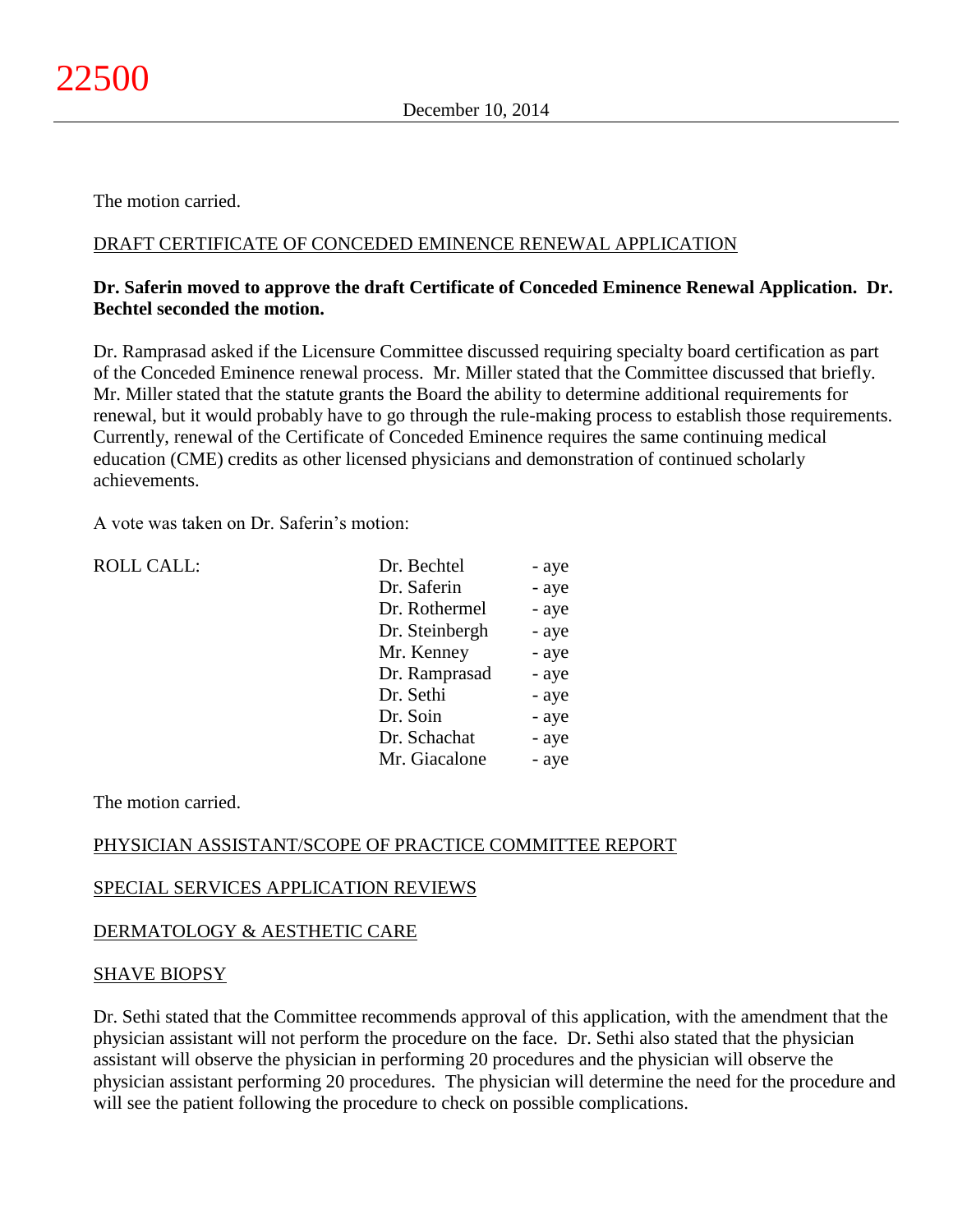The motion carried.

<u>DRAFT CERTIFICATE OF CONCEDED EMINENCE RENEWAL APPLICATION</u>

**Dr. Saferin moved to approve the draft Certificate of Conceded Eminence Renewal Application. Dr. Bechtel seconded the motion.**

Dr. Ramprasad asked if the Licensure Committee discussed requiring specialty board certification as part of the Conceded Eminence renewal process. Mr. Miller stated that the Committee discussed that briefly. Mr. Miller stated that the statute grants the Board the ability to determine additional requirements for renewal, but it would probably have to go through the rule-making process to establish those requirements. Currently, renewal of the Certificate of Conceded Eminence requires the same continuing medical education (CME) credits as other licensed physicians and demonstration of continued scholarly achievements.

A vote was taken on Dr. Saferin's motion:

| ROLL CALL: | | |
|---|---|---|
| | Dr. Bechtel | - aye |
| | Dr. Saferin | - aye |
| | Dr. Rothermel | - aye |
| | Dr. Steinbergh | - aye |
| | Mr. Kenney | - aye |
| | Dr. Ramprasad | - aye |
| | Dr. Sethi | - aye |
| | Dr. Soin | - aye |
| | Dr. Schachat | - aye |
| | Mr. Giacalone | - aye |

The motion carried.

<u>PHYSICIAN ASSISTANT/SCOPE OF PRACTICE COMMITTEE REPORT</u>

<u>SPECIAL SERVICES APPLICATION REVIEWS</u>

<u>DERMATOLOGY & AESTHETIC CARE</u>

<u>SHAVE BIOPSY</u>

Dr. Sethi stated that the Committee recommends approval of this application, with the amendment that the physician assistant will not perform the procedure on the face. Dr. Sethi also stated that the physician assistant will observe the physician in performing 20 procedures and the physician will observe the physician assistant performing 20 procedures. The physician will determine the need for the procedure and will see the patient following the procedure to check on possible complications.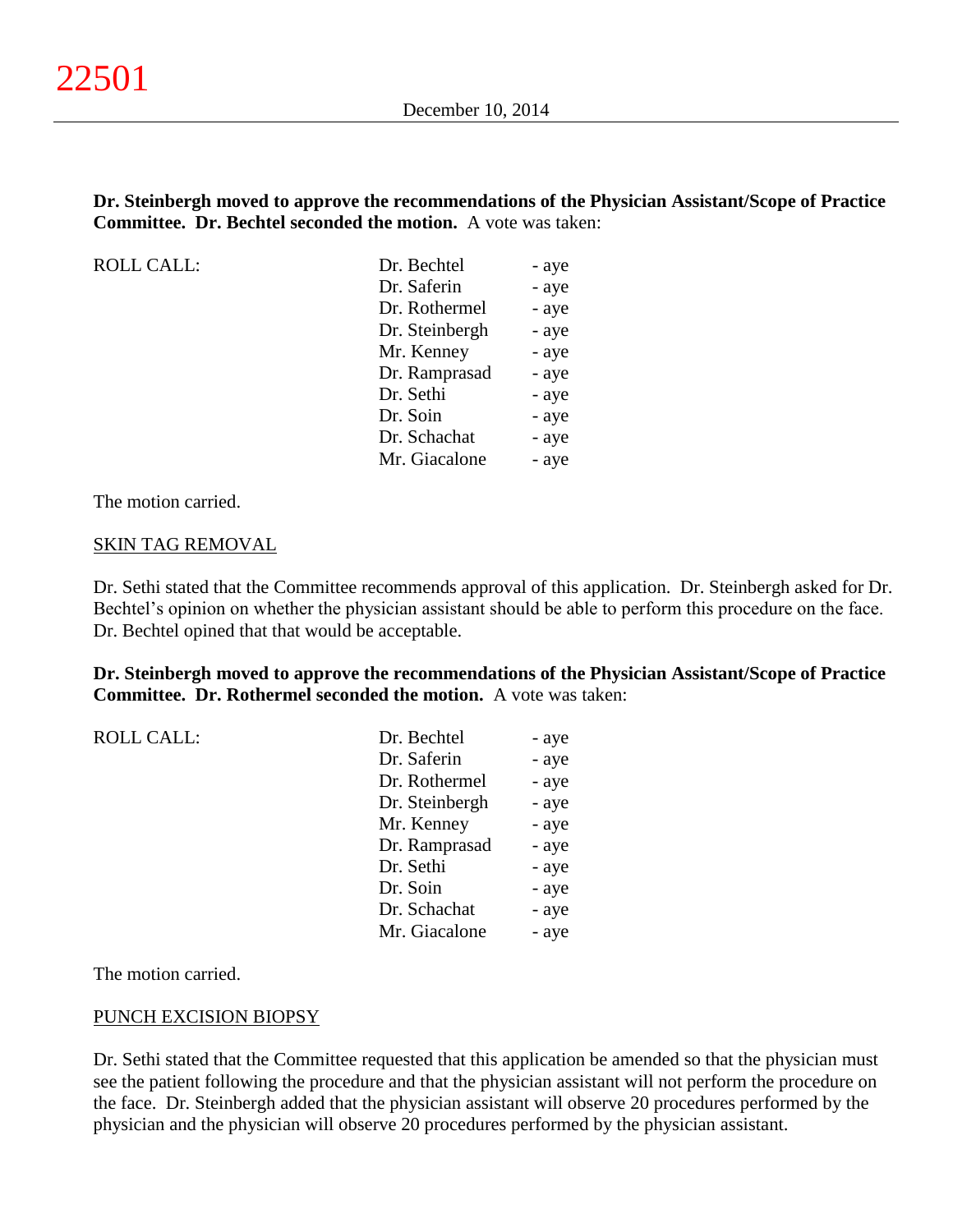**Dr. Steinbergh moved to approve the recommendations of the Physician Assistant/Scope of Practice Committee. Dr. Bechtel seconded the motion.** A vote was taken:

| ROLL CALL: | | |
|---|---|---|
| | Dr. Bechtel | - aye |
| | Dr. Saferin | - aye |
| | Dr. Rothermel | - aye |
| | Dr. Steinbergh | - aye |
| | Mr. Kenney | - aye |
| | Dr. Ramprasad | - aye |
| | Dr. Sethi | - aye |
| | Dr. Soin | - aye |
| | Dr. Schachat | - aye |
| | Mr. Giacalone | - aye |

The motion carried.

SKIN TAG REMOVAL

Dr. Sethi stated that the Committee recommends approval of this application. Dr. Steinbergh asked for Dr. Bechtel's opinion on whether the physician assistant should be able to perform this procedure on the face. Dr. Bechtel opined that that would be acceptable.

**Dr. Steinbergh moved to approve the recommendations of the Physician Assistant/Scope of Practice Committee. Dr. Rothermel seconded the motion.** A vote was taken:

| ROLL CALL: | | |
|---|---|---|
| | Dr. Bechtel | - aye |
| | Dr. Saferin | - aye |
| | Dr. Rothermel | - aye |
| | Dr. Steinbergh | - aye |
| | Mr. Kenney | - aye |
| | Dr. Ramprasad | - aye |
| | Dr. Sethi | - aye |
| | Dr. Soin | - aye |
| | Dr. Schachat | - aye |
| | Mr. Giacalone | - aye |

The motion carried.

PUNCH EXCISION BIOPSY

Dr. Sethi stated that the Committee requested that this application be amended so that the physician must see the patient following the procedure and that the physician assistant will not perform the procedure on the face. Dr. Steinbergh added that the physician assistant will observe 20 procedures performed by the physician and the physician will observe 20 procedures performed by the physician assistant.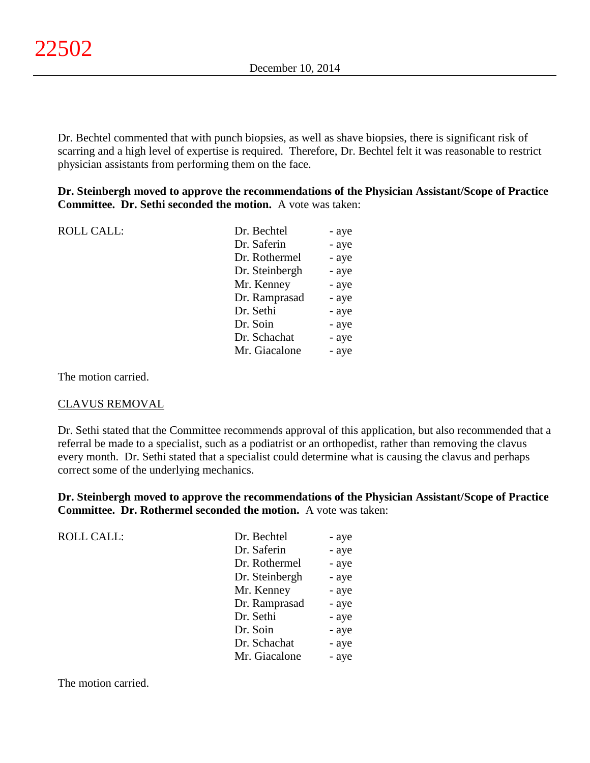Dr. Bechtel commented that with punch biopsies, as well as shave biopsies, there is significant risk of scarring and a high level of expertise is required. Therefore, Dr. Bechtel felt it was reasonable to restrict physician assistants from performing them on the face.

**Dr. Steinbergh moved to approve the recommendations of the Physician Assistant/Scope of Practice Committee. Dr. Sethi seconded the motion.** A vote was taken:

| ROLL CALL: | | |
|---|---|---|
| | Dr. Bechtel | - aye |
| | Dr. Saferin | - aye |
| | Dr. Rothermel | - aye |
| | Dr. Steinbergh | - aye |
| | Mr. Kenney | - aye |
| | Dr. Ramprasad | - aye |
| | Dr. Sethi | - aye |
| | Dr. Soin | - aye |
| | Dr. Schachat | - aye |
| | Mr. Giacalone | - aye |

The motion carried.

<u>CLAVUS REMOVAL</u>

Dr. Sethi stated that the Committee recommends approval of this application, but also recommended that a referral be made to a specialist, such as a podiatrist or an orthopedist, rather than removing the clavus every month. Dr. Sethi stated that a specialist could determine what is causing the clavus and perhaps correct some of the underlying mechanics.

**Dr. Steinbergh moved to approve the recommendations of the Physician Assistant/Scope of Practice Committee. Dr. Rothermel seconded the motion.** A vote was taken:

| ROLL CALL: | | |
|---|---|---|
| | Dr. Bechtel | - aye |
| | Dr. Saferin | - aye |
| | Dr. Rothermel | - aye |
| | Dr. Steinbergh | - aye |
| | Mr. Kenney | - aye |
| | Dr. Ramprasad | - aye |
| | Dr. Sethi | - aye |
| | Dr. Soin | - aye |
| | Dr. Schachat | - aye |
| | Mr. Giacalone | - aye |

The motion carried.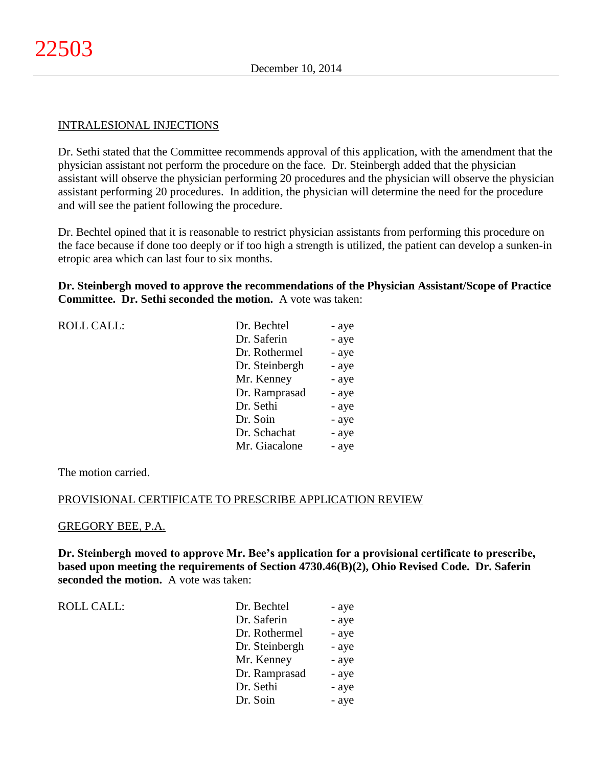## INTRALESIONAL INJECTIONS

Dr. Sethi stated that the Committee recommends approval of this application, with the amendment that the physician assistant not perform the procedure on the face. Dr. Steinbergh added that the physician assistant will observe the physician performing 20 procedures and the physician will observe the physician assistant performing 20 procedures. In addition, the physician will determine the need for the procedure and will see the patient following the procedure.

Dr. Bechtel opined that it is reasonable to restrict physician assistants from performing this procedure on the face because if done too deeply or if too high a strength is utilized, the patient can develop a sunken-in etropic area which can last four to six months.

**Dr. Steinbergh moved to approve the recommendations of the Physician Assistant/Scope of Practice Committee. Dr. Sethi seconded the motion.** A vote was taken:

| ROLL CALL: | | |
|---|---|---|
| | Dr. Bechtel | - aye |
| | Dr. Saferin | - aye |
| | Dr. Rothermel | - aye |
| | Dr. Steinbergh | - aye |
| | Mr. Kenney | - aye |
| | Dr. Ramprasad | - aye |
| | Dr. Sethi | - aye |
| | Dr. Soin | - aye |
| | Dr. Schachat | - aye |
| | Mr. Giacalone | - aye |

The motion carried.

## PROVISIONAL CERTIFICATE TO PRESCRIBE APPLICATION REVIEW

### GREGORY BEE, P.A.

**Dr. Steinbergh moved to approve Mr. Bee's application for a provisional certificate to prescribe, based upon meeting the requirements of Section 4730.46(B)(2), Ohio Revised Code. Dr. Saferin seconded the motion.** A vote was taken:

| ROLL CALL: | | |
|---|---|---|
| | Dr. Bechtel | - aye |
| | Dr. Saferin | - aye |
| | Dr. Rothermel | - aye |
| | Dr. Steinbergh | - aye |
| | Mr. Kenney | - aye |
| | Dr. Ramprasad | - aye |
| | Dr. Sethi | - aye |
| | Dr. Soin | - aye |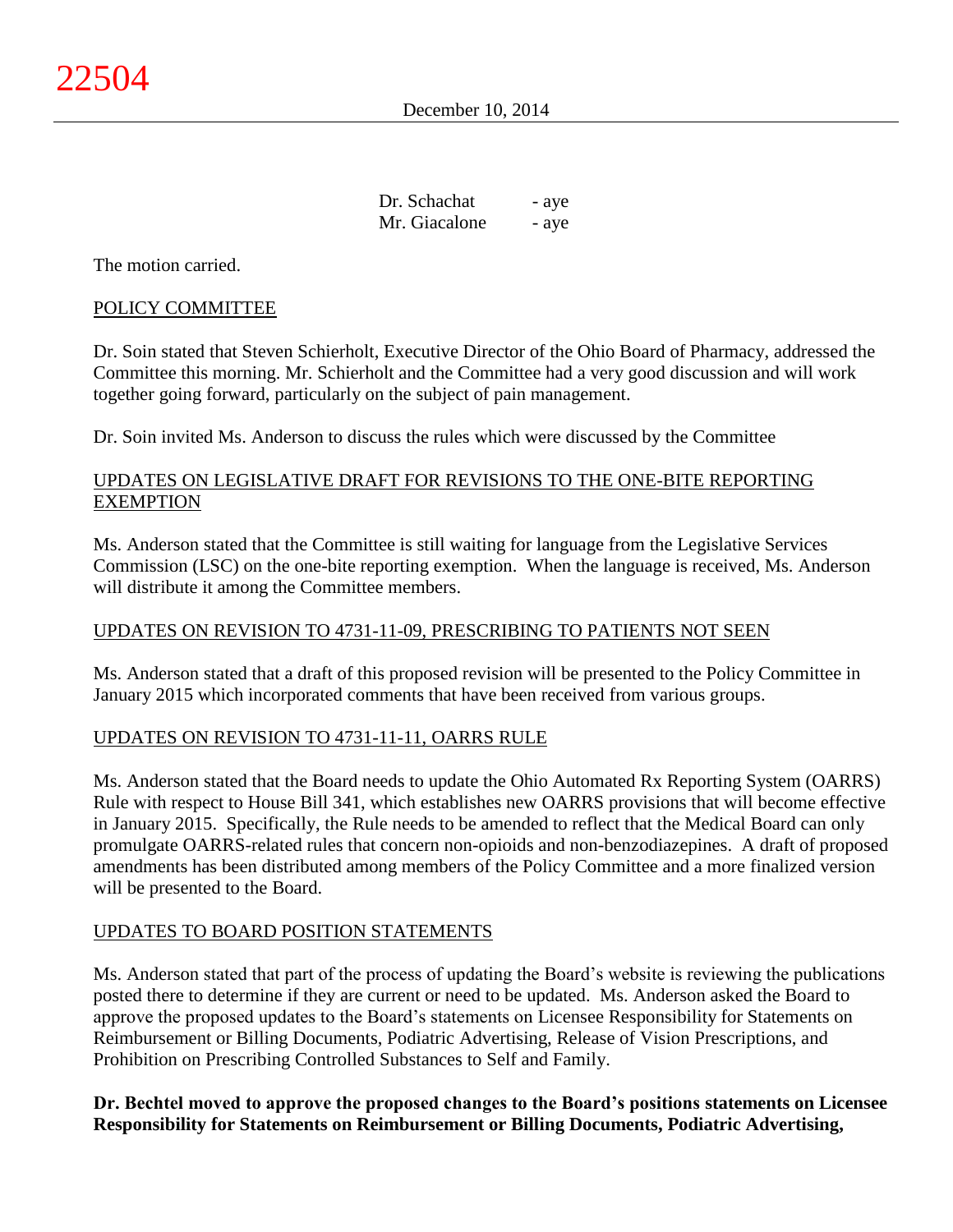| | |
|---|---|
| Dr. Schachat | - aye |
| Mr. Giacalone | - aye |

The motion carried.

POLICY COMMITTEE

Dr. Soin stated that Steven Schierholt, Executive Director of the Ohio Board of Pharmacy, addressed the Committee this morning. Mr. Schierholt and the Committee had a very good discussion and will work together going forward, particularly on the subject of pain management.

Dr. Soin invited Ms. Anderson to discuss the rules which were discussed by the Committee

UPDATES ON LEGISLATIVE DRAFT FOR REVISIONS TO THE ONE-BITE REPORTING EXEMPTION

Ms. Anderson stated that the Committee is still waiting for language from the Legislative Services Commission (LSC) on the one-bite reporting exemption. When the language is received, Ms. Anderson will distribute it among the Committee members.

UPDATES ON REVISION TO 4731-11-09, PRESCRIBING TO PATIENTS NOT SEEN

Ms. Anderson stated that a draft of this proposed revision will be presented to the Policy Committee in January 2015 which incorporated comments that have been received from various groups.

UPDATES ON REVISION TO 4731-11-11, OARRS RULE

Ms. Anderson stated that the Board needs to update the Ohio Automated Rx Reporting System (OARRS) Rule with respect to House Bill 341, which establishes new OARRS provisions that will become effective in January 2015. Specifically, the Rule needs to be amended to reflect that the Medical Board can only promulgate OARRS-related rules that concern non-opioids and non-benzodiazepines. A draft of proposed amendments has been distributed among members of the Policy Committee and a more finalized version will be presented to the Board.

UPDATES TO BOARD POSITION STATEMENTS

Ms. Anderson stated that part of the process of updating the Board's website is reviewing the publications posted there to determine if they are current or need to be updated. Ms. Anderson asked the Board to approve the proposed updates to the Board's statements on Licensee Responsibility for Statements on Reimbursement or Billing Documents, Podiatric Advertising, Release of Vision Prescriptions, and Prohibition on Prescribing Controlled Substances to Self and Family.

**Dr. Bechtel moved to approve the proposed changes to the Board's positions statements on Licensee Responsibility for Statements on Reimbursement or Billing Documents, Podiatric Advertising,**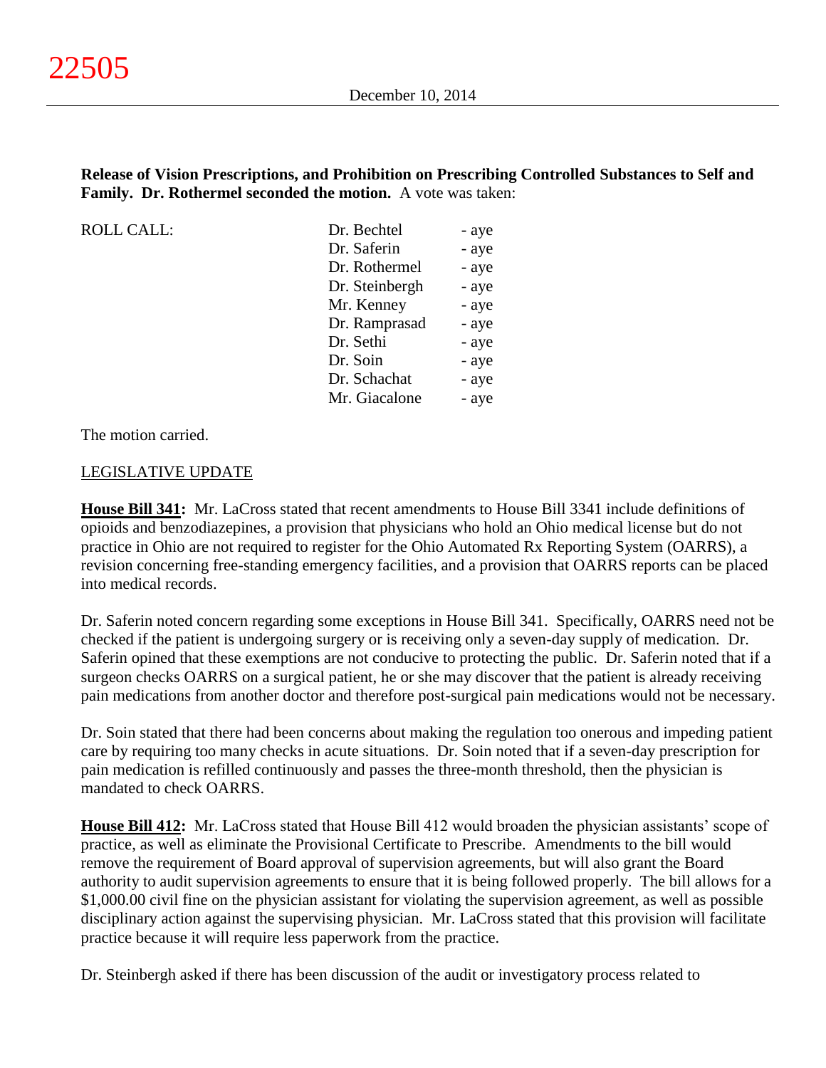**Release of Vision Prescriptions, and Prohibition on Prescribing Controlled Substances to Self and Family. Dr. Rothermel seconded the motion.** A vote was taken:

| ROLL CALL: | Dr. Bechtel | - aye |
|---|---|---|
| | Dr. Saferin | - aye |
| | Dr. Rothermel | - aye |
| | Dr. Steinbergh | - aye |
| | Mr. Kenney | - aye |
| | Dr. Ramprasad | - aye |
| | Dr. Sethi | - aye |
| | Dr. Soin | - aye |
| | Dr. Schachat | - aye |
| | Mr. Giacalone | - aye |

The motion carried.

LEGISLATIVE UPDATE

**House Bill 341:** Mr. LaCross stated that recent amendments to House Bill 3341 include definitions of opioids and benzodiazepines, a provision that physicians who hold an Ohio medical license but do not practice in Ohio are not required to register for the Ohio Automated Rx Reporting System (OARRS), a revision concerning free-standing emergency facilities, and a provision that OARRS reports can be placed into medical records.

Dr. Saferin noted concern regarding some exceptions in House Bill 341. Specifically, OARRS need not be checked if the patient is undergoing surgery or is receiving only a seven-day supply of medication. Dr. Saferin opined that these exemptions are not conducive to protecting the public. Dr. Saferin noted that if a surgeon checks OARRS on a surgical patient, he or she may discover that the patient is already receiving pain medications from another doctor and therefore post-surgical pain medications would not be necessary.

Dr. Soin stated that there had been concerns about making the regulation too onerous and impeding patient care by requiring too many checks in acute situations. Dr. Soin noted that if a seven-day prescription for pain medication is refilled continuously and passes the three-month threshold, then the physician is mandated to check OARRS.

**House Bill 412:** Mr. LaCross stated that House Bill 412 would broaden the physician assistants' scope of practice, as well as eliminate the Provisional Certificate to Prescribe. Amendments to the bill would remove the requirement of Board approval of supervision agreements, but will also grant the Board authority to audit supervision agreements to ensure that it is being followed properly. The bill allows for a $1,000.00 civil fine on the physician assistant for violating the supervision agreement, as well as possible disciplinary action against the supervising physician. Mr. LaCross stated that this provision will facilitate practice because it will require less paperwork from the practice.

Dr. Steinbergh asked if there has been discussion of the audit or investigatory process related to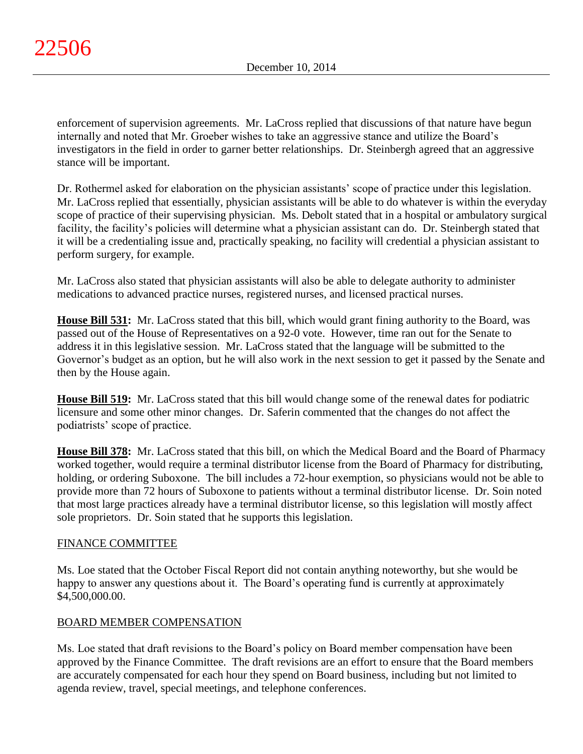enforcement of supervision agreements. Mr. LaCross replied that discussions of that nature have begun internally and noted that Mr. Groeber wishes to take an aggressive stance and utilize the Board's investigators in the field in order to garner better relationships. Dr. Steinbergh agreed that an aggressive stance will be important.

Dr. Rothermel asked for elaboration on the physician assistants' scope of practice under this legislation. Mr. LaCross replied that essentially, physician assistants will be able to do whatever is within the everyday scope of practice of their supervising physician. Ms. Debolt stated that in a hospital or ambulatory surgical facility, the facility's policies will determine what a physician assistant can do. Dr. Steinbergh stated that it will be a credentialing issue and, practically speaking, no facility will credential a physician assistant to perform surgery, for example.

Mr. LaCross also stated that physician assistants will also be able to delegate authority to administer medications to advanced practice nurses, registered nurses, and licensed practical nurses.

**House Bill 531:** Mr. LaCross stated that this bill, which would grant fining authority to the Board, was passed out of the House of Representatives on a 92-0 vote. However, time ran out for the Senate to address it in this legislative session. Mr. LaCross stated that the language will be submitted to the Governor's budget as an option, but he will also work in the next session to get it passed by the Senate and then by the House again.

**House Bill 519:** Mr. LaCross stated that this bill would change some of the renewal dates for podiatric licensure and some other minor changes. Dr. Saferin commented that the changes do not affect the podiatrists' scope of practice.

**House Bill 378:** Mr. LaCross stated that this bill, on which the Medical Board and the Board of Pharmacy worked together, would require a terminal distributor license from the Board of Pharmacy for distributing, holding, or ordering Suboxone. The bill includes a 72-hour exemption, so physicians would not be able to provide more than 72 hours of Suboxone to patients without a terminal distributor license. Dr. Soin noted that most large practices already have a terminal distributor license, so this legislation will mostly affect sole proprietors. Dr. Soin stated that he supports this legislation.

## FINANCE COMMITTEE

Ms. Loe stated that the October Fiscal Report did not contain anything noteworthy, but she would be happy to answer any questions about it. The Board's operating fund is currently at approximately $4,500,000.00.

## BOARD MEMBER COMPENSATION

Ms. Loe stated that draft revisions to the Board's policy on Board member compensation have been approved by the Finance Committee. The draft revisions are an effort to ensure that the Board members are accurately compensated for each hour they spend on Board business, including but not limited to agenda review, travel, special meetings, and telephone conferences.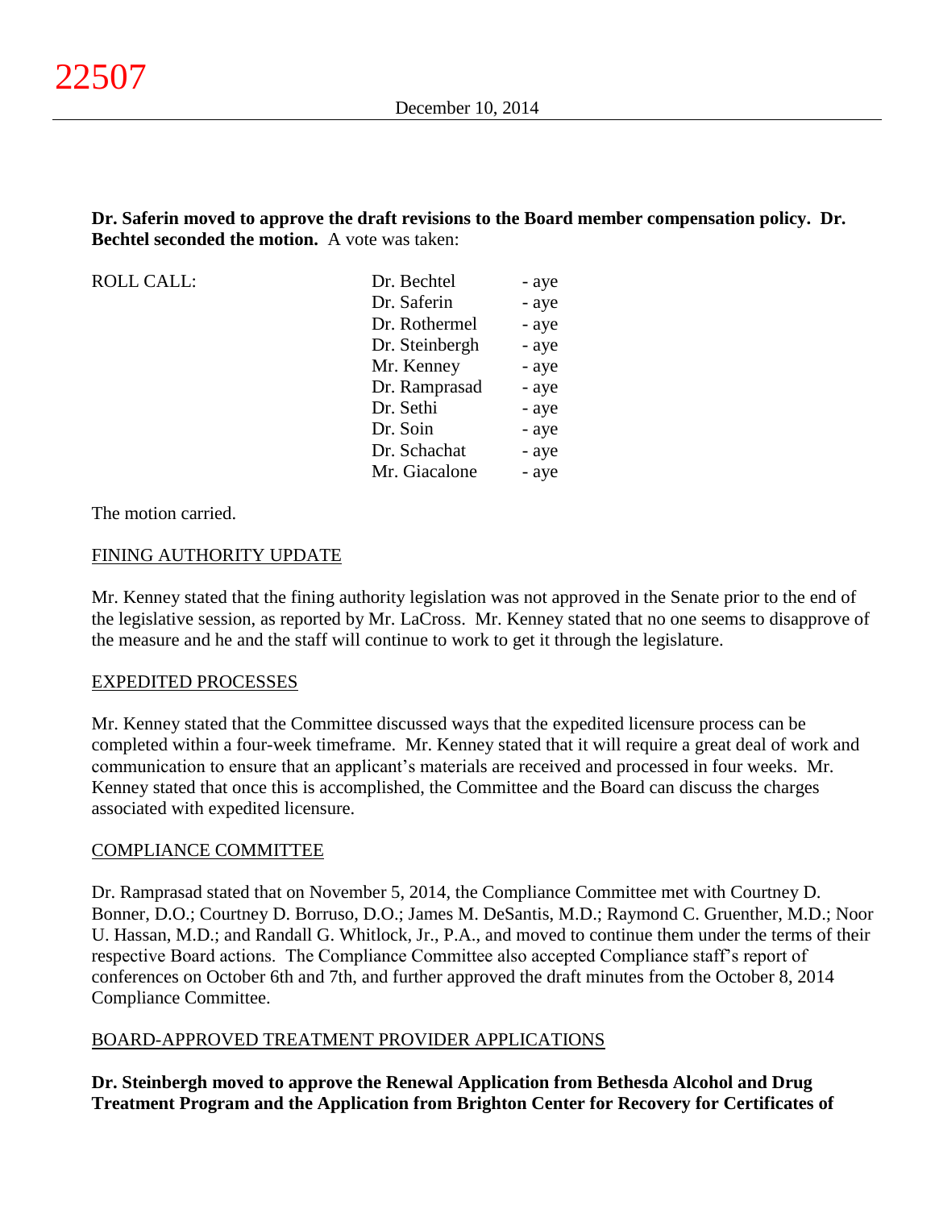**Dr. Saferin moved to approve the draft revisions to the Board member compensation policy. Dr. Bechtel seconded the motion.** A vote was taken:

| ROLL CALL: | | |
|---|---|---|
| | Dr. Bechtel | - aye |
| | Dr. Saferin | - aye |
| | Dr. Rothermel | - aye |
| | Dr. Steinbergh | - aye |
| | Mr. Kenney | - aye |
| | Dr. Ramprasad | - aye |
| | Dr. Sethi | - aye |
| | Dr. Soin | - aye |
| | Dr. Schachat | - aye |
| | Mr. Giacalone | - aye |

The motion carried.

FINING AUTHORITY UPDATE

Mr. Kenney stated that the fining authority legislation was not approved in the Senate prior to the end of the legislative session, as reported by Mr. LaCross. Mr. Kenney stated that no one seems to disapprove of the measure and he and the staff will continue to work to get it through the legislature.

EXPEDITED PROCESSES

Mr. Kenney stated that the Committee discussed ways that the expedited licensure process can be completed within a four-week timeframe. Mr. Kenney stated that it will require a great deal of work and communication to ensure that an applicant's materials are received and processed in four weeks. Mr. Kenney stated that once this is accomplished, the Committee and the Board can discuss the charges associated with expedited licensure.

COMPLIANCE COMMITTEE

Dr. Ramprasad stated that on November 5, 2014, the Compliance Committee met with Courtney D. Bonner, D.O.; Courtney D. Borruso, D.O.; James M. DeSantis, M.D.; Raymond C. Gruenther, M.D.; Noor U. Hassan, M.D.; and Randall G. Whitlock, Jr., P.A., and moved to continue them under the terms of their respective Board actions. The Compliance Committee also accepted Compliance staff's report of conferences on October 6th and 7th, and further approved the draft minutes from the October 8, 2014 Compliance Committee.

BOARD-APPROVED TREATMENT PROVIDER APPLICATIONS

**Dr. Steinbergh moved to approve the Renewal Application from Bethesda Alcohol and Drug Treatment Program and the Application from Brighton Center for Recovery for Certificates of**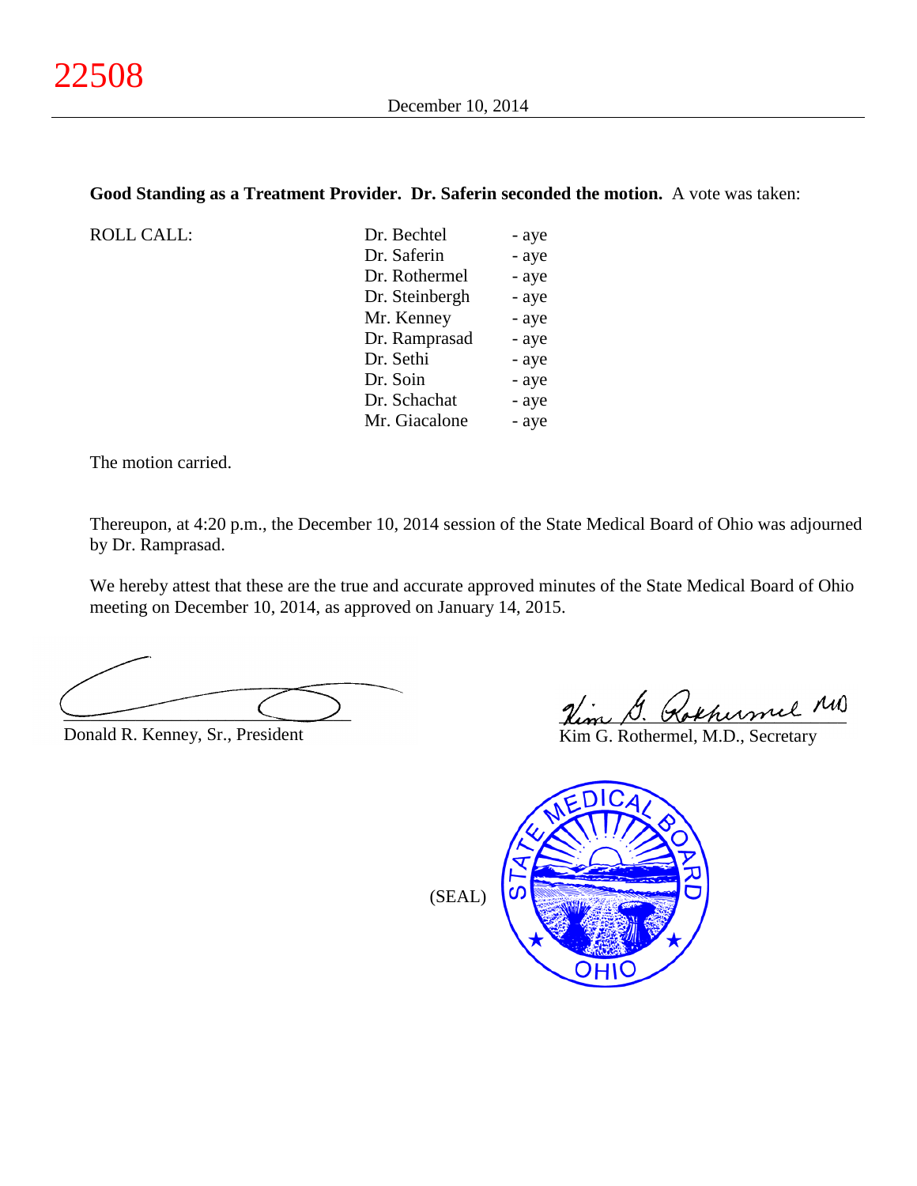**Good Standing as a Treatment Provider. Dr. Saferin seconded the motion.** A vote was taken:

| | | |
|---|---|---|
| ROLL CALL: | Dr. Bechtel | - aye |
| | Dr. Saferin | - aye |
| | Dr. Rothermel | - aye |
| | Dr. Steinbergh | - aye |
| | Mr. Kenney | - aye |
| | Dr. Ramprasad | - aye |
| | Dr. Sethi | - aye |
| | Dr. Soin | - aye |
| | Dr. Schachat | - aye |
| | Mr. Giacalone | - aye |

The motion carried.

Thereupon, at 4:20 p.m., the December 10, 2014 session of the State Medical Board of Ohio was adjourned by Dr. Ramprasad.

We hereby attest that these are the true and accurate approved minutes of the State Medical Board of Ohio meeting on December 10, 2014, as approved on January 14, 2015.

Donald R. Kenney, Sr., President

Kim G. Rothermel, M.D., Secretary

(SEAL)